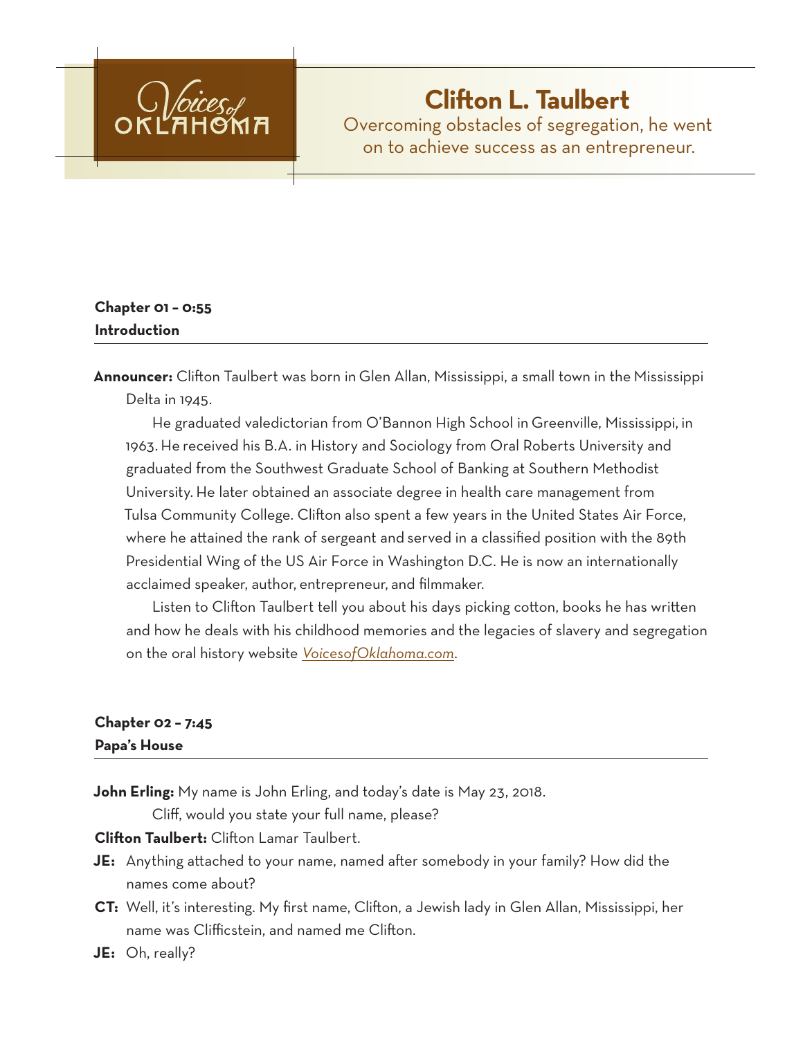# Clifton L. Taulbert

Overcoming obstacles of segregation, he went on to achieve success as an entrepreneur.

**Chapter 01 – 0:55**
**Introduction**

**Announcer:** Clifton Taulbert was born in Glen Allan, Mississippi, a small town in the Mississippi Delta in 1945.

He graduated valedictorian from O'Bannon High School in Greenville, Mississippi, in 1963. He received his B.A. in History and Sociology from Oral Roberts University and graduated from the Southwest Graduate School of Banking at Southern Methodist University. He later obtained an associate degree in health care management from Tulsa Community College. Clifton also spent a few years in the United States Air Force, where he attained the rank of sergeant and served in a classified position with the 89th Presidential Wing of the US Air Force in Washington D.C. He is now an internationally acclaimed speaker, author, entrepreneur, and filmmaker.

Listen to Clifton Taulbert tell you about his days picking cotton, books he has written and how he deals with his childhood memories and the legacies of slavery and segregation on the oral history website *VoicesofOklahoma.com*.

**Chapter 02 – 7:45**
**Papa's House**

**John Erling:** My name is John Erling, and today's date is May 23, 2018.

Cliff, would you state your full name, please?

**Clifton Taulbert:** Clifton Lamar Taulbert.

**JE:** Anything attached to your name, named after somebody in your family? How did the names come about?

**CT:** Well, it's interesting. My first name, Clifton, a Jewish lady in Glen Allan, Mississippi, her name was Clifficstein, and named me Clifton.

**JE:** Oh, really?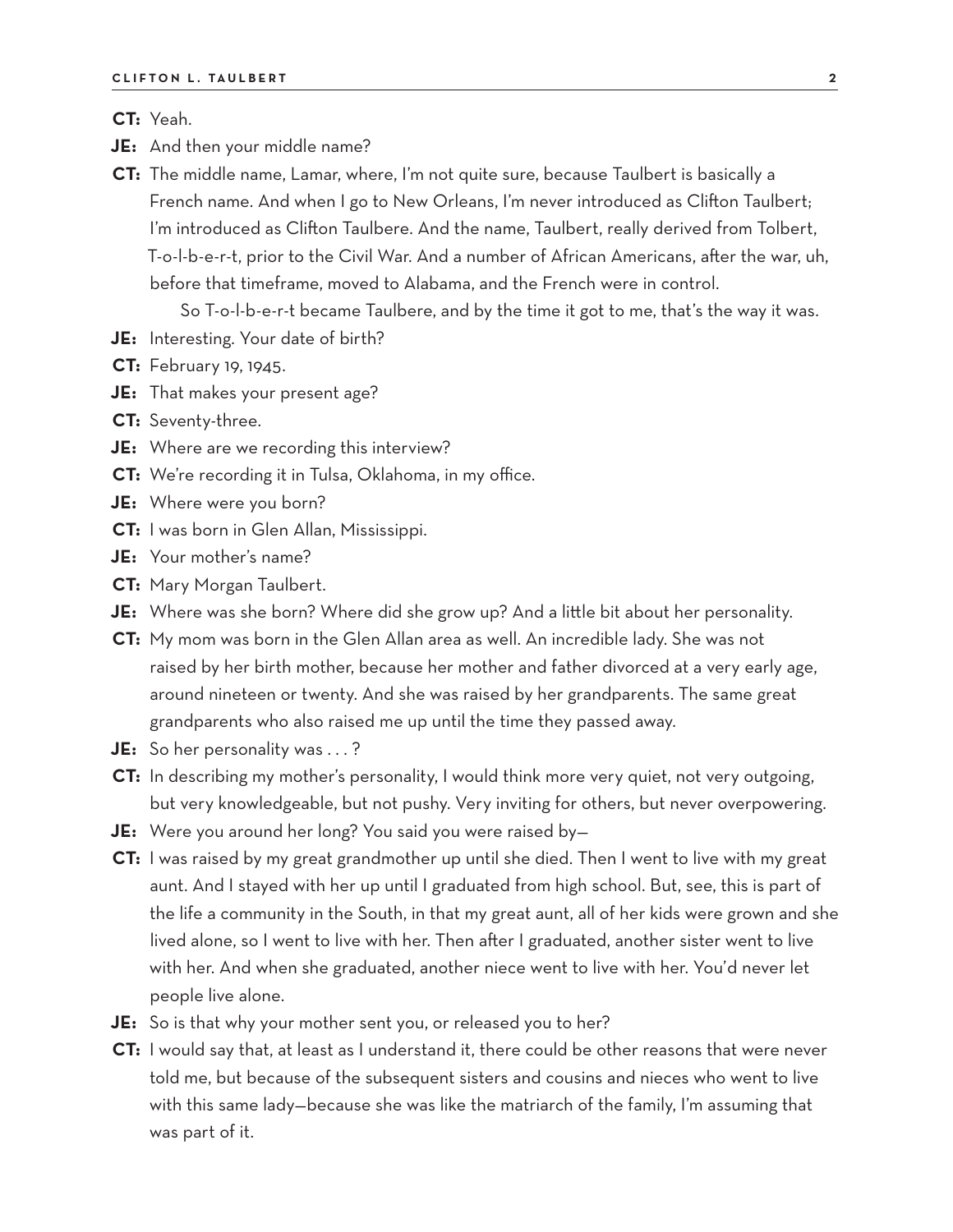**CT:** Yeah.

**JE:** And then your middle name?

**CT:** The middle name, Lamar, where, I'm not quite sure, because Taulbert is basically a French name. And when I go to New Orleans, I'm never introduced as Clifton Taulbert; I'm introduced as Clifton Taulbere. And the name, Taulbert, really derived from Tolbert, T-o-l-b-e-r-t, prior to the Civil War. And a number of African Americans, after the war, uh, before that timeframe, moved to Alabama, and the French were in control.

So T-o-l-b-e-r-t became Taulbere, and by the time it got to me, that's the way it was.

**JE:** Interesting. Your date of birth?

**CT:** February 19, 1945.

**JE:** That makes your present age?

**CT:** Seventy-three.

**JE:** Where are we recording this interview?

**CT:** We're recording it in Tulsa, Oklahoma, in my office.

**JE:** Where were you born?

**CT:** I was born in Glen Allan, Mississippi.

**JE:** Your mother's name?

**CT:** Mary Morgan Taulbert.

**JE:** Where was she born? Where did she grow up? And a little bit about her personality.

**CT:** My mom was born in the Glen Allan area as well. An incredible lady. She was not raised by her birth mother, because her mother and father divorced at a very early age, around nineteen or twenty. And she was raised by her grandparents. The same great grandparents who also raised me up until the time they passed away.

**JE:** So her personality was . . . ?

**CT:** In describing my mother's personality, I would think more very quiet, not very outgoing, but very knowledgeable, but not pushy. Very inviting for others, but never overpowering.

**JE:** Were you around her long? You said you were raised by—

**CT:** I was raised by my great grandmother up until she died. Then I went to live with my great aunt. And I stayed with her up until I graduated from high school. But, see, this is part of the life a community in the South, in that my great aunt, all of her kids were grown and she lived alone, so I went to live with her. Then after I graduated, another sister went to live with her. And when she graduated, another niece went to live with her. You'd never let people live alone.

**JE:** So is that why your mother sent you, or released you to her?

**CT:** I would say that, at least as I understand it, there could be other reasons that were never told me, but because of the subsequent sisters and cousins and nieces who went to live with this same lady—because she was like the matriarch of the family, I'm assuming that was part of it.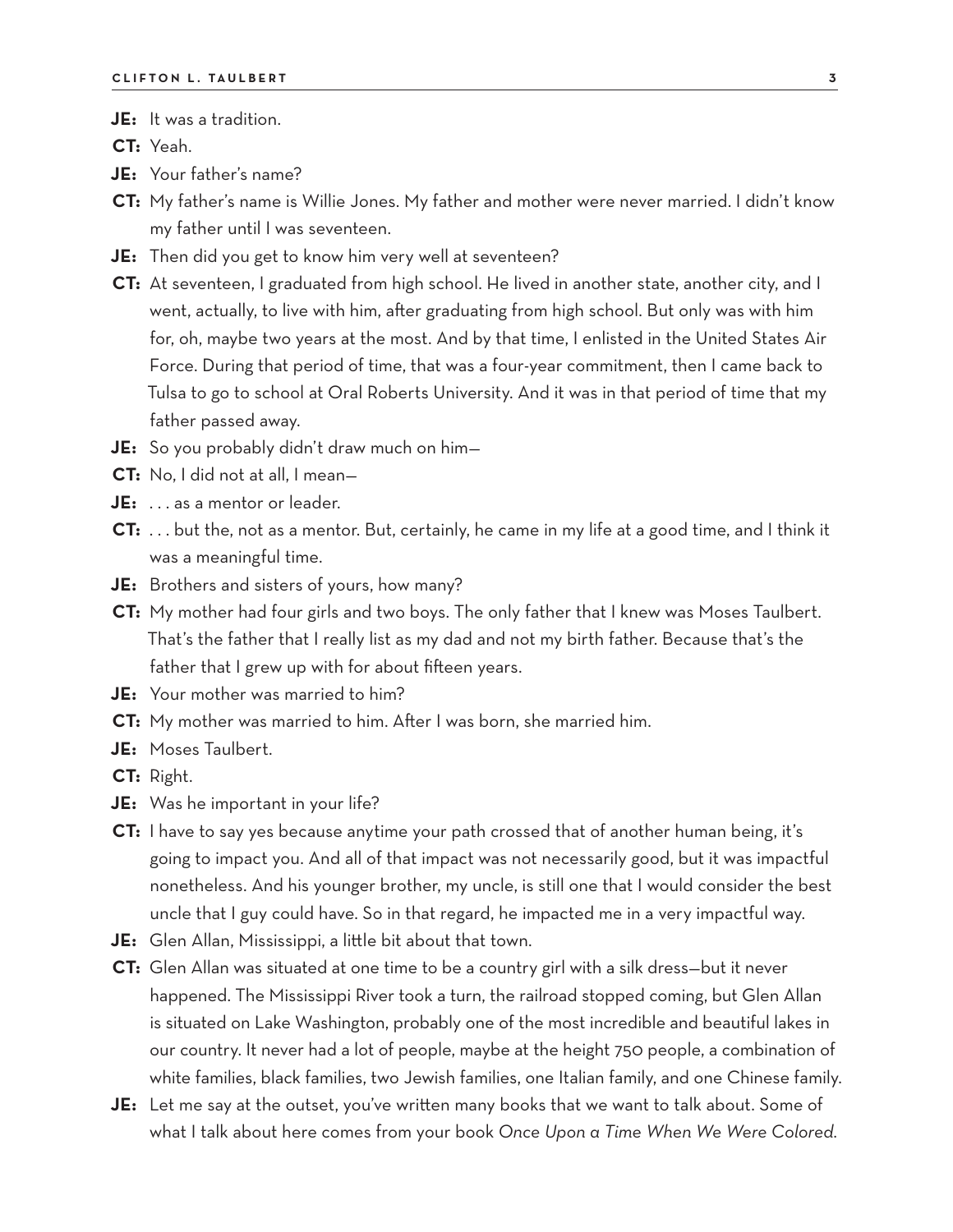**JE:** It was a tradition.

**CT:** Yeah.

**JE:** Your father's name?

**CT:** My father's name is Willie Jones. My father and mother were never married. I didn't know my father until I was seventeen.

**JE:** Then did you get to know him very well at seventeen?

**CT:** At seventeen, I graduated from high school. He lived in another state, another city, and I went, actually, to live with him, after graduating from high school. But only was with him for, oh, maybe two years at the most. And by that time, I enlisted in the United States Air Force. During that period of time, that was a four-year commitment, then I came back to Tulsa to go to school at Oral Roberts University. And it was in that period of time that my father passed away.

**JE:** So you probably didn't draw much on him—

**CT:** No, I did not at all, I mean—

**JE:** . . . as a mentor or leader.

**CT:** . . . but the, not as a mentor. But, certainly, he came in my life at a good time, and I think it was a meaningful time.

**JE:** Brothers and sisters of yours, how many?

**CT:** My mother had four girls and two boys. The only father that I knew was Moses Taulbert. That's the father that I really list as my dad and not my birth father. Because that's the father that I grew up with for about fifteen years.

**JE:** Your mother was married to him?

**CT:** My mother was married to him. After I was born, she married him.

**JE:** Moses Taulbert.

**CT:** Right.

**JE:** Was he important in your life?

**CT:** I have to say yes because anytime your path crossed that of another human being, it's going to impact you. And all of that impact was not necessarily good, but it was impactful nonetheless. And his younger brother, my uncle, is still one that I would consider the best uncle that I guy could have. So in that regard, he impacted me in a very impactful way.

**JE:** Glen Allan, Mississippi, a little bit about that town.

**CT:** Glen Allan was situated at one time to be a country girl with a silk dress—but it never happened. The Mississippi River took a turn, the railroad stopped coming, but Glen Allan is situated on Lake Washington, probably one of the most incredible and beautiful lakes in our country. It never had a lot of people, maybe at the height 750 people, a combination of white families, black families, two Jewish families, one Italian family, and one Chinese family.

**JE:** Let me say at the outset, you've written many books that we want to talk about. Some of what I talk about here comes from your book *Once Upon a Time When We Were Colored.*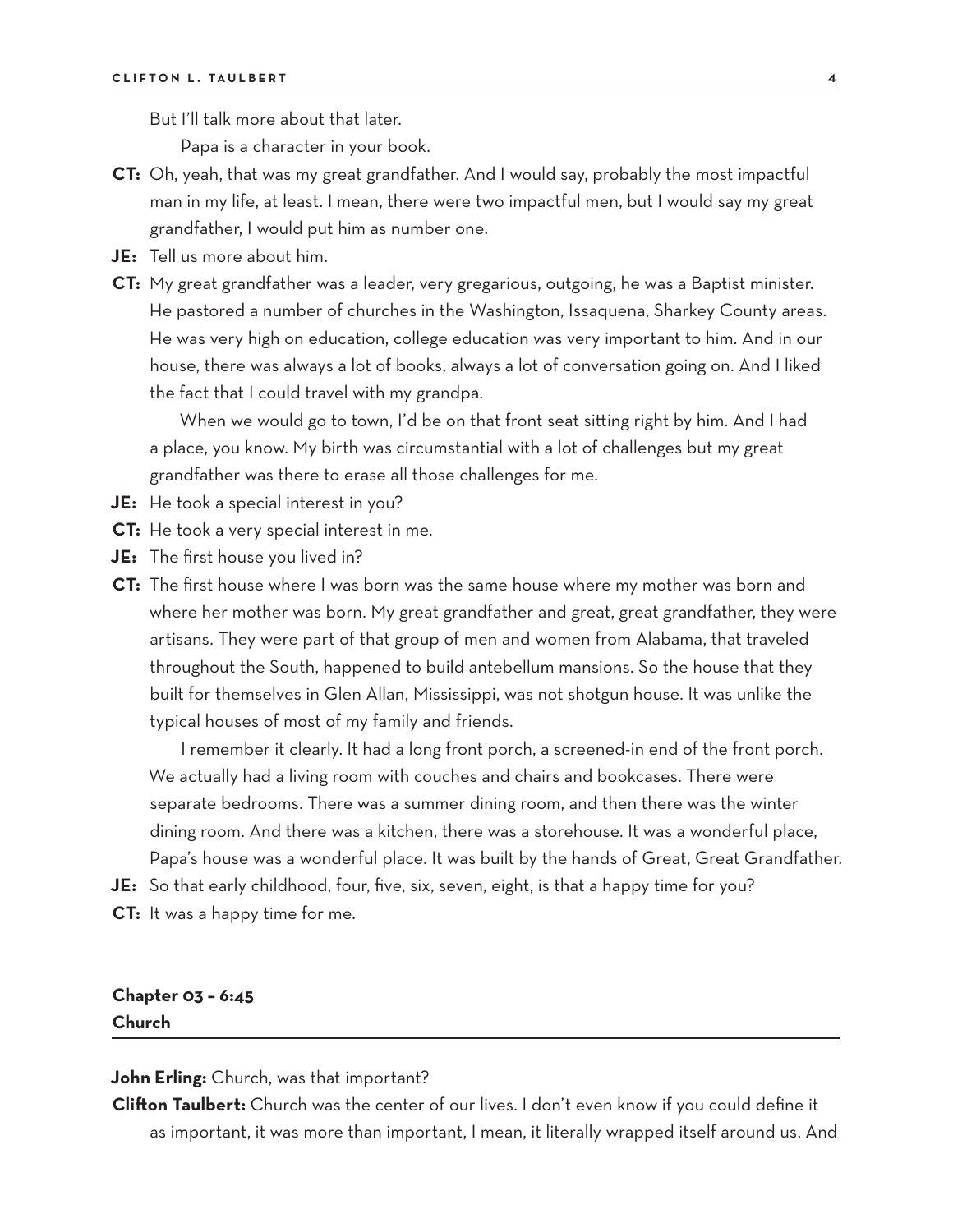But I'll talk more about that later.

Papa is a character in your book.

**CT:** Oh, yeah, that was my great grandfather. And I would say, probably the most impactful man in my life, at least. I mean, there were two impactful men, but I would say my great grandfather, I would put him as number one.

**JE:** Tell us more about him.

**CT:** My great grandfather was a leader, very gregarious, outgoing, he was a Baptist minister. He pastored a number of churches in the Washington, Issaquena, Sharkey County areas. He was very high on education, college education was very important to him. And in our house, there was always a lot of books, always a lot of conversation going on. And I liked the fact that I could travel with my grandpa.

When we would go to town, I'd be on that front seat sitting right by him. And I had a place, you know. My birth was circumstantial with a lot of challenges but my great grandfather was there to erase all those challenges for me.

**JE:** He took a special interest in you?

**CT:** He took a very special interest in me.

**JE:** The first house you lived in?

**CT:** The first house where I was born was the same house where my mother was born and where her mother was born. My great grandfather and great, great grandfather, they were artisans. They were part of that group of men and women from Alabama, that traveled throughout the South, happened to build antebellum mansions. So the house that they built for themselves in Glen Allan, Mississippi, was not shotgun house. It was unlike the typical houses of most of my family and friends.

I remember it clearly. It had a long front porch, a screened-in end of the front porch. We actually had a living room with couches and chairs and bookcases. There were separate bedrooms. There was a summer dining room, and then there was the winter dining room. And there was a kitchen, there was a storehouse. It was a wonderful place, Papa's house was a wonderful place. It was built by the hands of Great, Great Grandfather.

**JE:** So that early childhood, four, five, six, seven, eight, is that a happy time for you?

**CT:** It was a happy time for me.

## Chapter 03 – 6:45
## Church

**John Erling:** Church, was that important?

**Clifton Taulbert:** Church was the center of our lives. I don't even know if you could define it as important, it was more than important, I mean, it literally wrapped itself around us. And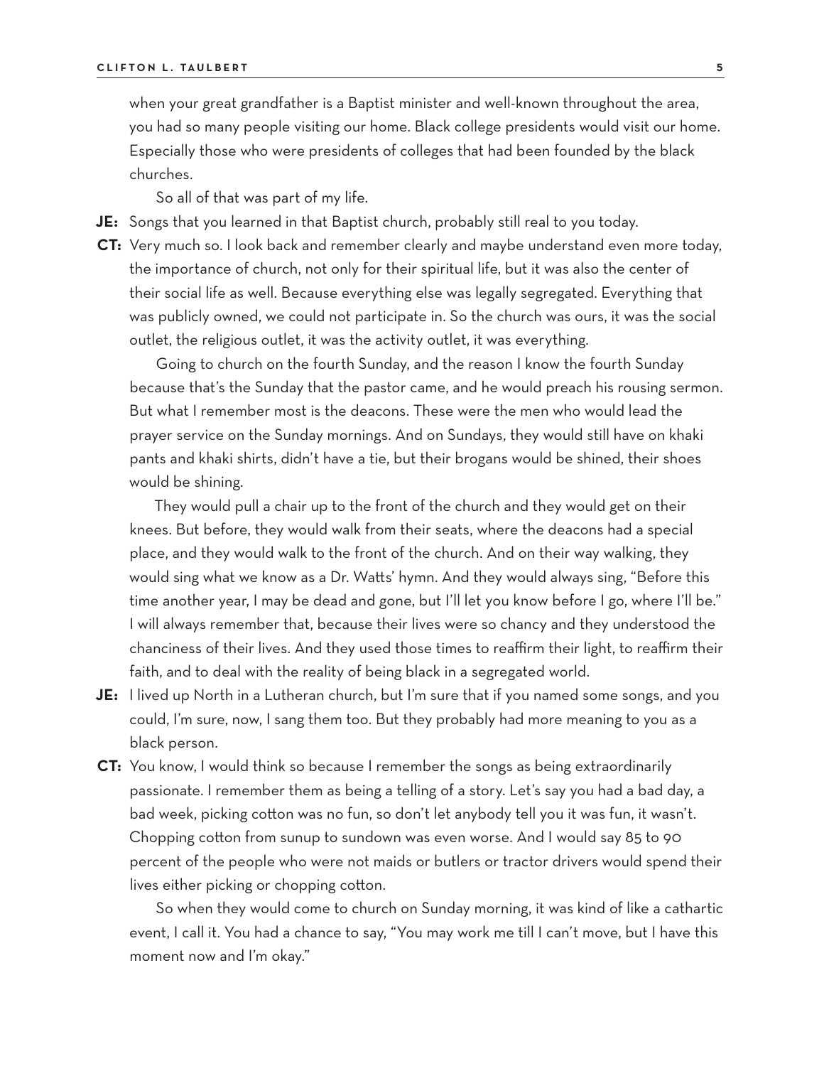when your great grandfather is a Baptist minister and well-known throughout the area, you had so many people visiting our home. Black college presidents would visit our home. Especially those who were presidents of colleges that had been founded by the black churches.

So all of that was part of my life.

**JE:** Songs that you learned in that Baptist church, probably still real to you today.

**CT:** Very much so. I look back and remember clearly and maybe understand even more today, the importance of church, not only for their spiritual life, but it was also the center of their social life as well. Because everything else was legally segregated. Everything that was publicly owned, we could not participate in. So the church was ours, it was the social outlet, the religious outlet, it was the activity outlet, it was everything.

Going to church on the fourth Sunday, and the reason I know the fourth Sunday because that's the Sunday that the pastor came, and he would preach his rousing sermon. But what I remember most is the deacons. These were the men who would lead the prayer service on the Sunday mornings. And on Sundays, they would still have on khaki pants and khaki shirts, didn't have a tie, but their brogans would be shined, their shoes would be shining.

They would pull a chair up to the front of the church and they would get on their knees. But before, they would walk from their seats, where the deacons had a special place, and they would walk to the front of the church. And on their way walking, they would sing what we know as a Dr. Watts' hymn. And they would always sing, "Before this time another year, I may be dead and gone, but I'll let you know before I go, where I'll be." I will always remember that, because their lives were so chancy and they understood the chanciness of their lives. And they used those times to reaffirm their light, to reaffirm their faith, and to deal with the reality of being black in a segregated world.

**JE:** I lived up North in a Lutheran church, but I'm sure that if you named some songs, and you could, I'm sure, now, I sang them too. But they probably had more meaning to you as a black person.

**CT:** You know, I would think so because I remember the songs as being extraordinarily passionate. I remember them as being a telling of a story. Let's say you had a bad day, a bad week, picking cotton was no fun, so don't let anybody tell you it was fun, it wasn't. Chopping cotton from sunup to sundown was even worse. And I would say 85 to 90 percent of the people who were not maids or butlers or tractor drivers would spend their lives either picking or chopping cotton.

So when they would come to church on Sunday morning, it was kind of like a cathartic event, I call it. You had a chance to say, "You may work me till I can't move, but I have this moment now and I'm okay."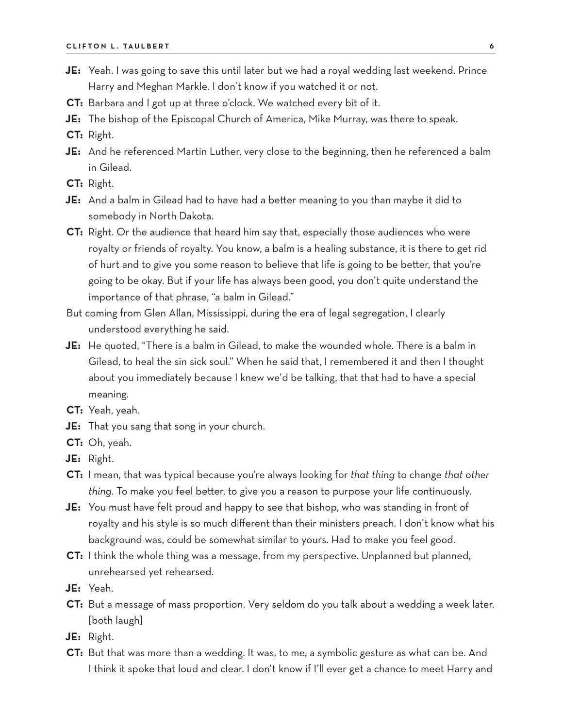**JE:** Yeah. I was going to save this until later but we had a royal wedding last weekend. Prince Harry and Meghan Markle. I don't know if you watched it or not.

**CT:** Barbara and I got up at three o'clock. We watched every bit of it.

**JE:** The bishop of the Episcopal Church of America, Mike Murray, was there to speak.

**CT:** Right.

**JE:** And he referenced Martin Luther, very close to the beginning, then he referenced a balm in Gilead.

**CT:** Right.

**JE:** And a balm in Gilead had to have had a better meaning to you than maybe it did to somebody in North Dakota.

**CT:** Right. Or the audience that heard him say that, especially those audiences who were royalty or friends of royalty. You know, a balm is a healing substance, it is there to get rid of hurt and to give you some reason to believe that life is going to be better, that you're going to be okay. But if your life has always been good, you don't quite understand the importance of that phrase, "a balm in Gilead."

But coming from Glen Allan, Mississippi, during the era of legal segregation, I clearly understood everything he said.

**JE:** He quoted, "There is a balm in Gilead, to make the wounded whole. There is a balm in Gilead, to heal the sin sick soul." When he said that, I remembered it and then I thought about you immediately because I knew we'd be talking, that that had to have a special meaning.

**CT:** Yeah, yeah.

**JE:** That you sang that song in your church.

**CT:** Oh, yeah.

**JE:** Right.

**CT:** I mean, that was typical because you're always looking for *that thing* to change *that other thing.* To make you feel better, to give you a reason to purpose your life continuously.

**JE:** You must have felt proud and happy to see that bishop, who was standing in front of royalty and his style is so much different than their ministers preach. I don't know what his background was, could be somewhat similar to yours. Had to make you feel good.

**CT:** I think the whole thing was a message, from my perspective. Unplanned but planned, unrehearsed yet rehearsed.

**JE:** Yeah.

**CT:** But a message of mass proportion. Very seldom do you talk about a wedding a week later. [both laugh]

**JE:** Right.

**CT:** But that was more than a wedding. It was, to me, a symbolic gesture as what can be. And I think it spoke that loud and clear. I don't know if I'll ever get a chance to meet Harry and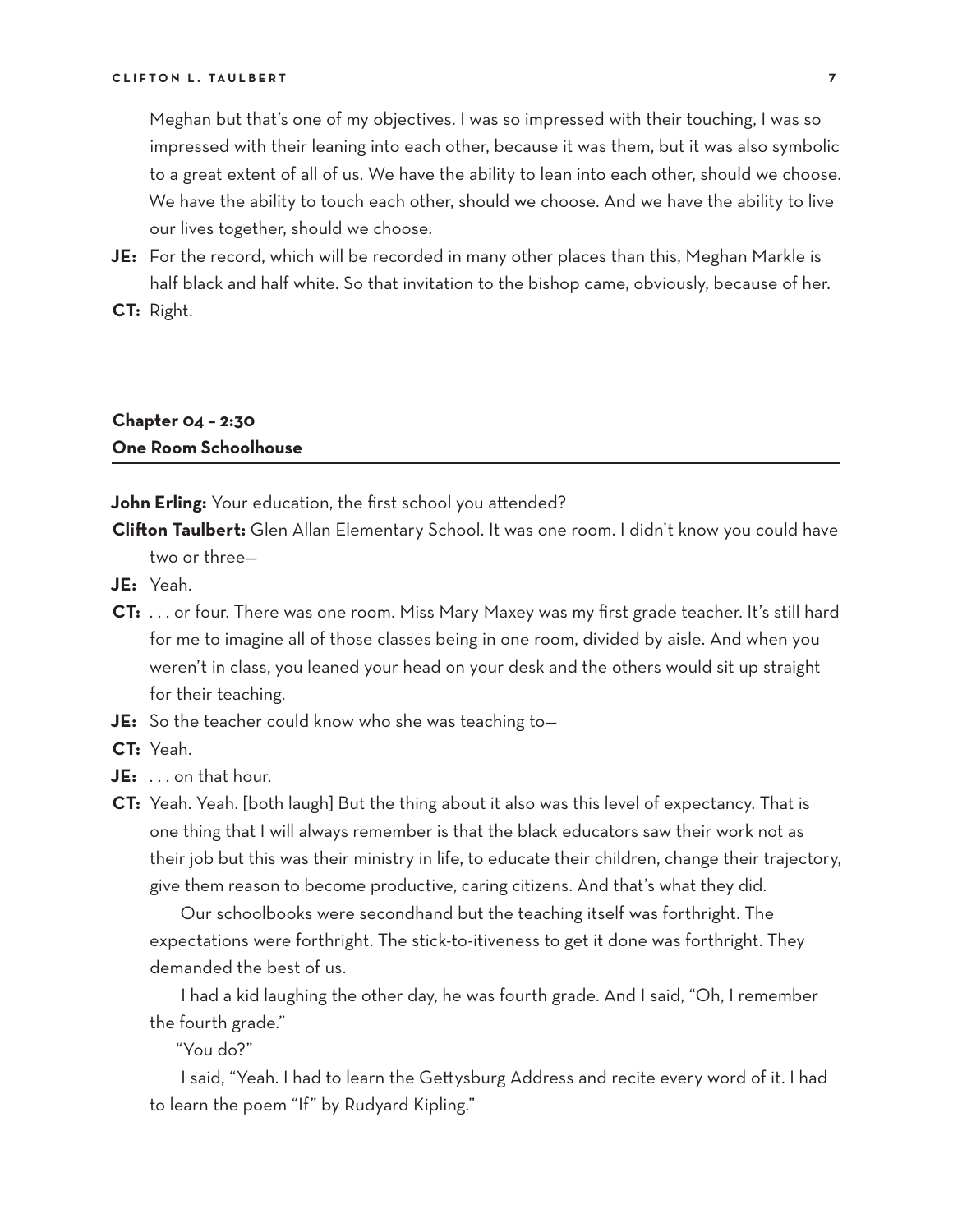Meghan but that's one of my objectives. I was so impressed with their touching, I was so impressed with their leaning into each other, because it was them, but it was also symbolic to a great extent of all of us. We have the ability to lean into each other, should we choose. We have the ability to touch each other, should we choose. And we have the ability to live our lives together, should we choose.

**JE:** For the record, which will be recorded in many other places than this, Meghan Markle is half black and half white. So that invitation to the bishop came, obviously, because of her.

**CT:** Right.

## Chapter 04 – 2:30
## One Room Schoolhouse

**John Erling:** Your education, the first school you attended?

**Clifton Taulbert:** Glen Allan Elementary School. It was one room. I didn't know you could have two or three—

**JE:** Yeah.

**CT:** . . . or four. There was one room. Miss Mary Maxey was my first grade teacher. It's still hard for me to imagine all of those classes being in one room, divided by aisle. And when you weren't in class, you leaned your head on your desk and the others would sit up straight for their teaching.

**JE:** So the teacher could know who she was teaching to—

**CT:** Yeah.

**JE:** . . . on that hour.

**CT:** Yeah. Yeah. [both laugh] But the thing about it also was this level of expectancy. That is one thing that I will always remember is that the black educators saw their work not as their job but this was their ministry in life, to educate their children, change their trajectory, give them reason to become productive, caring citizens. And that's what they did.

Our schoolbooks were secondhand but the teaching itself was forthright. The expectations were forthright. The stick-to-itiveness to get it done was forthright. They demanded the best of us.

I had a kid laughing the other day, he was fourth grade. And I said, "Oh, I remember the fourth grade."

"You do?"

I said, "Yeah. I had to learn the Gettysburg Address and recite every word of it. I had to learn the poem "If" by Rudyard Kipling."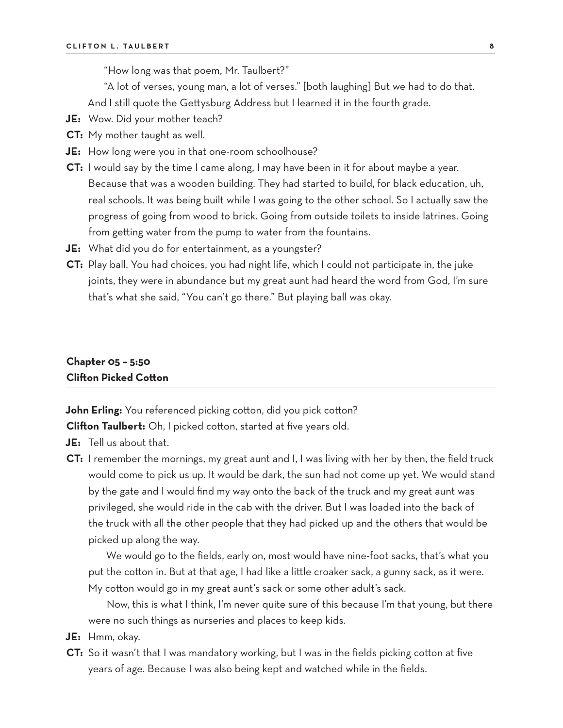"How long was that poem, Mr. Taulbert?"

"A lot of verses, young man, a lot of verses." [both laughing] But we had to do that. And I still quote the Gettysburg Address but I learned it in the fourth grade.

**JE:** Wow. Did your mother teach?

**CT:** My mother taught as well.

**JE:** How long were you in that one-room schoolhouse?

**CT:** I would say by the time I came along, I may have been in it for about maybe a year. Because that was a wooden building. They had started to build, for black education, uh, real schools. It was being built while I was going to the other school. So I actually saw the progress of going from wood to brick. Going from outside toilets to inside latrines. Going from getting water from the pump to water from the fountains.

**JE:** What did you do for entertainment, as a youngster?

**CT:** Play ball. You had choices, you had night life, which I could not participate in, the juke joints, they were in abundance but my great aunt had heard the word from God, I'm sure that's what she said, "You can't go there." But playing ball was okay.

## Chapter 05 – 5:50
## Clifton Picked Cotton

**John Erling:** You referenced picking cotton, did you pick cotton?

**Clifton Taulbert:** Oh, I picked cotton, started at five years old.

**JE:** Tell us about that.

**CT:** I remember the mornings, my great aunt and I, I was living with her by then, the field truck would come to pick us up. It would be dark, the sun had not come up yet. We would stand by the gate and I would find my way onto the back of the truck and my great aunt was privileged, she would ride in the cab with the driver. But I was loaded into the back of the truck with all the other people that they had picked up and the others that would be picked up along the way.

We would go to the fields, early on, most would have nine-foot sacks, that's what you put the cotton in. But at that age, I had like a little croaker sack, a gunny sack, as it were. My cotton would go in my great aunt's sack or some other adult's sack.

Now, this is what I think, I'm never quite sure of this because I'm that young, but there were no such things as nurseries and places to keep kids.

**JE:** Hmm, okay.

**CT:** So it wasn't that I was mandatory working, but I was in the fields picking cotton at five years of age. Because I was also being kept and watched while in the fields.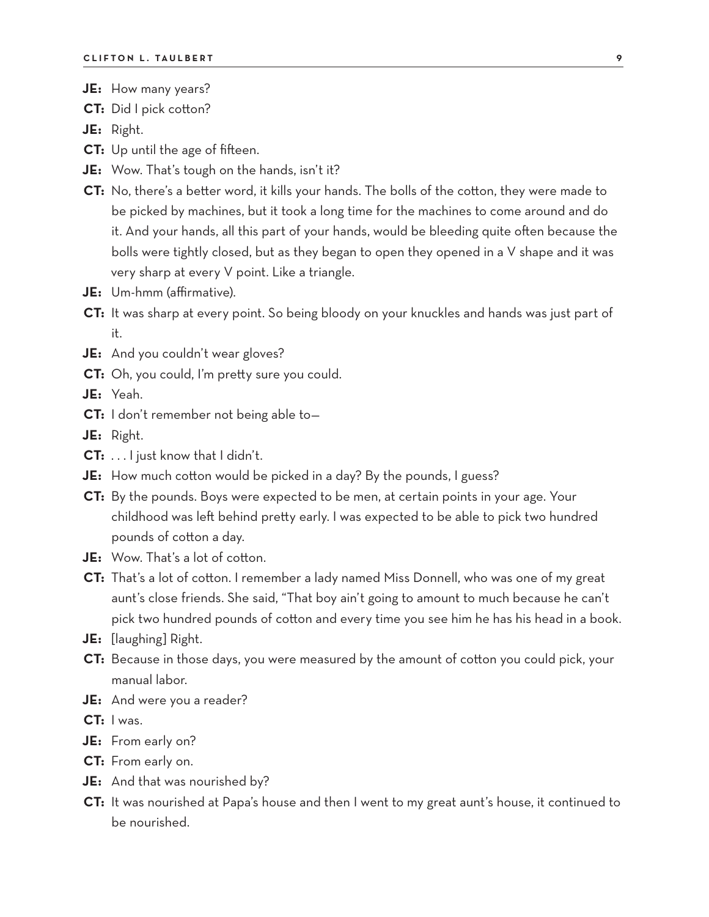**JE:** How many years?

**CT:** Did I pick cotton?

**JE:** Right.

**CT:** Up until the age of fifteen.

**JE:** Wow. That's tough on the hands, isn't it?

**CT:** No, there's a better word, it kills your hands. The bolls of the cotton, they were made to be picked by machines, but it took a long time for the machines to come around and do it. And your hands, all this part of your hands, would be bleeding quite often because the bolls were tightly closed, but as they began to open they opened in a V shape and it was very sharp at every V point. Like a triangle.

**JE:** Um-hmm (affirmative).

**CT:** It was sharp at every point. So being bloody on your knuckles and hands was just part of it.

**JE:** And you couldn't wear gloves?

**CT:** Oh, you could, I'm pretty sure you could.

**JE:** Yeah.

**CT:** I don't remember not being able to—

**JE:** Right.

**CT:** . . . I just know that I didn't.

**JE:** How much cotton would be picked in a day? By the pounds, I guess?

**CT:** By the pounds. Boys were expected to be men, at certain points in your age. Your childhood was left behind pretty early. I was expected to be able to pick two hundred pounds of cotton a day.

**JE:** Wow. That's a lot of cotton.

**CT:** That's a lot of cotton. I remember a lady named Miss Donnell, who was one of my great aunt's close friends. She said, "That boy ain't going to amount to much because he can't pick two hundred pounds of cotton and every time you see him he has his head in a book.

**JE:** [laughing] Right.

**CT:** Because in those days, you were measured by the amount of cotton you could pick, your manual labor.

**JE:** And were you a reader?

**CT:** I was.

**JE:** From early on?

**CT:** From early on.

**JE:** And that was nourished by?

**CT:** It was nourished at Papa's house and then I went to my great aunt's house, it continued to be nourished.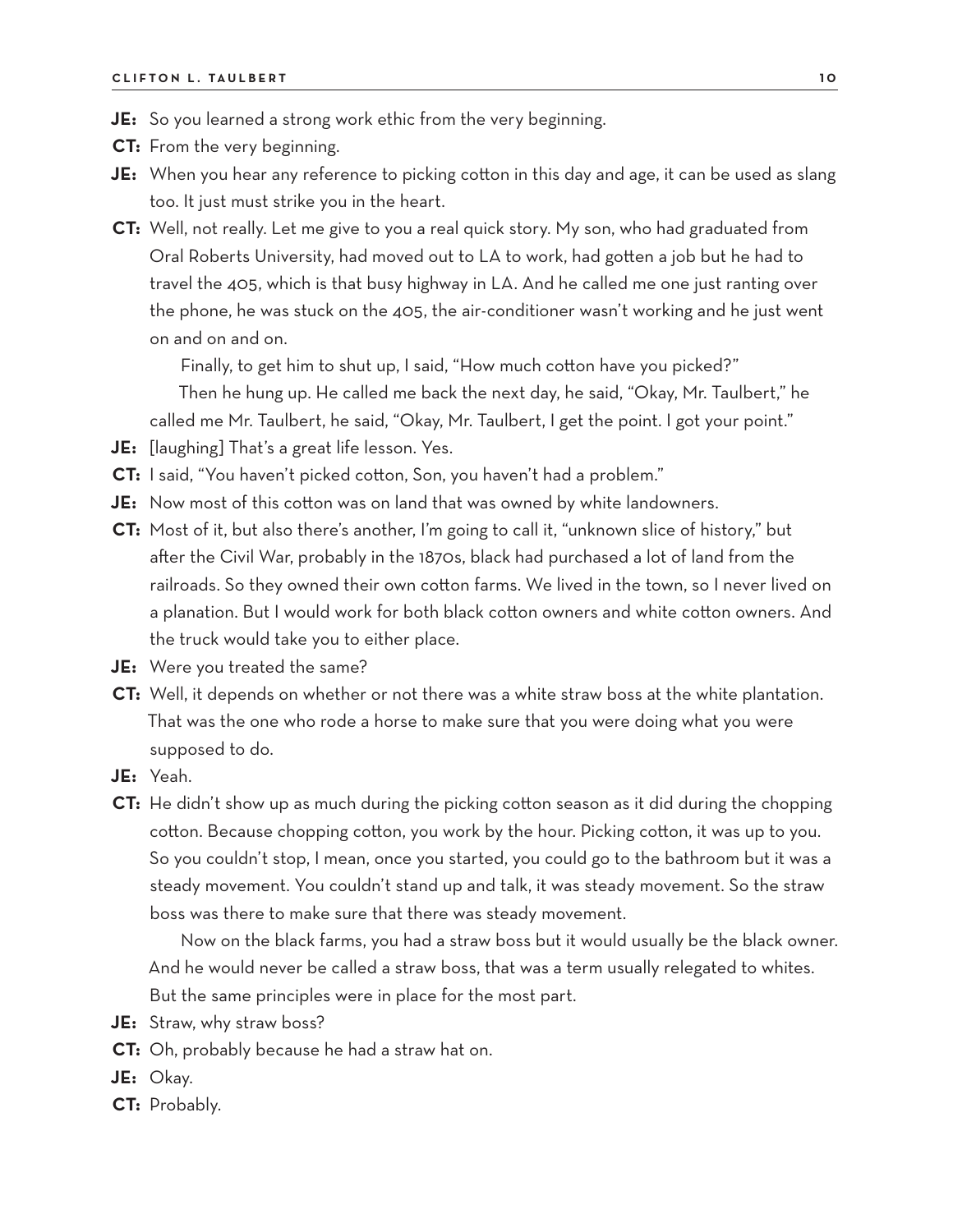**JE:** So you learned a strong work ethic from the very beginning.

**CT:** From the very beginning.

**JE:** When you hear any reference to picking cotton in this day and age, it can be used as slang too. It just must strike you in the heart.

**CT:** Well, not really. Let me give to you a real quick story. My son, who had graduated from Oral Roberts University, had moved out to LA to work, had gotten a job but he had to travel the 405, which is that busy highway in LA. And he called me one just ranting over the phone, he was stuck on the 405, the air-conditioner wasn't working and he just went on and on and on.

Finally, to get him to shut up, I said, "How much cotton have you picked?"

Then he hung up. He called me back the next day, he said, "Okay, Mr. Taulbert," he called me Mr. Taulbert, he said, "Okay, Mr. Taulbert, I get the point. I got your point."

**JE:** [laughing] That's a great life lesson. Yes.

**CT:** I said, "You haven't picked cotton, Son, you haven't had a problem."

**JE:** Now most of this cotton was on land that was owned by white landowners.

**CT:** Most of it, but also there's another, I'm going to call it, "unknown slice of history," but after the Civil War, probably in the 1870s, black had purchased a lot of land from the railroads. So they owned their own cotton farms. We lived in the town, so I never lived on a planation. But I would work for both black cotton owners and white cotton owners. And the truck would take you to either place.

**JE:** Were you treated the same?

**CT:** Well, it depends on whether or not there was a white straw boss at the white plantation. That was the one who rode a horse to make sure that you were doing what you were supposed to do.

**JE:** Yeah.

**CT:** He didn't show up as much during the picking cotton season as it did during the chopping cotton. Because chopping cotton, you work by the hour. Picking cotton, it was up to you. So you couldn't stop, I mean, once you started, you could go to the bathroom but it was a steady movement. You couldn't stand up and talk, it was steady movement. So the straw boss was there to make sure that there was steady movement.

Now on the black farms, you had a straw boss but it would usually be the black owner. And he would never be called a straw boss, that was a term usually relegated to whites. But the same principles were in place for the most part.

**JE:** Straw, why straw boss?

**CT:** Oh, probably because he had a straw hat on.

**JE:** Okay.

**CT:** Probably.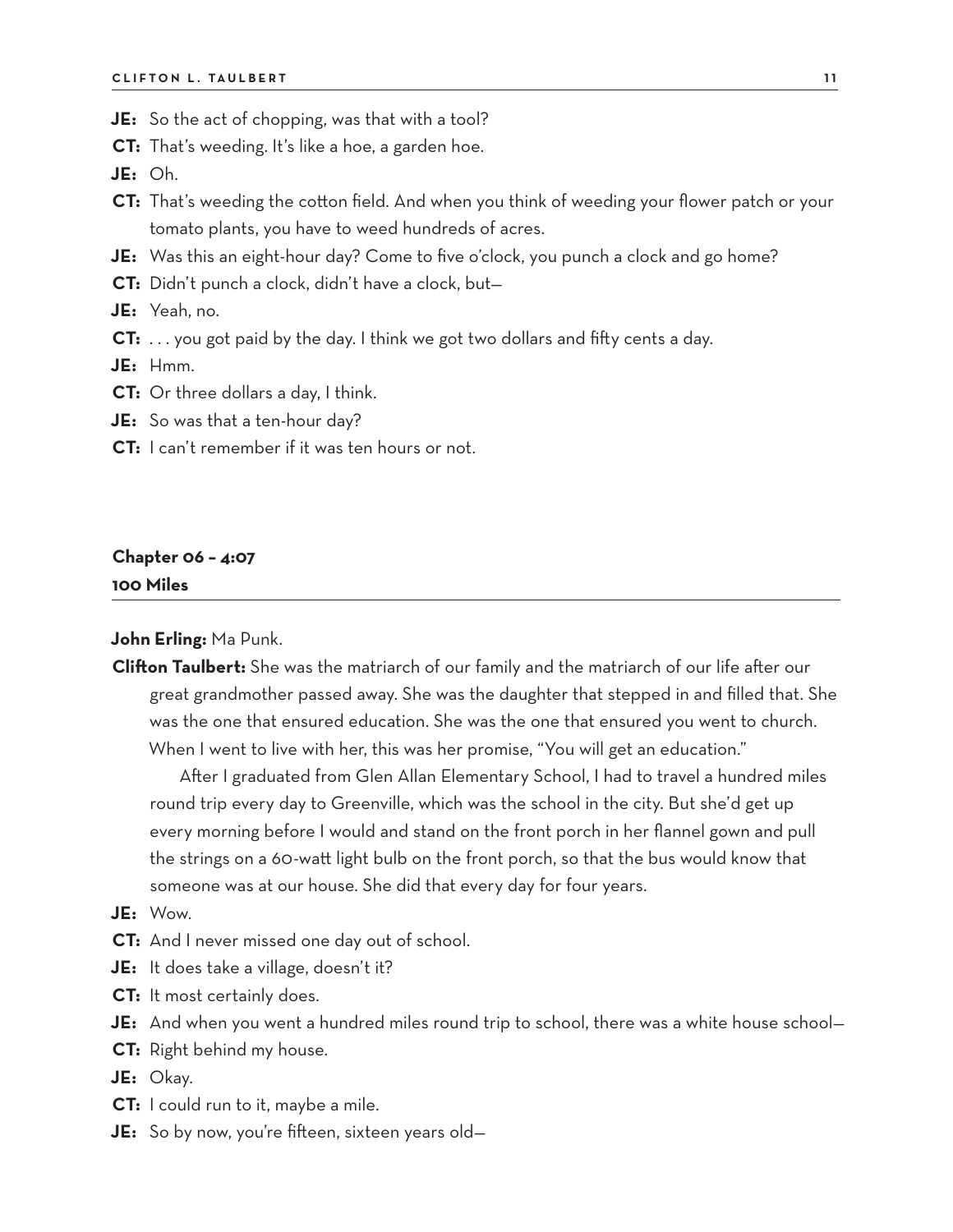**JE:** So the act of chopping, was that with a tool?

**CT:** That's weeding. It's like a hoe, a garden hoe.

**JE:** Oh.

**CT:** That's weeding the cotton field. And when you think of weeding your flower patch or your tomato plants, you have to weed hundreds of acres.

**JE:** Was this an eight-hour day? Come to five o'clock, you punch a clock and go home?

**CT:** Didn't punch a clock, didn't have a clock, but—

**JE:** Yeah, no.

**CT:** . . . you got paid by the day. I think we got two dollars and fifty cents a day.

**JE:** Hmm.

**CT:** Or three dollars a day, I think.

**JE:** So was that a ten-hour day?

**CT:** I can't remember if it was ten hours or not.

## Chapter 06 – 4:07
## 100 Miles

**John Erling:** Ma Punk.

**Clifton Taulbert:** She was the matriarch of our family and the matriarch of our life after our great grandmother passed away. She was the daughter that stepped in and filled that. She was the one that ensured education. She was the one that ensured you went to church. When I went to live with her, this was her promise, "You will get an education."

After I graduated from Glen Allan Elementary School, I had to travel a hundred miles round trip every day to Greenville, which was the school in the city. But she'd get up every morning before I would and stand on the front porch in her flannel gown and pull the strings on a 60-watt light bulb on the front porch, so that the bus would know that someone was at our house. She did that every day for four years.

**JE:** Wow.

**CT:** And I never missed one day out of school.

**JE:** It does take a village, doesn't it?

**CT:** It most certainly does.

**JE:** And when you went a hundred miles round trip to school, there was a white house school—

**CT:** Right behind my house.

**JE:** Okay.

**CT:** I could run to it, maybe a mile.

**JE:** So by now, you're fifteen, sixteen years old—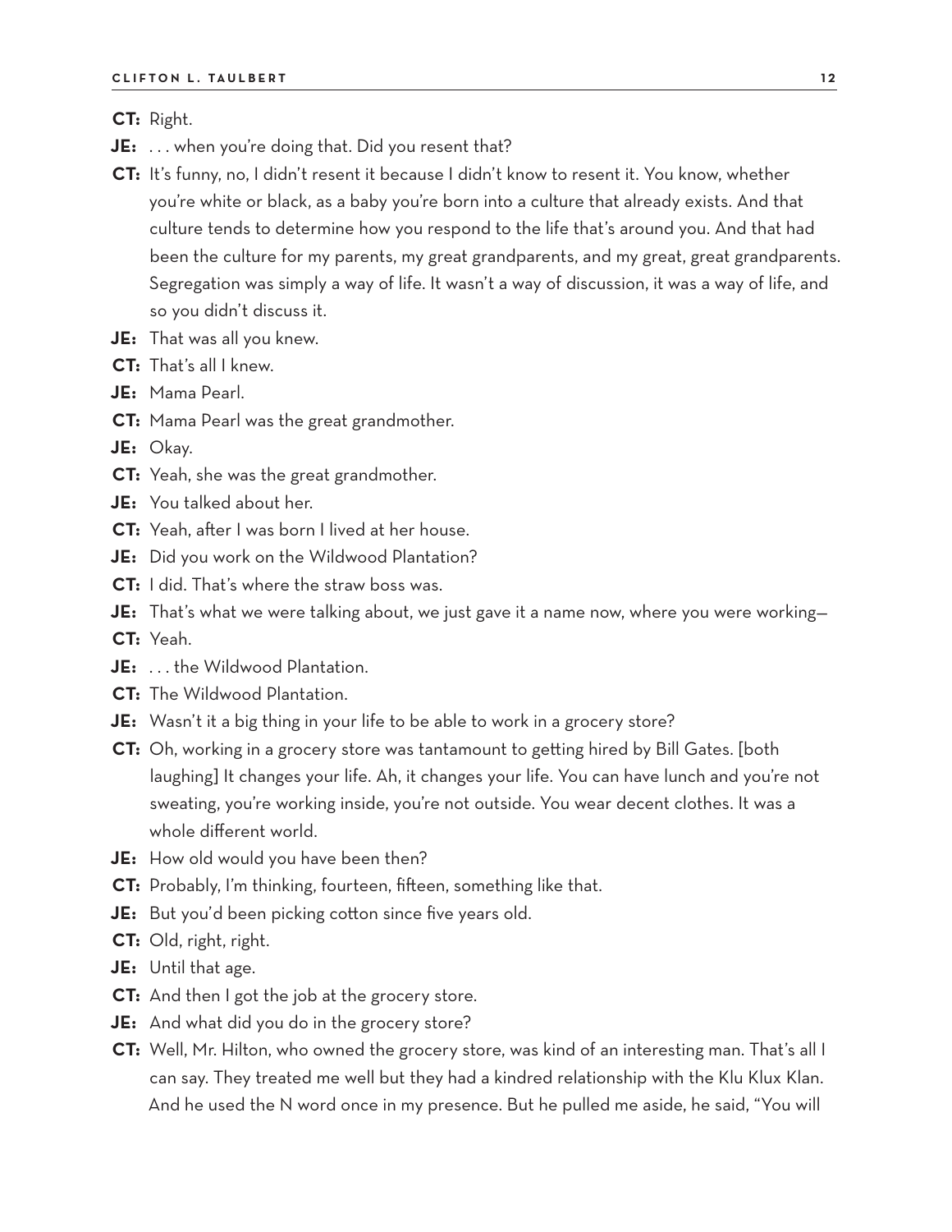**CT:** Right.

**JE:** . . . when you're doing that. Did you resent that?

**CT:** It's funny, no, I didn't resent it because I didn't know to resent it. You know, whether you're white or black, as a baby you're born into a culture that already exists. And that culture tends to determine how you respond to the life that's around you. And that had been the culture for my parents, my great grandparents, and my great, great grandparents. Segregation was simply a way of life. It wasn't a way of discussion, it was a way of life, and so you didn't discuss it.

**JE:** That was all you knew.

**CT:** That's all I knew.

**JE:** Mama Pearl.

**CT:** Mama Pearl was the great grandmother.

**JE:** Okay.

**CT:** Yeah, she was the great grandmother.

**JE:** You talked about her.

**CT:** Yeah, after I was born I lived at her house.

**JE:** Did you work on the Wildwood Plantation?

**CT:** I did. That's where the straw boss was.

**JE:** That's what we were talking about, we just gave it a name now, where you were working—

**CT:** Yeah.

**JE:** . . . the Wildwood Plantation.

**CT:** The Wildwood Plantation.

**JE:** Wasn't it a big thing in your life to be able to work in a grocery store?

**CT:** Oh, working in a grocery store was tantamount to getting hired by Bill Gates. [both laughing] It changes your life. Ah, it changes your life. You can have lunch and you're not sweating, you're working inside, you're not outside. You wear decent clothes. It was a whole different world.

**JE:** How old would you have been then?

**CT:** Probably, I'm thinking, fourteen, fifteen, something like that.

**JE:** But you'd been picking cotton since five years old.

**CT:** Old, right, right.

**JE:** Until that age.

**CT:** And then I got the job at the grocery store.

**JE:** And what did you do in the grocery store?

**CT:** Well, Mr. Hilton, who owned the grocery store, was kind of an interesting man. That's all I can say. They treated me well but they had a kindred relationship with the Klu Klux Klan. And he used the N word once in my presence. But he pulled me aside, he said, "You will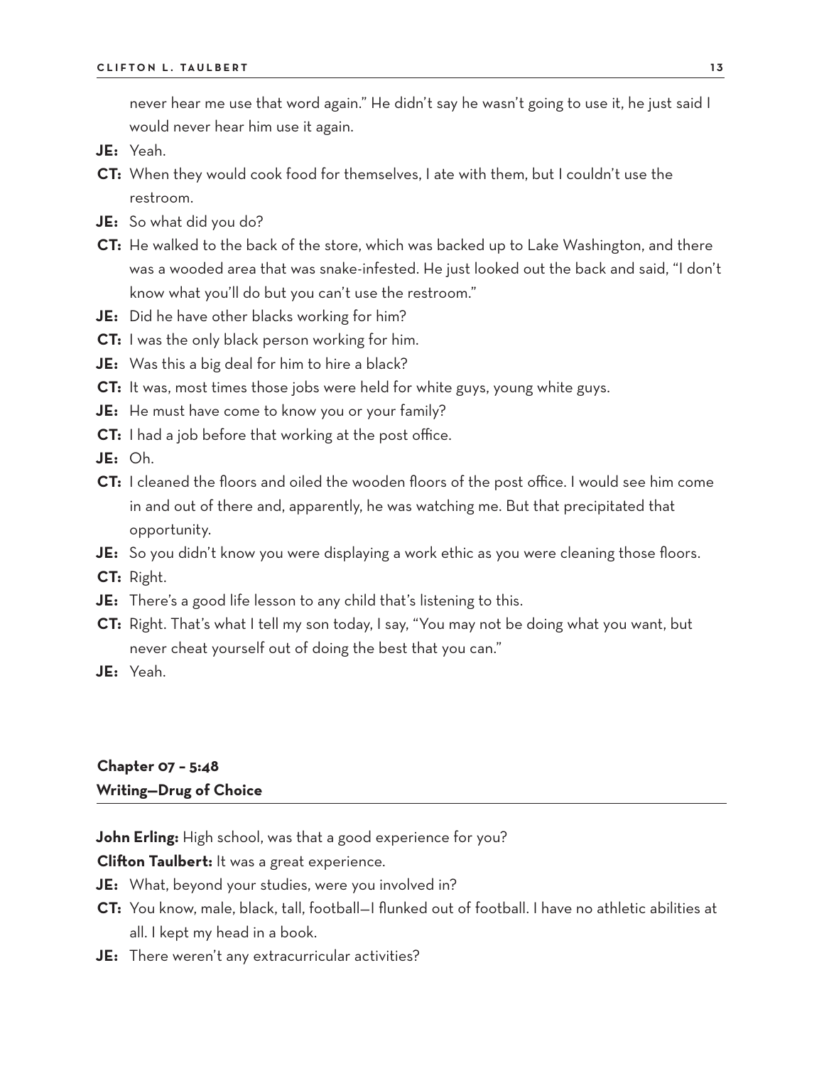never hear me use that word again." He didn't say he wasn't going to use it, he just said I would never hear him use it again.

**JE:** Yeah.

**CT:** When they would cook food for themselves, I ate with them, but I couldn't use the restroom.

**JE:** So what did you do?

**CT:** He walked to the back of the store, which was backed up to Lake Washington, and there was a wooded area that was snake-infested. He just looked out the back and said, "I don't know what you'll do but you can't use the restroom."

**JE:** Did he have other blacks working for him?

**CT:** I was the only black person working for him.

**JE:** Was this a big deal for him to hire a black?

**CT:** It was, most times those jobs were held for white guys, young white guys.

**JE:** He must have come to know you or your family?

**CT:** I had a job before that working at the post office.

**JE:** Oh.

**CT:** I cleaned the floors and oiled the wooden floors of the post office. I would see him come in and out of there and, apparently, he was watching me. But that precipitated that opportunity.

**JE:** So you didn't know you were displaying a work ethic as you were cleaning those floors.

**CT:** Right.

**JE:** There's a good life lesson to any child that's listening to this.

**CT:** Right. That's what I tell my son today, I say, "You may not be doing what you want, but never cheat yourself out of doing the best that you can."

**JE:** Yeah.

## Chapter 07 – 5:48
## Writing—Drug of Choice

**John Erling:** High school, was that a good experience for you?

**Clifton Taulbert:** It was a great experience.

**JE:** What, beyond your studies, were you involved in?

**CT:** You know, male, black, tall, football—I flunked out of football. I have no athletic abilities at all. I kept my head in a book.

**JE:** There weren't any extracurricular activities?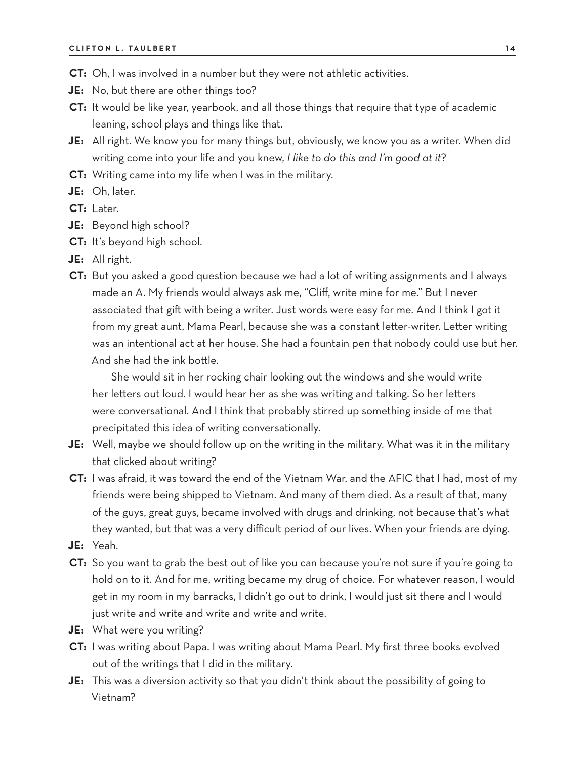**CT:** Oh, I was involved in a number but they were not athletic activities.

**JE:** No, but there are other things too?

**CT:** It would be like year, yearbook, and all those things that require that type of academic leaning, school plays and things like that.

**JE:** All right. We know you for many things but, obviously, we know you as a writer. When did writing come into your life and you knew, *I like to do this and I'm good at it*?

**CT:** Writing came into my life when I was in the military.

**JE:** Oh, later.

**CT:** Later.

**JE:** Beyond high school?

**CT:** It's beyond high school.

**JE:** All right.

**CT:** But you asked a good question because we had a lot of writing assignments and I always made an A. My friends would always ask me, "Cliff, write mine for me." But I never associated that gift with being a writer. Just words were easy for me. And I think I got it from my great aunt, Mama Pearl, because she was a constant letter-writer. Letter writing was an intentional act at her house. She had a fountain pen that nobody could use but her. And she had the ink bottle.

She would sit in her rocking chair looking out the windows and she would write her letters out loud. I would hear her as she was writing and talking. So her letters were conversational. And I think that probably stirred up something inside of me that precipitated this idea of writing conversationally.

**JE:** Well, maybe we should follow up on the writing in the military. What was it in the military that clicked about writing?

**CT:** I was afraid, it was toward the end of the Vietnam War, and the AFIC that I had, most of my friends were being shipped to Vietnam. And many of them died. As a result of that, many of the guys, great guys, became involved with drugs and drinking, not because that's what they wanted, but that was a very difficult period of our lives. When your friends are dying.

**JE:** Yeah.

**CT:** So you want to grab the best out of like you can because you're not sure if you're going to hold on to it. And for me, writing became my drug of choice. For whatever reason, I would get in my room in my barracks, I didn't go out to drink, I would just sit there and I would just write and write and write and write and write.

**JE:** What were you writing?

**CT:** I was writing about Papa. I was writing about Mama Pearl. My first three books evolved out of the writings that I did in the military.

**JE:** This was a diversion activity so that you didn't think about the possibility of going to Vietnam?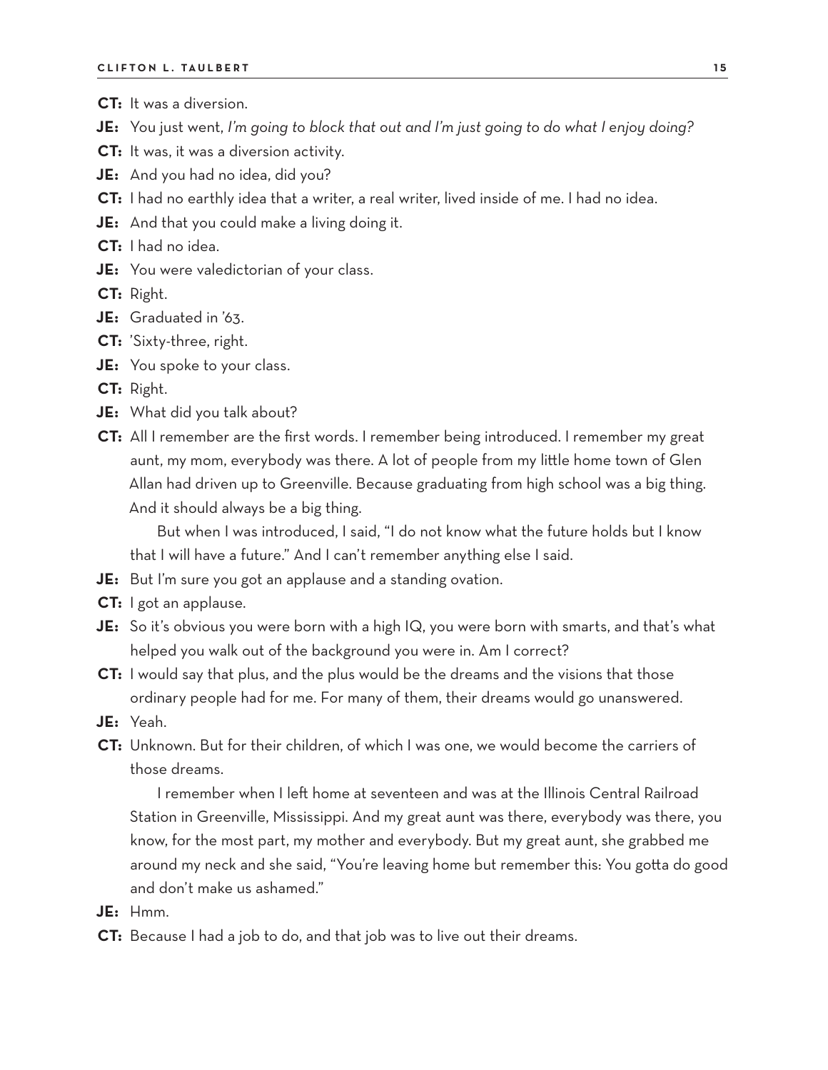**CT:** It was a diversion.

**JE:** You just went, *I'm going to block that out and I'm just going to do what I enjoy doing?*

**CT:** It was, it was a diversion activity.

**JE:** And you had no idea, did you?

**CT:** I had no earthly idea that a writer, a real writer, lived inside of me. I had no idea.

**JE:** And that you could make a living doing it.

**CT:** I had no idea.

**JE:** You were valedictorian of your class.

**CT:** Right.

**JE:** Graduated in '63.

**CT:** 'Sixty-three, right.

**JE:** You spoke to your class.

**CT:** Right.

**JE:** What did you talk about?

**CT:** All I remember are the first words. I remember being introduced. I remember my great aunt, my mom, everybody was there. A lot of people from my little home town of Glen Allan had driven up to Greenville. Because graduating from high school was a big thing. And it should always be a big thing.

But when I was introduced, I said, "I do not know what the future holds but I know that I will have a future." And I can't remember anything else I said.

**JE:** But I'm sure you got an applause and a standing ovation.

**CT:** I got an applause.

**JE:** So it's obvious you were born with a high IQ, you were born with smarts, and that's what helped you walk out of the background you were in. Am I correct?

**CT:** I would say that plus, and the plus would be the dreams and the visions that those ordinary people had for me. For many of them, their dreams would go unanswered.

**JE:** Yeah.

**CT:** Unknown. But for their children, of which I was one, we would become the carriers of those dreams.

I remember when I left home at seventeen and was at the Illinois Central Railroad Station in Greenville, Mississippi. And my great aunt was there, everybody was there, you know, for the most part, my mother and everybody. But my great aunt, she grabbed me around my neck and she said, "You're leaving home but remember this: You gotta do good and don't make us ashamed."

**JE:** Hmm.

**CT:** Because I had a job to do, and that job was to live out their dreams.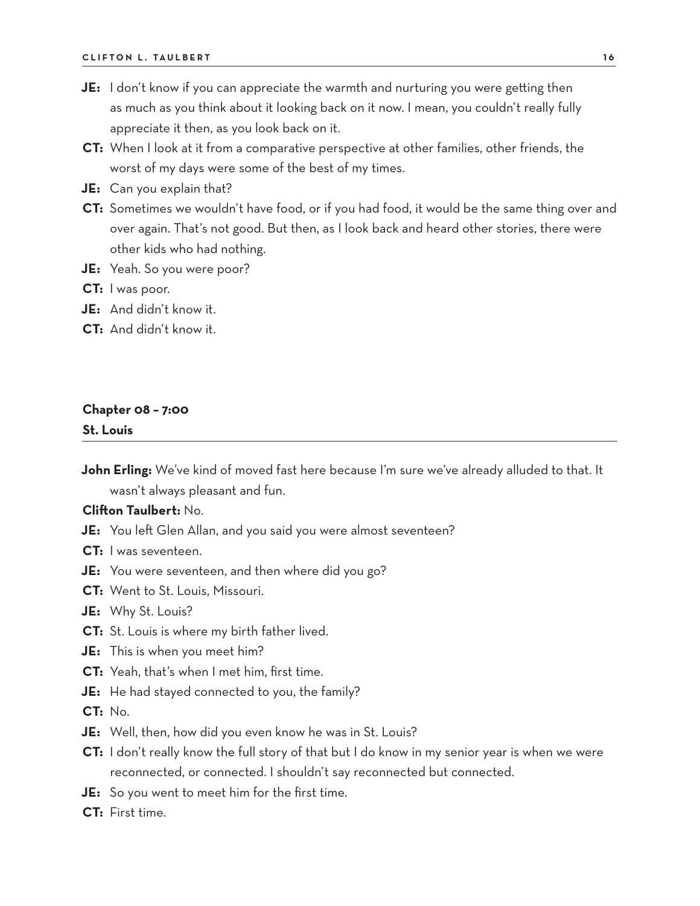**JE:** I don't know if you can appreciate the warmth and nurturing you were getting then as much as you think about it looking back on it now. I mean, you couldn't really fully appreciate it then, as you look back on it.

**CT:** When I look at it from a comparative perspective at other families, other friends, the worst of my days were some of the best of my times.

**JE:** Can you explain that?

**CT:** Sometimes we wouldn't have food, or if you had food, it would be the same thing over and over again. That's not good. But then, as I look back and heard other stories, there were other kids who had nothing.

**JE:** Yeah. So you were poor?

**CT:** I was poor.

**JE:** And didn't know it.

**CT:** And didn't know it.

## Chapter 08 – 7:00
## St. Louis

**John Erling:** We've kind of moved fast here because I'm sure we've already alluded to that. It wasn't always pleasant and fun.

**Clifton Taulbert:** No.

**JE:** You left Glen Allan, and you said you were almost seventeen?

**CT:** I was seventeen.

**JE:** You were seventeen, and then where did you go?

**CT:** Went to St. Louis, Missouri.

**JE:** Why St. Louis?

**CT:** St. Louis is where my birth father lived.

**JE:** This is when you meet him?

**CT:** Yeah, that's when I met him, first time.

**JE:** He had stayed connected to you, the family?

**CT:** No.

**JE:** Well, then, how did you even know he was in St. Louis?

**CT:** I don't really know the full story of that but I do know in my senior year is when we were reconnected, or connected. I shouldn't say reconnected but connected.

**JE:** So you went to meet him for the first time.

**CT:** First time.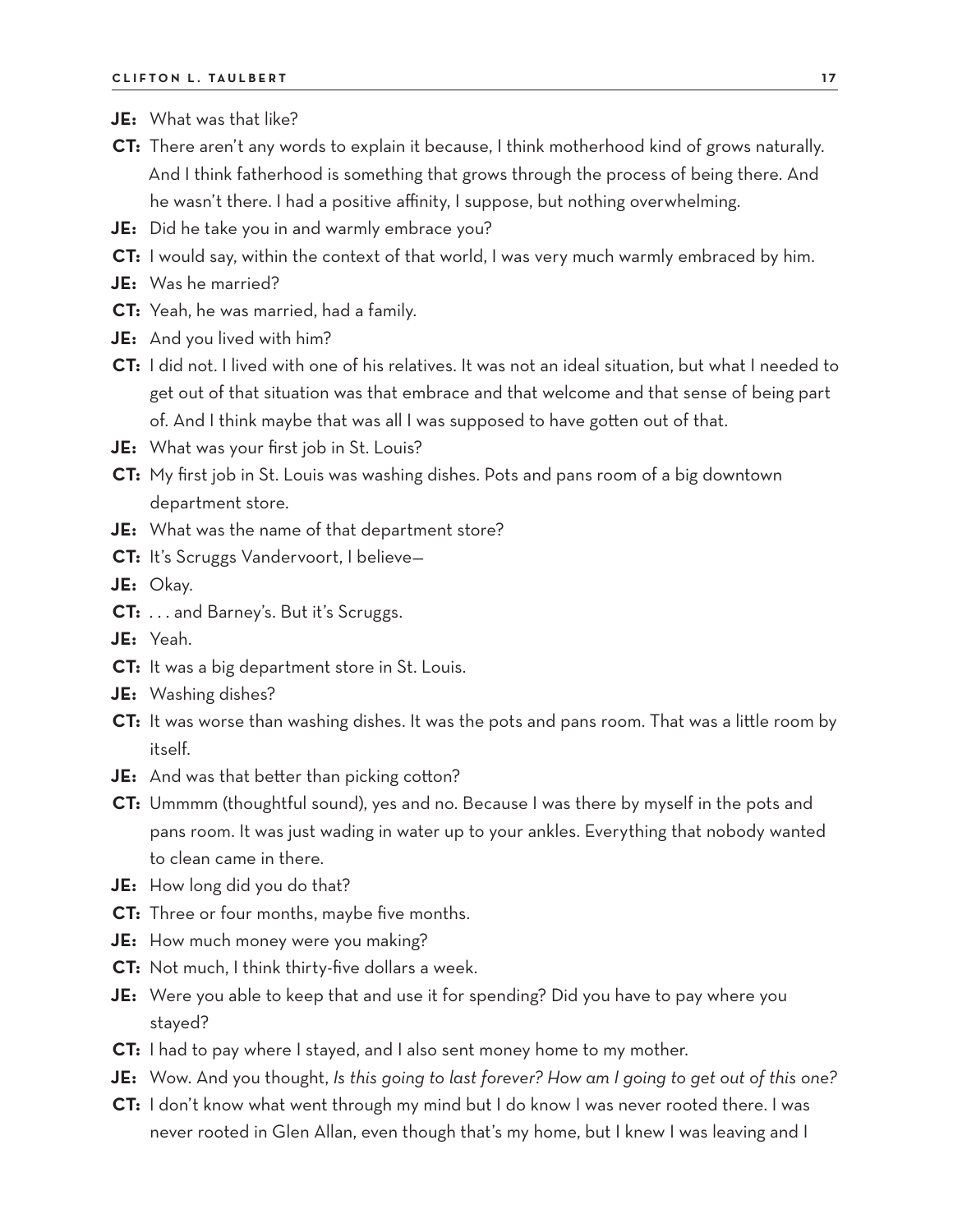**JE:** What was that like?

**CT:** There aren't any words to explain it because, I think motherhood kind of grows naturally. And I think fatherhood is something that grows through the process of being there. And he wasn't there. I had a positive affinity, I suppose, but nothing overwhelming.

**JE:** Did he take you in and warmly embrace you?

**CT:** I would say, within the context of that world, I was very much warmly embraced by him.

**JE:** Was he married?

**CT:** Yeah, he was married, had a family.

**JE:** And you lived with him?

**CT:** I did not. I lived with one of his relatives. It was not an ideal situation, but what I needed to get out of that situation was that embrace and that welcome and that sense of being part of. And I think maybe that was all I was supposed to have gotten out of that.

**JE:** What was your first job in St. Louis?

**CT:** My first job in St. Louis was washing dishes. Pots and pans room of a big downtown department store.

**JE:** What was the name of that department store?

**CT:** It's Scruggs Vandervoort, I believe—

**JE:** Okay.

**CT:** . . . and Barney's. But it's Scruggs.

**JE:** Yeah.

**CT:** It was a big department store in St. Louis.

**JE:** Washing dishes?

**CT:** It was worse than washing dishes. It was the pots and pans room. That was a little room by itself.

**JE:** And was that better than picking cotton?

**CT:** Ummmm (thoughtful sound), yes and no. Because I was there by myself in the pots and pans room. It was just wading in water up to your ankles. Everything that nobody wanted to clean came in there.

**JE:** How long did you do that?

**CT:** Three or four months, maybe five months.

**JE:** How much money were you making?

**CT:** Not much, I think thirty-five dollars a week.

**JE:** Were you able to keep that and use it for spending? Did you have to pay where you stayed?

**CT:** I had to pay where I stayed, and I also sent money home to my mother.

**JE:** Wow. And you thought, *Is this going to last forever? How am I going to get out of this one?*

**CT:** I don't know what went through my mind but I do know I was never rooted there. I was never rooted in Glen Allan, even though that's my home, but I knew I was leaving and I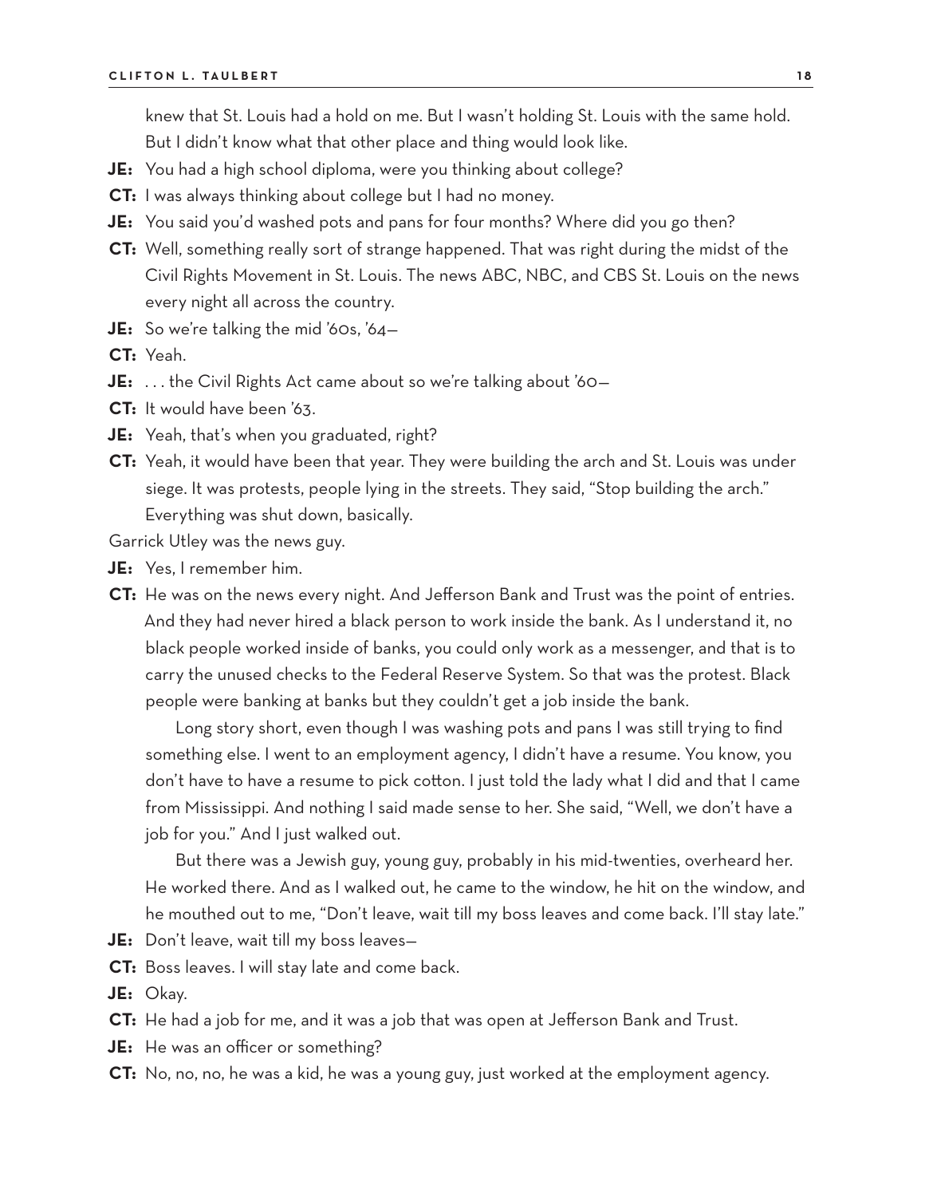knew that St. Louis had a hold on me. But I wasn't holding St. Louis with the same hold. But I didn't know what that other place and thing would look like.

**JE:** You had a high school diploma, were you thinking about college?

**CT:** I was always thinking about college but I had no money.

**JE:** You said you'd washed pots and pans for four months? Where did you go then?

**CT:** Well, something really sort of strange happened. That was right during the midst of the Civil Rights Movement in St. Louis. The news ABC, NBC, and CBS St. Louis on the news every night all across the country.

**JE:** So we're talking the mid '60s, '64—

**CT:** Yeah.

**JE:** . . . the Civil Rights Act came about so we're talking about '60—

**CT:** It would have been '63.

**JE:** Yeah, that's when you graduated, right?

**CT:** Yeah, it would have been that year. They were building the arch and St. Louis was under siege. It was protests, people lying in the streets. They said, "Stop building the arch." Everything was shut down, basically.

Garrick Utley was the news guy.

**JE:** Yes, I remember him.

**CT:** He was on the news every night. And Jefferson Bank and Trust was the point of entries. And they had never hired a black person to work inside the bank. As I understand it, no black people worked inside of banks, you could only work as a messenger, and that is to carry the unused checks to the Federal Reserve System. So that was the protest. Black people were banking at banks but they couldn't get a job inside the bank.

Long story short, even though I was washing pots and pans I was still trying to find something else. I went to an employment agency, I didn't have a resume. You know, you don't have to have a resume to pick cotton. I just told the lady what I did and that I came from Mississippi. And nothing I said made sense to her. She said, "Well, we don't have a job for you." And I just walked out.

But there was a Jewish guy, young guy, probably in his mid-twenties, overheard her. He worked there. And as I walked out, he came to the window, he hit on the window, and he mouthed out to me, "Don't leave, wait till my boss leaves and come back. I'll stay late."

**JE:** Don't leave, wait till my boss leaves—

**CT:** Boss leaves. I will stay late and come back.

**JE:** Okay.

**CT:** He had a job for me, and it was a job that was open at Jefferson Bank and Trust.

**JE:** He was an officer or something?

**CT:** No, no, no, he was a kid, he was a young guy, just worked at the employment agency.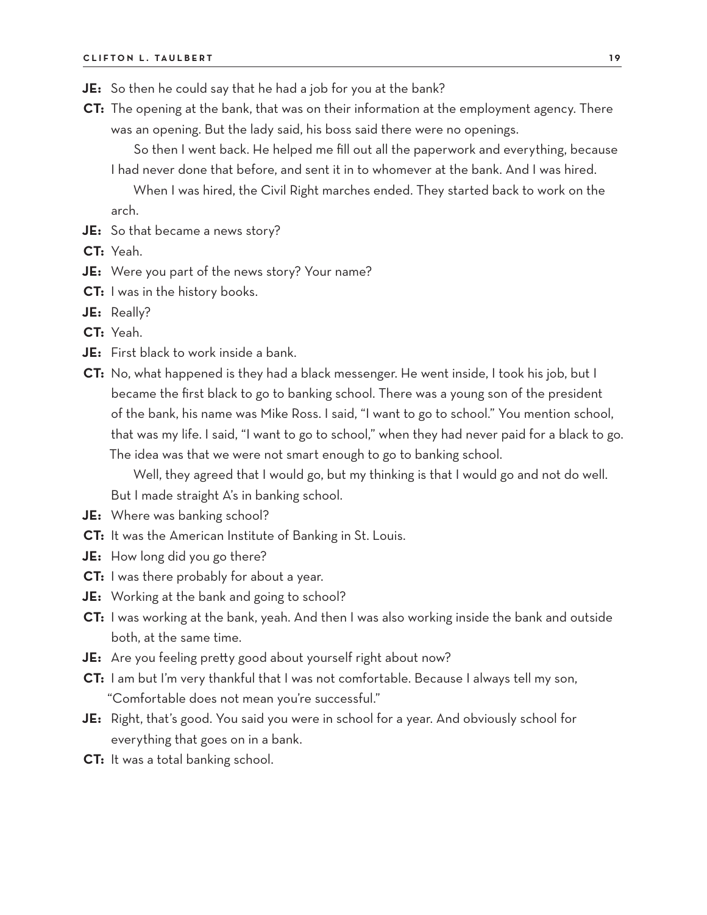**JE:** So then he could say that he had a job for you at the bank?

**CT:** The opening at the bank, that was on their information at the employment agency. There was an opening. But the lady said, his boss said there were no openings.

So then I went back. He helped me fill out all the paperwork and everything, because I had never done that before, and sent it in to whomever at the bank. And I was hired.

When I was hired, the Civil Right marches ended. They started back to work on the arch.

**JE:** So that became a news story?

**CT:** Yeah.

**JE:** Were you part of the news story? Your name?

**CT:** I was in the history books.

**JE:** Really?

**CT:** Yeah.

**JE:** First black to work inside a bank.

**CT:** No, what happened is they had a black messenger. He went inside, I took his job, but I became the first black to go to banking school. There was a young son of the president of the bank, his name was Mike Ross. I said, "I want to go to school." You mention school, that was my life. I said, "I want to go to school," when they had never paid for a black to go. The idea was that we were not smart enough to go to banking school.

Well, they agreed that I would go, but my thinking is that I would go and not do well. But I made straight A's in banking school.

**JE:** Where was banking school?

**CT:** It was the American Institute of Banking in St. Louis.

**JE:** How long did you go there?

**CT:** I was there probably for about a year.

**JE:** Working at the bank and going to school?

**CT:** I was working at the bank, yeah. And then I was also working inside the bank and outside both, at the same time.

**JE:** Are you feeling pretty good about yourself right about now?

**CT:** I am but I'm very thankful that I was not comfortable. Because I always tell my son, "Comfortable does not mean you're successful."

**JE:** Right, that's good. You said you were in school for a year. And obviously school for everything that goes on in a bank.

**CT:** It was a total banking school.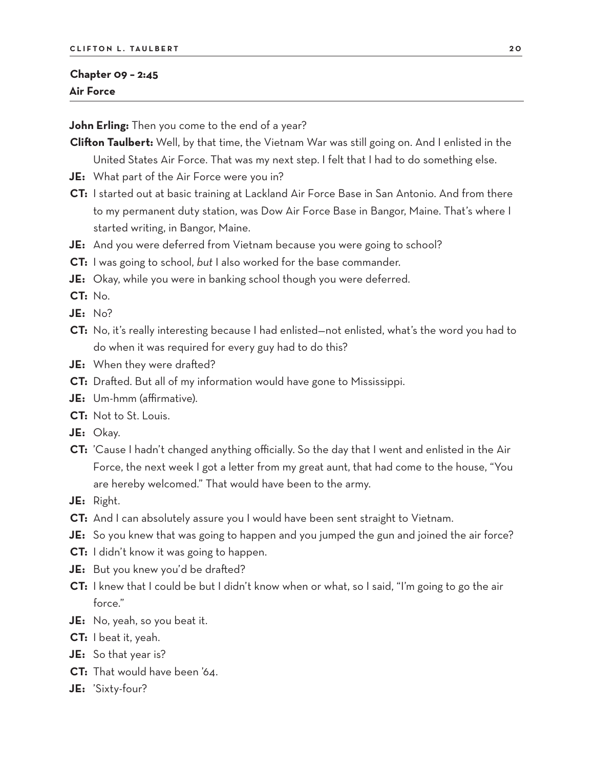## Chapter 09 – 2:45
### Air Force

**John Erling:** Then you come to the end of a year?

**Clifton Taulbert:** Well, by that time, the Vietnam War was still going on. And I enlisted in the United States Air Force. That was my next step. I felt that I had to do something else.

**JE:** What part of the Air Force were you in?

**CT:** I started out at basic training at Lackland Air Force Base in San Antonio. And from there to my permanent duty station, was Dow Air Force Base in Bangor, Maine. That's where I started writing, in Bangor, Maine.

**JE:** And you were deferred from Vietnam because you were going to school?

**CT:** I was going to school, *but* I also worked for the base commander.

**JE:** Okay, while you were in banking school though you were deferred.

**CT:** No.

**JE:** No?

**CT:** No, it's really interesting because I had enlisted—not enlisted, what's the word you had to do when it was required for every guy had to do this?

**JE:** When they were drafted?

**CT:** Drafted. But all of my information would have gone to Mississippi.

**JE:** Um-hmm (affirmative).

**CT:** Not to St. Louis.

**JE:** Okay.

**CT:** 'Cause I hadn't changed anything officially. So the day that I went and enlisted in the Air Force, the next week I got a letter from my great aunt, that had come to the house, "You are hereby welcomed." That would have been to the army.

**JE:** Right.

**CT:** And I can absolutely assure you I would have been sent straight to Vietnam.

**JE:** So you knew that was going to happen and you jumped the gun and joined the air force?

**CT:** I didn't know it was going to happen.

**JE:** But you knew you'd be drafted?

**CT:** I knew that I could be but I didn't know when or what, so I said, "I'm going to go the air force."

**JE:** No, yeah, so you beat it.

**CT:** I beat it, yeah.

**JE:** So that year is?

**CT:** That would have been '64.

**JE:** 'Sixty-four?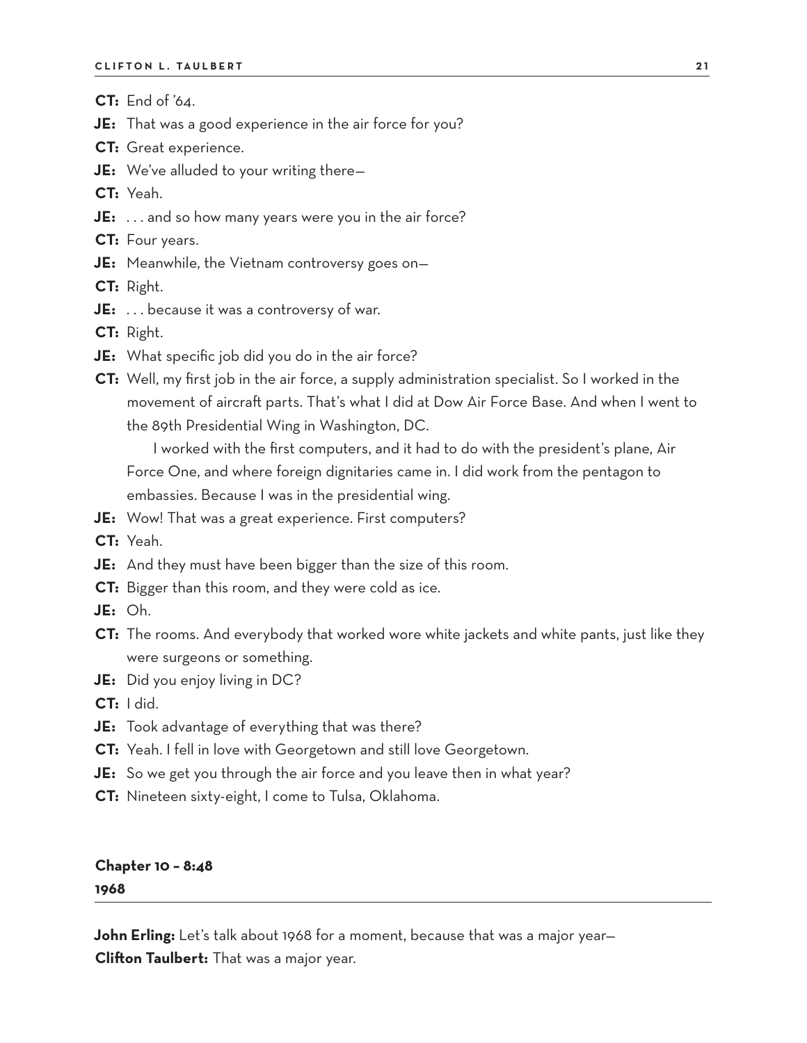**CT:** End of '64.

**JE:** That was a good experience in the air force for you?

**CT:** Great experience.

**JE:** We've alluded to your writing there—

**CT:** Yeah.

**JE:** . . . and so how many years were you in the air force?

**CT:** Four years.

**JE:** Meanwhile, the Vietnam controversy goes on—

**CT:** Right.

**JE:** . . . because it was a controversy of war.

**CT:** Right.

**JE:** What specific job did you do in the air force?

**CT:** Well, my first job in the air force, a supply administration specialist. So I worked in the movement of aircraft parts. That's what I did at Dow Air Force Base. And when I went to the 89th Presidential Wing in Washington, DC.

I worked with the first computers, and it had to do with the president's plane, Air Force One, and where foreign dignitaries came in. I did work from the pentagon to embassies. Because I was in the presidential wing.

**JE:** Wow! That was a great experience. First computers?

**CT:** Yeah.

**JE:** And they must have been bigger than the size of this room.

**CT:** Bigger than this room, and they were cold as ice.

**JE:** Oh.

**CT:** The rooms. And everybody that worked wore white jackets and white pants, just like they were surgeons or something.

**JE:** Did you enjoy living in DC?

**CT:** I did.

**JE:** Took advantage of everything that was there?

**CT:** Yeah. I fell in love with Georgetown and still love Georgetown.

**JE:** So we get you through the air force and you leave then in what year?

**CT:** Nineteen sixty-eight, I come to Tulsa, Oklahoma.

## Chapter 10 – 8:48
### 1968

**John Erling:** Let's talk about 1968 for a moment, because that was a major year—

**Clifton Taulbert:** That was a major year.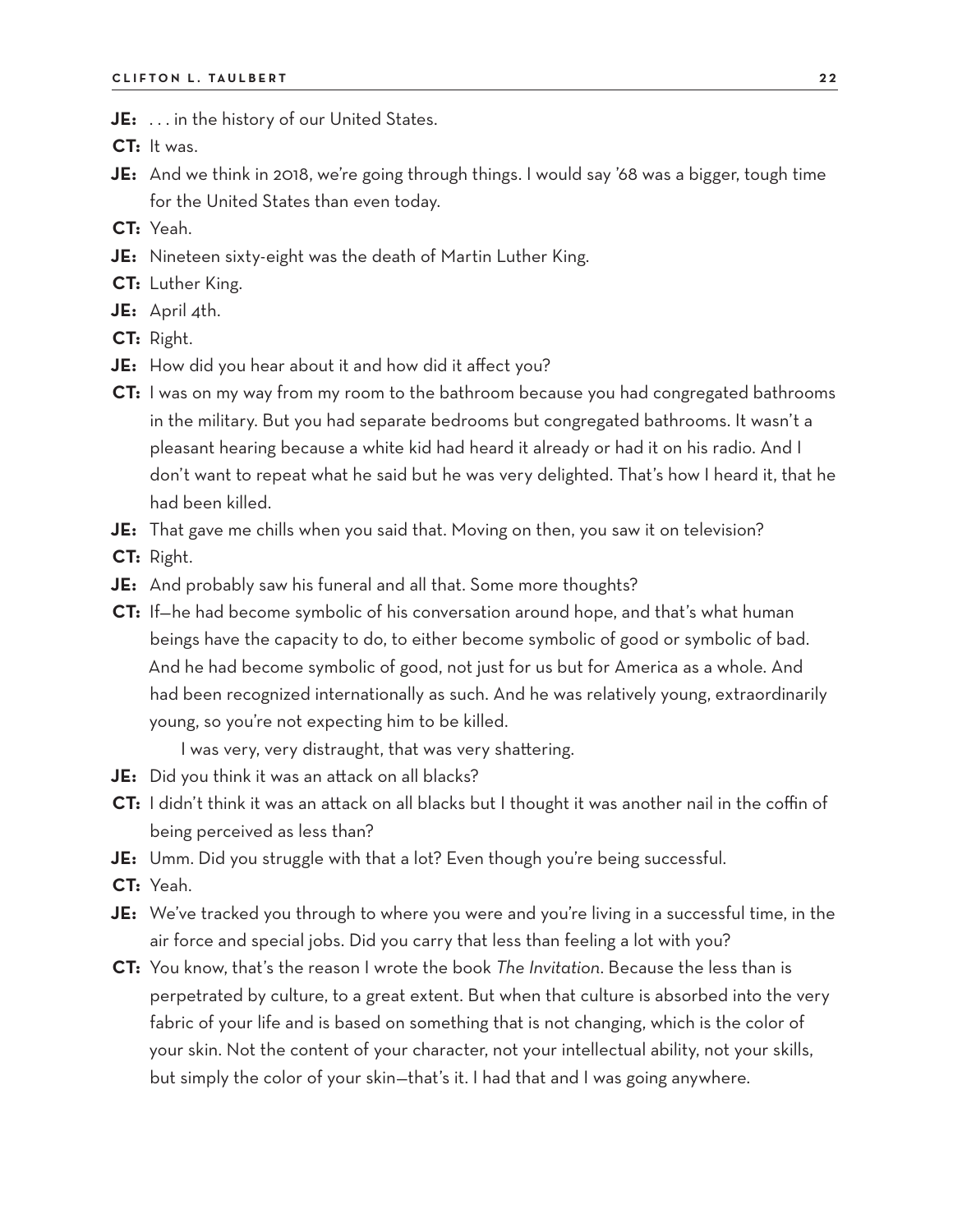**JE:** . . . in the history of our United States.

**CT:** It was.

**JE:** And we think in 2018, we're going through things. I would say '68 was a bigger, tough time for the United States than even today.

**CT:** Yeah.

**JE:** Nineteen sixty-eight was the death of Martin Luther King.

**CT:** Luther King.

**JE:** April 4th.

**CT:** Right.

**JE:** How did you hear about it and how did it affect you?

**CT:** I was on my way from my room to the bathroom because you had congregated bathrooms in the military. But you had separate bedrooms but congregated bathrooms. It wasn't a pleasant hearing because a white kid had heard it already or had it on his radio. And I don't want to repeat what he said but he was very delighted. That's how I heard it, that he had been killed.

**JE:** That gave me chills when you said that. Moving on then, you saw it on television?

**CT:** Right.

**JE:** And probably saw his funeral and all that. Some more thoughts?

**CT:** If—he had become symbolic of his conversation around hope, and that's what human beings have the capacity to do, to either become symbolic of good or symbolic of bad. And he had become symbolic of good, not just for us but for America as a whole. And had been recognized internationally as such. And he was relatively young, extraordinarily young, so you're not expecting him to be killed.

I was very, very distraught, that was very shattering.

**JE:** Did you think it was an attack on all blacks?

**CT:** I didn't think it was an attack on all blacks but I thought it was another nail in the coffin of being perceived as less than?

**JE:** Umm. Did you struggle with that a lot? Even though you're being successful.

**CT:** Yeah.

**JE:** We've tracked you through to where you were and you're living in a successful time, in the air force and special jobs. Did you carry that less than feeling a lot with you?

**CT:** You know, that's the reason I wrote the book *The Invitation*. Because the less than is perpetrated by culture, to a great extent. But when that culture is absorbed into the very fabric of your life and is based on something that is not changing, which is the color of your skin. Not the content of your character, not your intellectual ability, not your skills, but simply the color of your skin—that's it. I had that and I was going anywhere.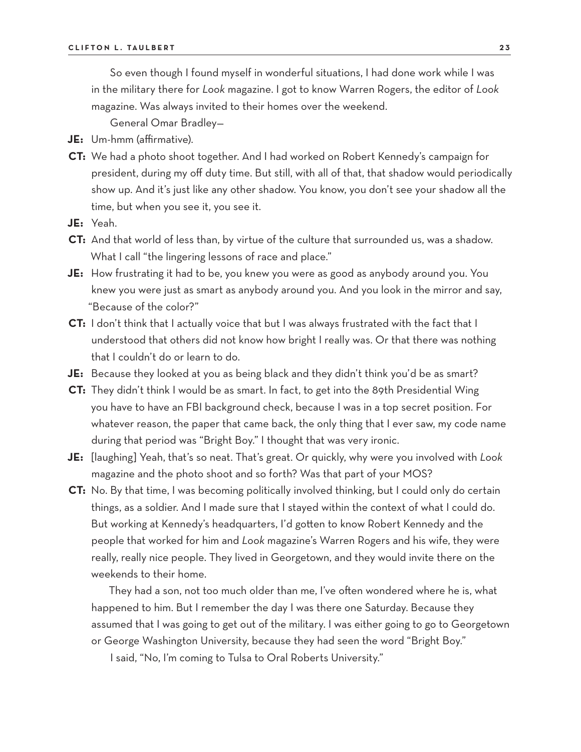So even though I found myself in wonderful situations, I had done work while I was in the military there for *Look* magazine. I got to know Warren Rogers, the editor of *Look* magazine. Was always invited to their homes over the weekend.

General Omar Bradley—

**JE:** Um-hmm (affirmative).

**CT:** We had a photo shoot together. And I had worked on Robert Kennedy's campaign for president, during my off duty time. But still, with all of that, that shadow would periodically show up. And it's just like any other shadow. You know, you don't see your shadow all the time, but when you see it, you see it.

**JE:** Yeah.

**CT:** And that world of less than, by virtue of the culture that surrounded us, was a shadow. What I call "the lingering lessons of race and place."

**JE:** How frustrating it had to be, you knew you were as good as anybody around you. You knew you were just as smart as anybody around you. And you look in the mirror and say, "Because of the color?"

**CT:** I don't think that I actually voice that but I was always frustrated with the fact that I understood that others did not know how bright I really was. Or that there was nothing that I couldn't do or learn to do.

**JE:** Because they looked at you as being black and they didn't think you'd be as smart?

**CT:** They didn't think I would be as smart. In fact, to get into the 89th Presidential Wing you have to have an FBI background check, because I was in a top secret position. For whatever reason, the paper that came back, the only thing that I ever saw, my code name during that period was "Bright Boy." I thought that was very ironic.

**JE:** [laughing] Yeah, that's so neat. That's great. Or quickly, why were you involved with *Look* magazine and the photo shoot and so forth? Was that part of your MOS?

**CT:** No. By that time, I was becoming politically involved thinking, but I could only do certain things, as a soldier. And I made sure that I stayed within the context of what I could do. But working at Kennedy's headquarters, I'd gotten to know Robert Kennedy and the people that worked for him and *Look* magazine's Warren Rogers and his wife, they were really, really nice people. They lived in Georgetown, and they would invite there on the weekends to their home.

They had a son, not too much older than me, I've often wondered where he is, what happened to him. But I remember the day I was there one Saturday. Because they assumed that I was going to get out of the military. I was either going to go to Georgetown or George Washington University, because they had seen the word "Bright Boy."

I said, "No, I'm coming to Tulsa to Oral Roberts University."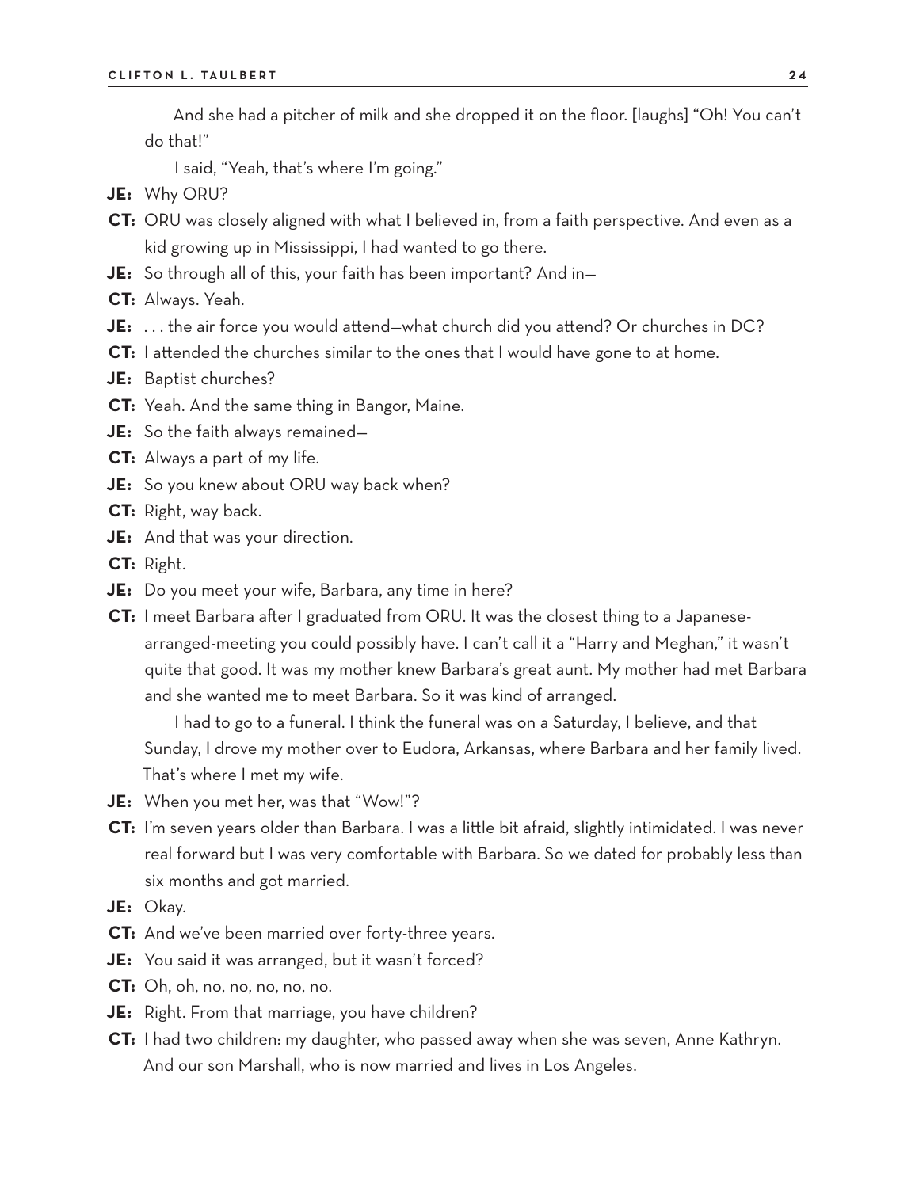And she had a pitcher of milk and she dropped it on the floor. [laughs] "Oh! You can't do that!"

I said, "Yeah, that's where I'm going."

**JE:** Why ORU?

**CT:** ORU was closely aligned with what I believed in, from a faith perspective. And even as a kid growing up in Mississippi, I had wanted to go there.

**JE:** So through all of this, your faith has been important? And in—

**CT:** Always. Yeah.

**JE:** . . . the air force you would attend—what church did you attend? Or churches in DC?

**CT:** I attended the churches similar to the ones that I would have gone to at home.

**JE:** Baptist churches?

**CT:** Yeah. And the same thing in Bangor, Maine.

**JE:** So the faith always remained—

**CT:** Always a part of my life.

**JE:** So you knew about ORU way back when?

**CT:** Right, way back.

**JE:** And that was your direction.

**CT:** Right.

**JE:** Do you meet your wife, Barbara, any time in here?

**CT:** I meet Barbara after I graduated from ORU. It was the closest thing to a Japanese-arranged-meeting you could possibly have. I can't call it a "Harry and Meghan," it wasn't quite that good. It was my mother knew Barbara's great aunt. My mother had met Barbara and she wanted me to meet Barbara. So it was kind of arranged.

I had to go to a funeral. I think the funeral was on a Saturday, I believe, and that Sunday, I drove my mother over to Eudora, Arkansas, where Barbara and her family lived. That's where I met my wife.

**JE:** When you met her, was that "Wow!"?

**CT:** I'm seven years older than Barbara. I was a little bit afraid, slightly intimidated. I was never real forward but I was very comfortable with Barbara. So we dated for probably less than six months and got married.

**JE:** Okay.

**CT:** And we've been married over forty-three years.

**JE:** You said it was arranged, but it wasn't forced?

**CT:** Oh, oh, no, no, no, no, no.

**JE:** Right. From that marriage, you have children?

**CT:** I had two children: my daughter, who passed away when she was seven, Anne Kathryn. And our son Marshall, who is now married and lives in Los Angeles.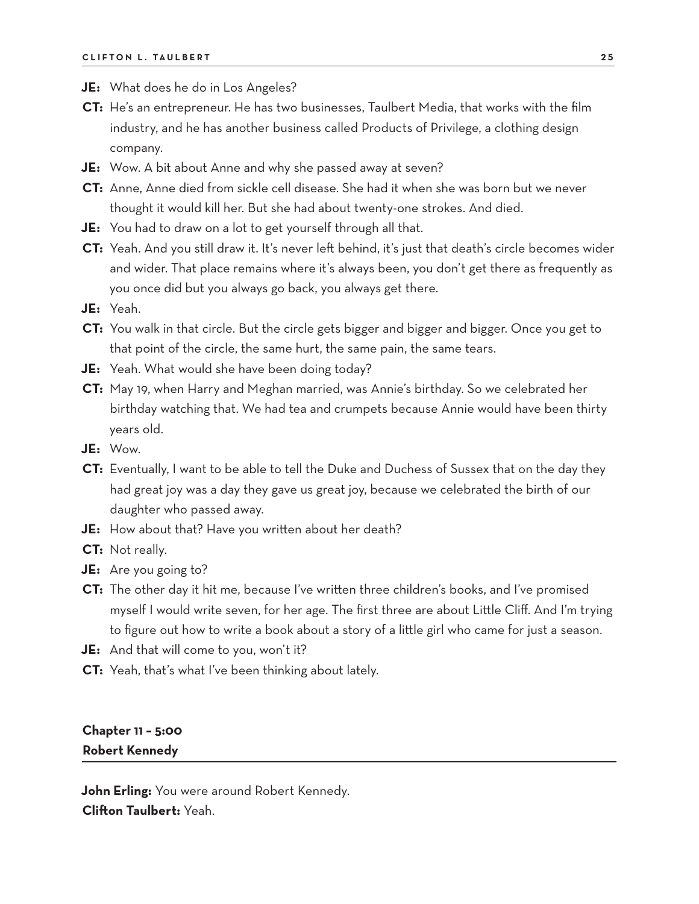**JE:** What does he do in Los Angeles?

**CT:** He's an entrepreneur. He has two businesses, Taulbert Media, that works with the film industry, and he has another business called Products of Privilege, a clothing design company.

**JE:** Wow. A bit about Anne and why she passed away at seven?

**CT:** Anne, Anne died from sickle cell disease. She had it when she was born but we never thought it would kill her. But she had about twenty-one strokes. And died.

**JE:** You had to draw on a lot to get yourself through all that.

**CT:** Yeah. And you still draw it. It's never left behind, it's just that death's circle becomes wider and wider. That place remains where it's always been, you don't get there as frequently as you once did but you always go back, you always get there.

**JE:** Yeah.

**CT:** You walk in that circle. But the circle gets bigger and bigger and bigger. Once you get to that point of the circle, the same hurt, the same pain, the same tears.

**JE:** Yeah. What would she have been doing today?

**CT:** May 19, when Harry and Meghan married, was Annie's birthday. So we celebrated her birthday watching that. We had tea and crumpets because Annie would have been thirty years old.

**JE:** Wow.

**CT:** Eventually, I want to be able to tell the Duke and Duchess of Sussex that on the day they had great joy was a day they gave us great joy, because we celebrated the birth of our daughter who passed away.

**JE:** How about that? Have you written about her death?

**CT:** Not really.

**JE:** Are you going to?

**CT:** The other day it hit me, because I've written three children's books, and I've promised myself I would write seven, for her age. The first three are about Little Cliff. And I'm trying to figure out how to write a book about a story of a little girl who came for just a season.

**JE:** And that will come to you, won't it?

**CT:** Yeah, that's what I've been thinking about lately.

## Chapter 11 – 5:00
## Robert Kennedy

**John Erling:** You were around Robert Kennedy.

**Clifton Taulbert:** Yeah.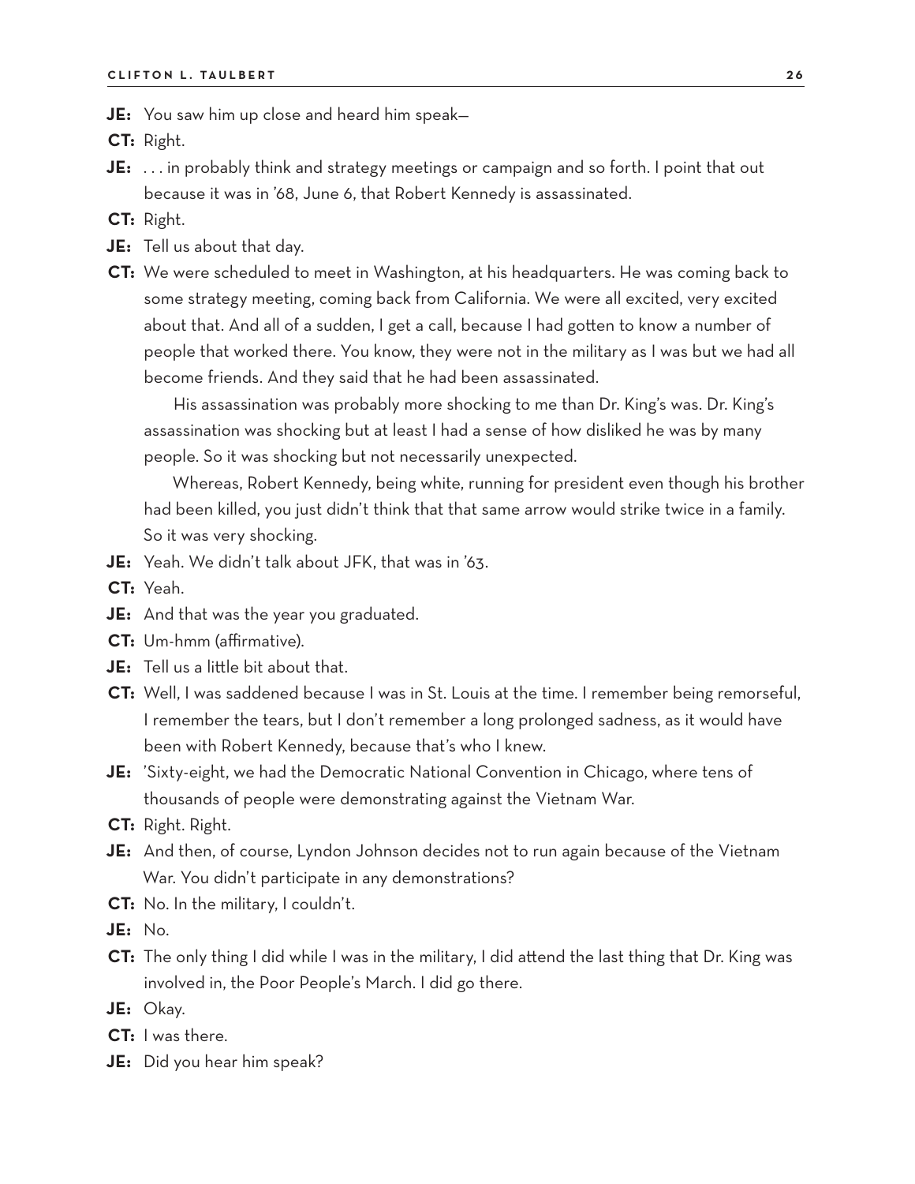**JE:** You saw him up close and heard him speak—

**CT:** Right.

**JE:** . . . in probably think and strategy meetings or campaign and so forth. I point that out because it was in '68, June 6, that Robert Kennedy is assassinated.

**CT:** Right.

**JE:** Tell us about that day.

**CT:** We were scheduled to meet in Washington, at his headquarters. He was coming back to some strategy meeting, coming back from California. We were all excited, very excited about that. And all of a sudden, I get a call, because I had gotten to know a number of people that worked there. You know, they were not in the military as I was but we had all become friends. And they said that he had been assassinated.

His assassination was probably more shocking to me than Dr. King's was. Dr. King's assassination was shocking but at least I had a sense of how disliked he was by many people. So it was shocking but not necessarily unexpected.

Whereas, Robert Kennedy, being white, running for president even though his brother had been killed, you just didn't think that that same arrow would strike twice in a family. So it was very shocking.

**JE:** Yeah. We didn't talk about JFK, that was in '63.

**CT:** Yeah.

**JE:** And that was the year you graduated.

**CT:** Um-hmm (affirmative).

**JE:** Tell us a little bit about that.

**CT:** Well, I was saddened because I was in St. Louis at the time. I remember being remorseful, I remember the tears, but I don't remember a long prolonged sadness, as it would have been with Robert Kennedy, because that's who I knew.

**JE:** 'Sixty-eight, we had the Democratic National Convention in Chicago, where tens of thousands of people were demonstrating against the Vietnam War.

**CT:** Right. Right.

**JE:** And then, of course, Lyndon Johnson decides not to run again because of the Vietnam War. You didn't participate in any demonstrations?

**CT:** No. In the military, I couldn't.

**JE:** No.

**CT:** The only thing I did while I was in the military, I did attend the last thing that Dr. King was involved in, the Poor People's March. I did go there.

**JE:** Okay.

**CT:** I was there.

**JE:** Did you hear him speak?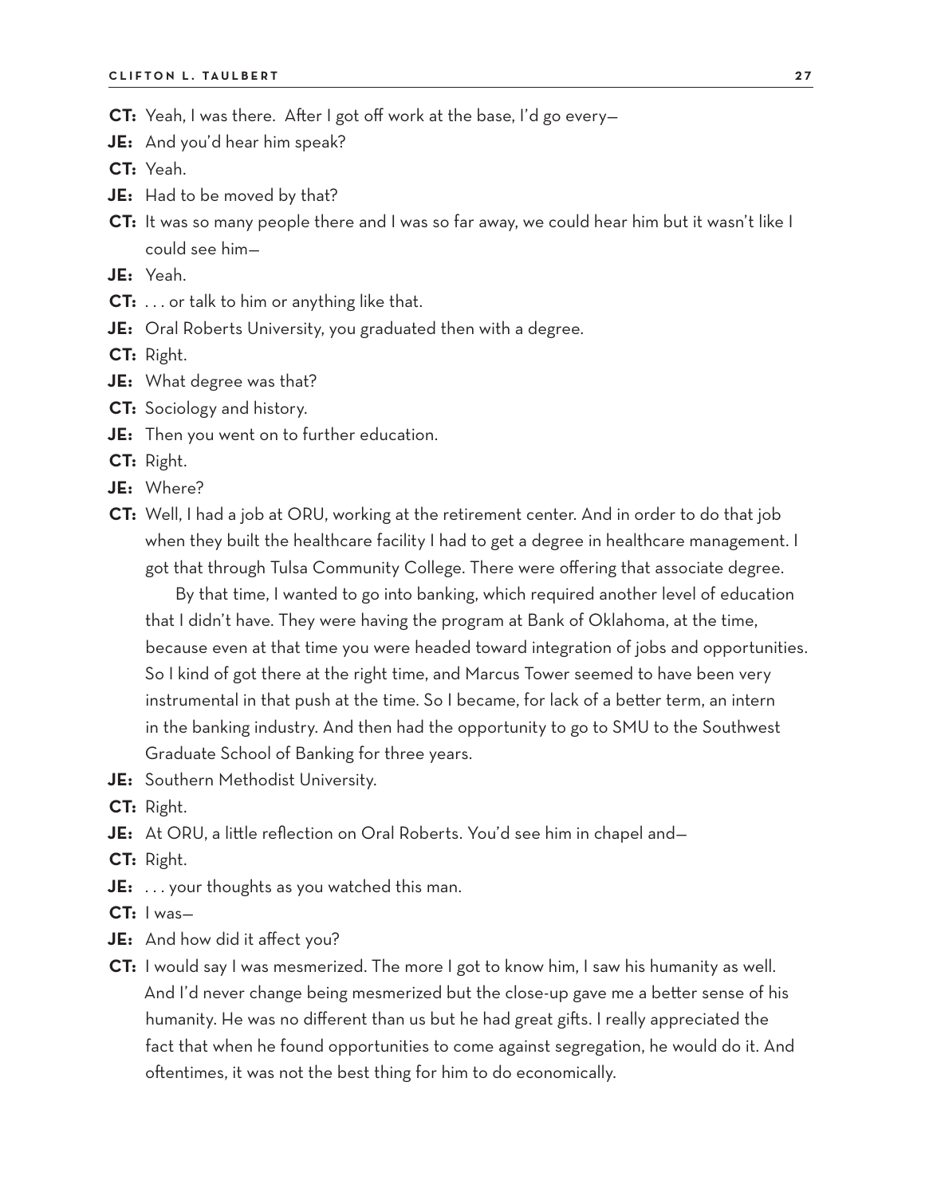**CT:** Yeah, I was there. After I got off work at the base, I'd go every—

**JE:** And you'd hear him speak?

**CT:** Yeah.

**JE:** Had to be moved by that?

**CT:** It was so many people there and I was so far away, we could hear him but it wasn't like I could see him—

**JE:** Yeah.

**CT:** . . . or talk to him or anything like that.

**JE:** Oral Roberts University, you graduated then with a degree.

**CT:** Right.

**JE:** What degree was that?

**CT:** Sociology and history.

**JE:** Then you went on to further education.

**CT:** Right.

**JE:** Where?

**CT:** Well, I had a job at ORU, working at the retirement center. And in order to do that job when they built the healthcare facility I had to get a degree in healthcare management. I got that through Tulsa Community College. There were offering that associate degree.

By that time, I wanted to go into banking, which required another level of education that I didn't have. They were having the program at Bank of Oklahoma, at the time, because even at that time you were headed toward integration of jobs and opportunities. So I kind of got there at the right time, and Marcus Tower seemed to have been very instrumental in that push at the time. So I became, for lack of a better term, an intern in the banking industry. And then had the opportunity to go to SMU to the Southwest Graduate School of Banking for three years.

**JE:** Southern Methodist University.

**CT:** Right.

**JE:** At ORU, a little reflection on Oral Roberts. You'd see him in chapel and—

**CT:** Right.

**JE:** . . . your thoughts as you watched this man.

**CT:** I was—

**JE:** And how did it affect you?

**CT:** I would say I was mesmerized. The more I got to know him, I saw his humanity as well. And I'd never change being mesmerized but the close-up gave me a better sense of his humanity. He was no different than us but he had great gifts. I really appreciated the fact that when he found opportunities to come against segregation, he would do it. And oftentimes, it was not the best thing for him to do economically.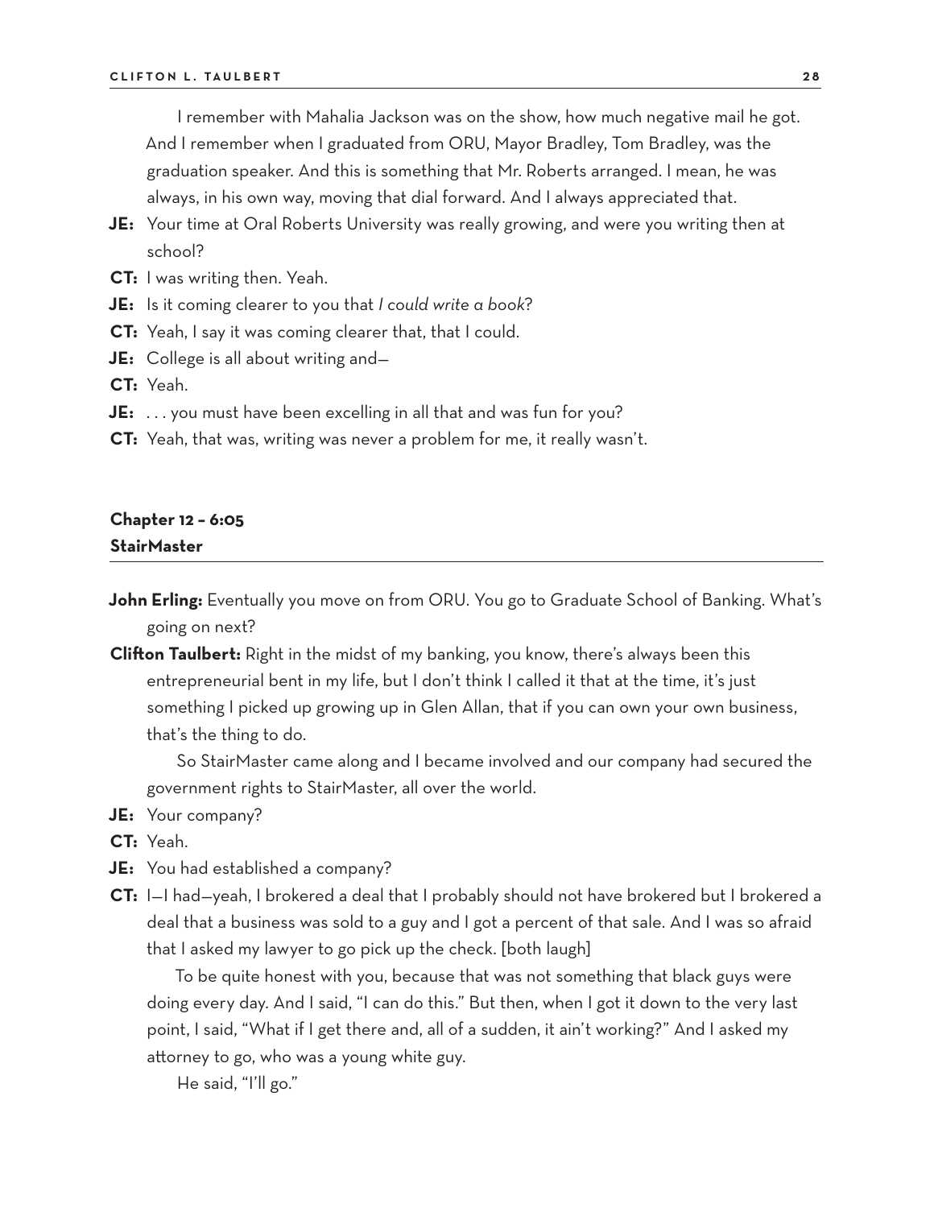I remember with Mahalia Jackson was on the show, how much negative mail he got. And I remember when I graduated from ORU, Mayor Bradley, Tom Bradley, was the graduation speaker. And this is something that Mr. Roberts arranged. I mean, he was always, in his own way, moving that dial forward. And I always appreciated that.

**JE:** Your time at Oral Roberts University was really growing, and were you writing then at school?

**CT:** I was writing then. Yeah.

**JE:** Is it coming clearer to you that *I could write a book*?

**CT:** Yeah, I say it was coming clearer that, that I could.

**JE:** College is all about writing and—

**CT:** Yeah.

**JE:** . . . you must have been excelling in all that and was fun for you?

**CT:** Yeah, that was, writing was never a problem for me, it really wasn't.

## Chapter 12 – 6:05
## StairMaster

**John Erling:** Eventually you move on from ORU. You go to Graduate School of Banking. What's going on next?

**Clifton Taulbert:** Right in the midst of my banking, you know, there's always been this entrepreneurial bent in my life, but I don't think I called it that at the time, it's just something I picked up growing up in Glen Allan, that if you can own your own business, that's the thing to do.

So StairMaster came along and I became involved and our company had secured the government rights to StairMaster, all over the world.

**JE:** Your company?

**CT:** Yeah.

**JE:** You had established a company?

**CT:** I—I had—yeah, I brokered a deal that I probably should not have brokered but I brokered a deal that a business was sold to a guy and I got a percent of that sale. And I was so afraid that I asked my lawyer to go pick up the check. [both laugh]

To be quite honest with you, because that was not something that black guys were doing every day. And I said, "I can do this." But then, when I got it down to the very last point, I said, "What if I get there and, all of a sudden, it ain't working?" And I asked my attorney to go, who was a young white guy.

He said, "I'll go."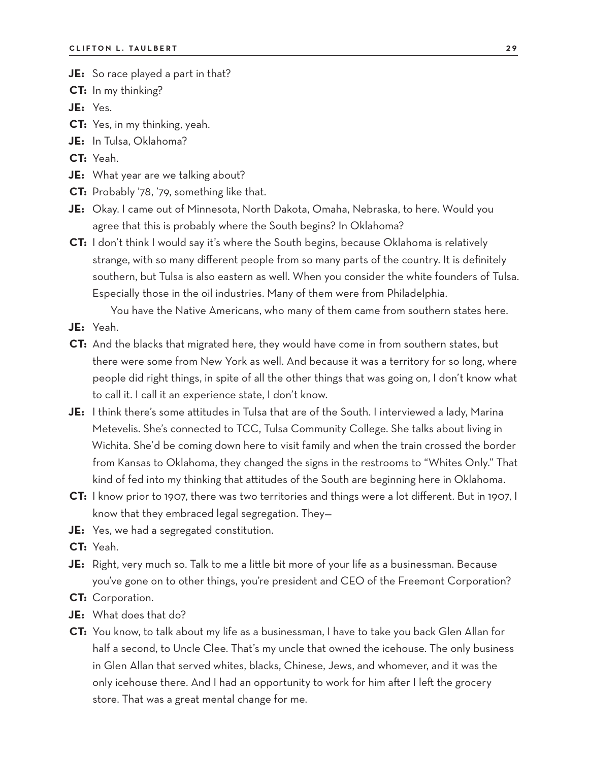**JE:** So race played a part in that?

**CT:** In my thinking?

**JE:** Yes.

**CT:** Yes, in my thinking, yeah.

**JE:** In Tulsa, Oklahoma?

**CT:** Yeah.

**JE:** What year are we talking about?

**CT:** Probably '78, '79, something like that.

**JE:** Okay. I came out of Minnesota, North Dakota, Omaha, Nebraska, to here. Would you agree that this is probably where the South begins? In Oklahoma?

**CT:** I don't think I would say it's where the South begins, because Oklahoma is relatively strange, with so many different people from so many parts of the country. It is definitely southern, but Tulsa is also eastern as well. When you consider the white founders of Tulsa. Especially those in the oil industries. Many of them were from Philadelphia.

You have the Native Americans, who many of them came from southern states here.

**JE:** Yeah.

**CT:** And the blacks that migrated here, they would have come in from southern states, but there were some from New York as well. And because it was a territory for so long, where people did right things, in spite of all the other things that was going on, I don't know what to call it. I call it an experience state, I don't know.

**JE:** I think there's some attitudes in Tulsa that are of the South. I interviewed a lady, Marina Metevelis. She's connected to TCC, Tulsa Community College. She talks about living in Wichita. She'd be coming down here to visit family and when the train crossed the border from Kansas to Oklahoma, they changed the signs in the restrooms to "Whites Only." That kind of fed into my thinking that attitudes of the South are beginning here in Oklahoma.

**CT:** I know prior to 1907, there was two territories and things were a lot different. But in 1907, I know that they embraced legal segregation. They—

**JE:** Yes, we had a segregated constitution.

**CT:** Yeah.

**JE:** Right, very much so. Talk to me a little bit more of your life as a businessman. Because you've gone on to other things, you're president and CEO of the Freemont Corporation?

**CT:** Corporation.

**JE:** What does that do?

**CT:** You know, to talk about my life as a businessman, I have to take you back Glen Allan for half a second, to Uncle Clee. That's my uncle that owned the icehouse. The only business in Glen Allan that served whites, blacks, Chinese, Jews, and whomever, and it was the only icehouse there. And I had an opportunity to work for him after I left the grocery store. That was a great mental change for me.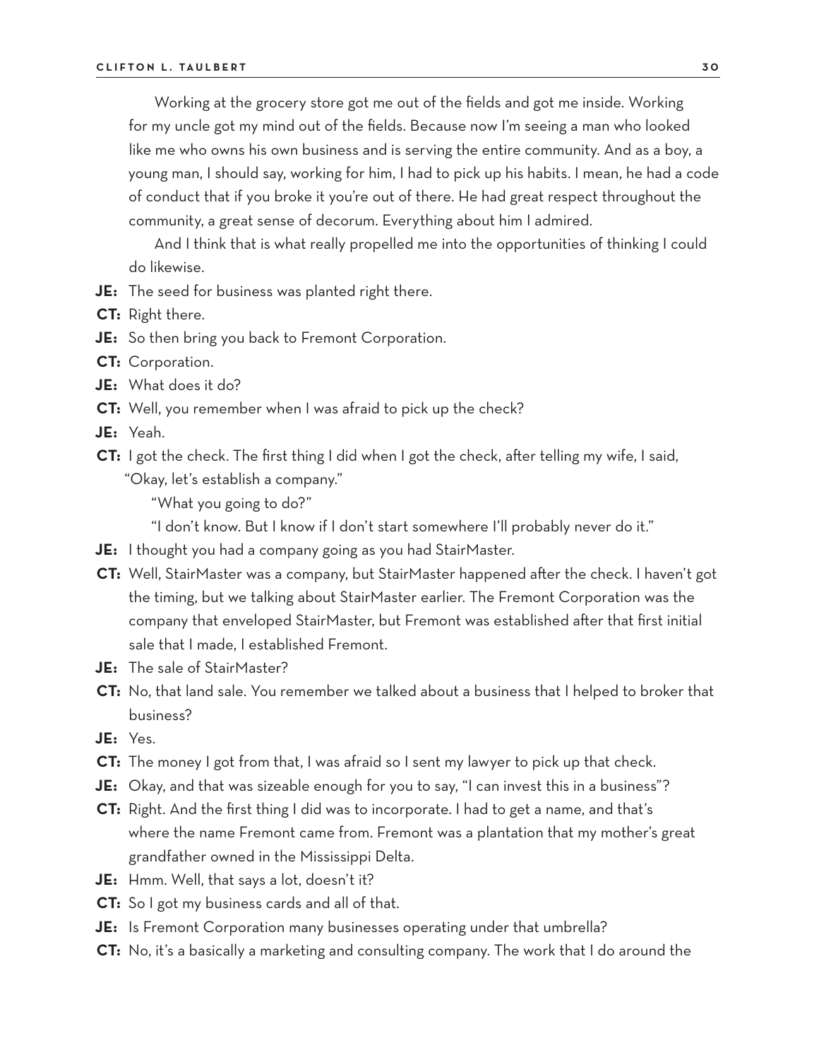Working at the grocery store got me out of the fields and got me inside. Working for my uncle got my mind out of the fields. Because now I'm seeing a man who looked like me who owns his own business and is serving the entire community. And as a boy, a young man, I should say, working for him, I had to pick up his habits. I mean, he had a code of conduct that if you broke it you're out of there. He had great respect throughout the community, a great sense of decorum. Everything about him I admired.

And I think that is what really propelled me into the opportunities of thinking I could do likewise.

**JE:** The seed for business was planted right there.

**CT:** Right there.

**JE:** So then bring you back to Fremont Corporation.

**CT:** Corporation.

**JE:** What does it do?

**CT:** Well, you remember when I was afraid to pick up the check?

**JE:** Yeah.

**CT:** I got the check. The first thing I did when I got the check, after telling my wife, I said, "Okay, let's establish a company."

"What you going to do?"

"I don't know. But I know if I don't start somewhere I'll probably never do it."

**JE:** I thought you had a company going as you had StairMaster.

**CT:** Well, StairMaster was a company, but StairMaster happened after the check. I haven't got the timing, but we talking about StairMaster earlier. The Fremont Corporation was the company that enveloped StairMaster, but Fremont was established after that first initial sale that I made, I established Fremont.

**JE:** The sale of StairMaster?

**CT:** No, that land sale. You remember we talked about a business that I helped to broker that business?

**JE:** Yes.

**CT:** The money I got from that, I was afraid so I sent my lawyer to pick up that check.

**JE:** Okay, and that was sizeable enough for you to say, "I can invest this in a business"?

**CT:** Right. And the first thing I did was to incorporate. I had to get a name, and that's where the name Fremont came from. Fremont was a plantation that my mother's great grandfather owned in the Mississippi Delta.

**JE:** Hmm. Well, that says a lot, doesn't it?

**CT:** So I got my business cards and all of that.

**JE:** Is Fremont Corporation many businesses operating under that umbrella?

**CT:** No, it's a basically a marketing and consulting company. The work that I do around the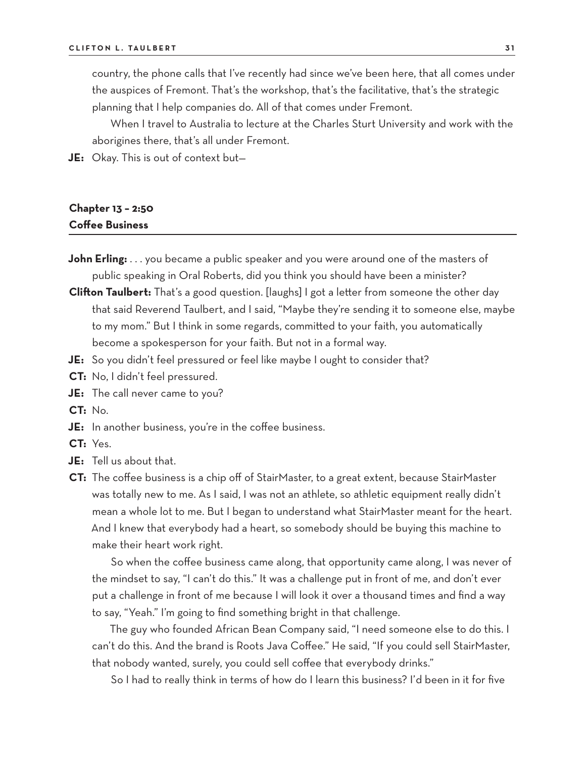country, the phone calls that I've recently had since we've been here, that all comes under the auspices of Fremont. That's the workshop, that's the facilitative, that's the strategic planning that I help companies do. All of that comes under Fremont.

When I travel to Australia to lecture at the Charles Sturt University and work with the aborigines there, that's all under Fremont.

**JE:** Okay. This is out of context but—

## Chapter 13 – 2:50
## Coffee Business

**John Erling:** . . . you became a public speaker and you were around one of the masters of public speaking in Oral Roberts, did you think you should have been a minister?

**Clifton Taulbert:** That's a good question. [laughs] I got a letter from someone the other day that said Reverend Taulbert, and I said, "Maybe they're sending it to someone else, maybe to my mom." But I think in some regards, committed to your faith, you automatically become a spokesperson for your faith. But not in a formal way.

**JE:** So you didn't feel pressured or feel like maybe I ought to consider that?

**CT:** No, I didn't feel pressured.

**JE:** The call never came to you?

**CT:** No.

**JE:** In another business, you're in the coffee business.

**CT:** Yes.

**JE:** Tell us about that.

**CT:** The coffee business is a chip off of StairMaster, to a great extent, because StairMaster was totally new to me. As I said, I was not an athlete, so athletic equipment really didn't mean a whole lot to me. But I began to understand what StairMaster meant for the heart. And I knew that everybody had a heart, so somebody should be buying this machine to make their heart work right.

So when the coffee business came along, that opportunity came along, I was never of the mindset to say, "I can't do this." It was a challenge put in front of me, and don't ever put a challenge in front of me because I will look it over a thousand times and find a way to say, "Yeah." I'm going to find something bright in that challenge.

The guy who founded African Bean Company said, "I need someone else to do this. I can't do this. And the brand is Roots Java Coffee." He said, "If you could sell StairMaster, that nobody wanted, surely, you could sell coffee that everybody drinks."

So I had to really think in terms of how do I learn this business? I'd been in it for five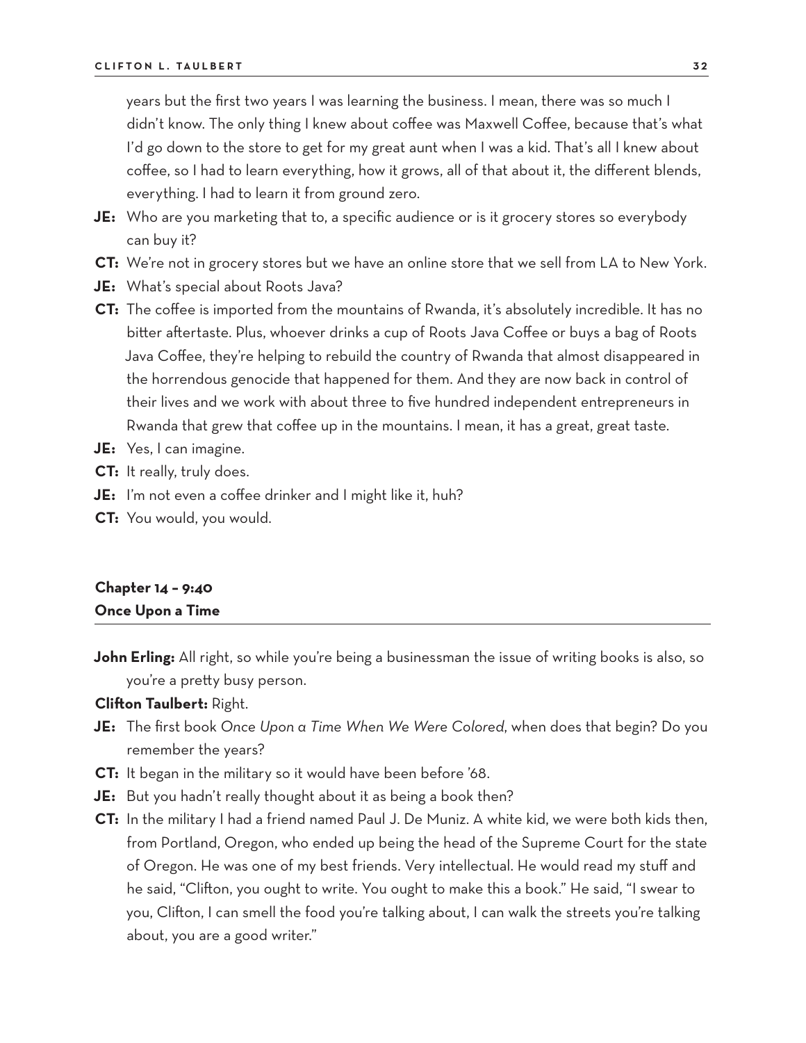years but the first two years I was learning the business. I mean, there was so much I didn't know. The only thing I knew about coffee was Maxwell Coffee, because that's what I'd go down to the store to get for my great aunt when I was a kid. That's all I knew about coffee, so I had to learn everything, how it grows, all of that about it, the different blends, everything. I had to learn it from ground zero.

**JE:** Who are you marketing that to, a specific audience or is it grocery stores so everybody can buy it?

**CT:** We're not in grocery stores but we have an online store that we sell from LA to New York.

**JE:** What's special about Roots Java?

**CT:** The coffee is imported from the mountains of Rwanda, it's absolutely incredible. It has no bitter aftertaste. Plus, whoever drinks a cup of Roots Java Coffee or buys a bag of Roots Java Coffee, they're helping to rebuild the country of Rwanda that almost disappeared in the horrendous genocide that happened for them. And they are now back in control of their lives and we work with about three to five hundred independent entrepreneurs in Rwanda that grew that coffee up in the mountains. I mean, it has a great, great taste.

**JE:** Yes, I can imagine.

**CT:** It really, truly does.

**JE:** I'm not even a coffee drinker and I might like it, huh?

**CT:** You would, you would.

## Chapter 14 – 9:40
## Once Upon a Time

**John Erling:** All right, so while you're being a businessman the issue of writing books is also, so you're a pretty busy person.

**Clifton Taulbert:** Right.

**JE:** The first book *Once Upon a Time When We Were Colored*, when does that begin? Do you remember the years?

**CT:** It began in the military so it would have been before '68.

**JE:** But you hadn't really thought about it as being a book then?

**CT:** In the military I had a friend named Paul J. De Muniz. A white kid, we were both kids then, from Portland, Oregon, who ended up being the head of the Supreme Court for the state of Oregon. He was one of my best friends. Very intellectual. He would read my stuff and he said, "Clifton, you ought to write. You ought to make this a book." He said, "I swear to you, Clifton, I can smell the food you're talking about, I can walk the streets you're talking about, you are a good writer."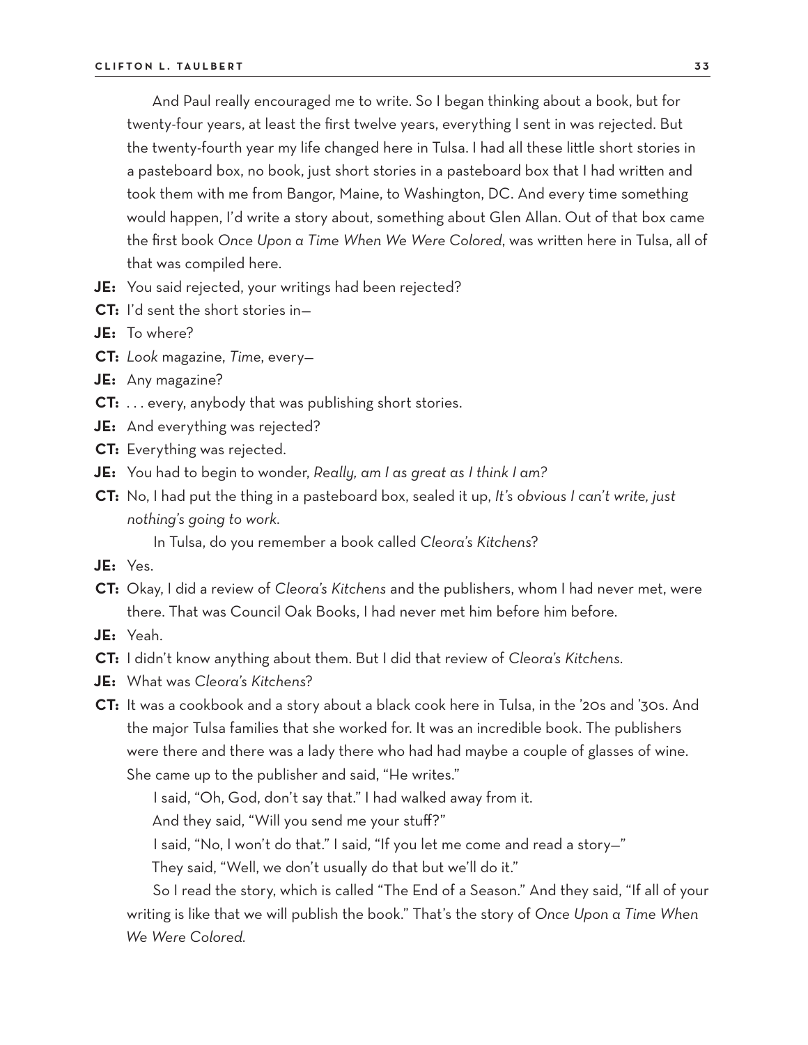And Paul really encouraged me to write. So I began thinking about a book, but for twenty-four years, at least the first twelve years, everything I sent in was rejected. But the twenty-fourth year my life changed here in Tulsa. I had all these little short stories in a pasteboard box, no book, just short stories in a pasteboard box that I had written and took them with me from Bangor, Maine, to Washington, DC. And every time something would happen, I'd write a story about, something about Glen Allan. Out of that box came the first book *Once Upon a Time When We Were Colored*, was written here in Tulsa, all of that was compiled here.

**JE:** You said rejected, your writings had been rejected?

**CT:** I'd sent the short stories in—

**JE:** To where?

**CT:** *Look* magazine, *Time*, every—

**JE:** Any magazine?

**CT:** . . . every, anybody that was publishing short stories.

**JE:** And everything was rejected?

**CT:** Everything was rejected.

**JE:** You had to begin to wonder, *Really, am I as great as I think I am?*

**CT:** No, I had put the thing in a pasteboard box, sealed it up, *It's obvious I can't write, just nothing's going to work.*

In Tulsa, do you remember a book called *Cleora's Kitchens*?

**JE:** Yes.

**CT:** Okay, I did a review of *Cleora's Kitchens* and the publishers, whom I had never met, were there. That was Council Oak Books, I had never met him before him before.

**JE:** Yeah.

**CT:** I didn't know anything about them. But I did that review of *Cleora's Kitchens*.

**JE:** What was *Cleora's Kitchens*?

**CT:** It was a cookbook and a story about a black cook here in Tulsa, in the '20s and '30s. And the major Tulsa families that she worked for. It was an incredible book. The publishers were there and there was a lady there who had had maybe a couple of glasses of wine. She came up to the publisher and said, "He writes."

I said, "Oh, God, don't say that." I had walked away from it.

And they said, "Will you send me your stuff?"

I said, "No, I won't do that." I said, "If you let me come and read a story—"

They said, "Well, we don't usually do that but we'll do it."

So I read the story, which is called "The End of a Season." And they said, "If all of your writing is like that we will publish the book." That's the story of *Once Upon a Time When We Were Colored*.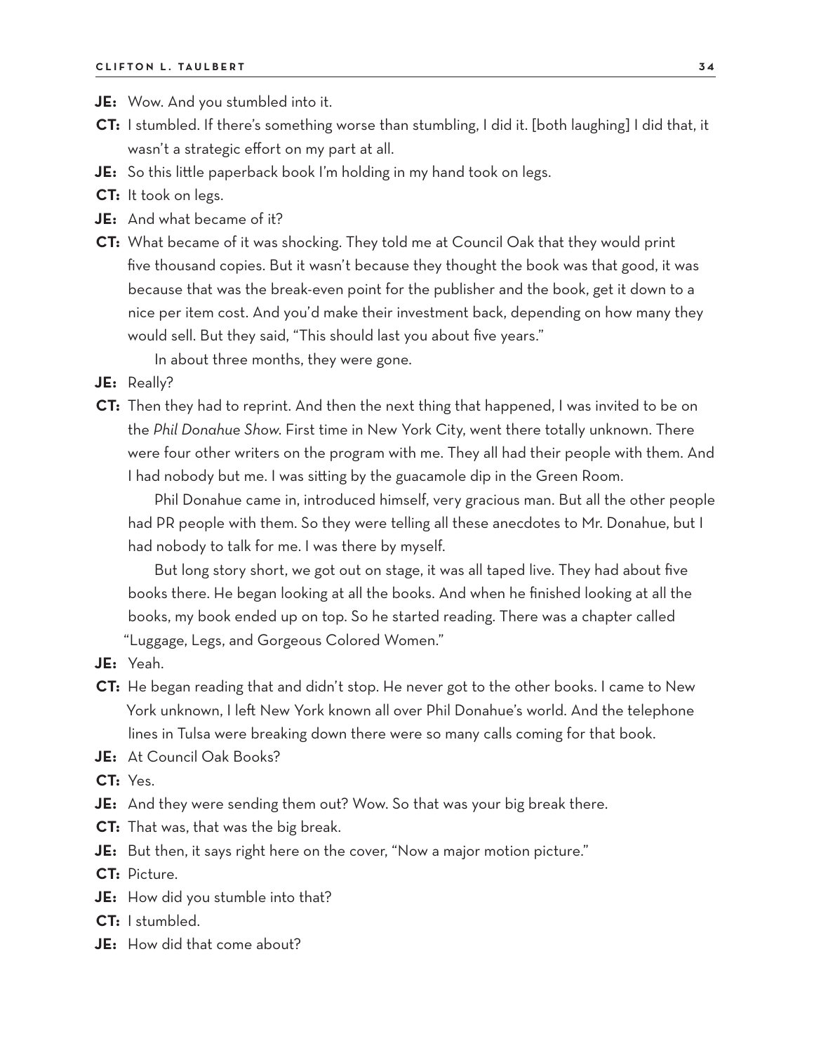**JE:** Wow. And you stumbled into it.

**CT:** I stumbled. If there's something worse than stumbling, I did it. [both laughing] I did that, it wasn't a strategic effort on my part at all.

**JE:** So this little paperback book I'm holding in my hand took on legs.

**CT:** It took on legs.

**JE:** And what became of it?

**CT:** What became of it was shocking. They told me at Council Oak that they would print five thousand copies. But it wasn't because they thought the book was that good, it was because that was the break-even point for the publisher and the book, get it down to a nice per item cost. And you'd make their investment back, depending on how many they would sell. But they said, "This should last you about five years."

In about three months, they were gone.

**JE:** Really?

**CT:** Then they had to reprint. And then the next thing that happened, I was invited to be on the *Phil Donahue Show*. First time in New York City, went there totally unknown. There were four other writers on the program with me. They all had their people with them. And I had nobody but me. I was sitting by the guacamole dip in the Green Room.

Phil Donahue came in, introduced himself, very gracious man. But all the other people had PR people with them. So they were telling all these anecdotes to Mr. Donahue, but I had nobody to talk for me. I was there by myself.

But long story short, we got out on stage, it was all taped live. They had about five books there. He began looking at all the books. And when he finished looking at all the books, my book ended up on top. So he started reading. There was a chapter called "Luggage, Legs, and Gorgeous Colored Women."

**JE:** Yeah.

**CT:** He began reading that and didn't stop. He never got to the other books. I came to New York unknown, I left New York known all over Phil Donahue's world. And the telephone lines in Tulsa were breaking down there were so many calls coming for that book.

**JE:** At Council Oak Books?

**CT:** Yes.

**JE:** And they were sending them out? Wow. So that was your big break there.

**CT:** That was, that was the big break.

**JE:** But then, it says right here on the cover, "Now a major motion picture."

**CT:** Picture.

**JE:** How did you stumble into that?

**CT:** I stumbled.

**JE:** How did that come about?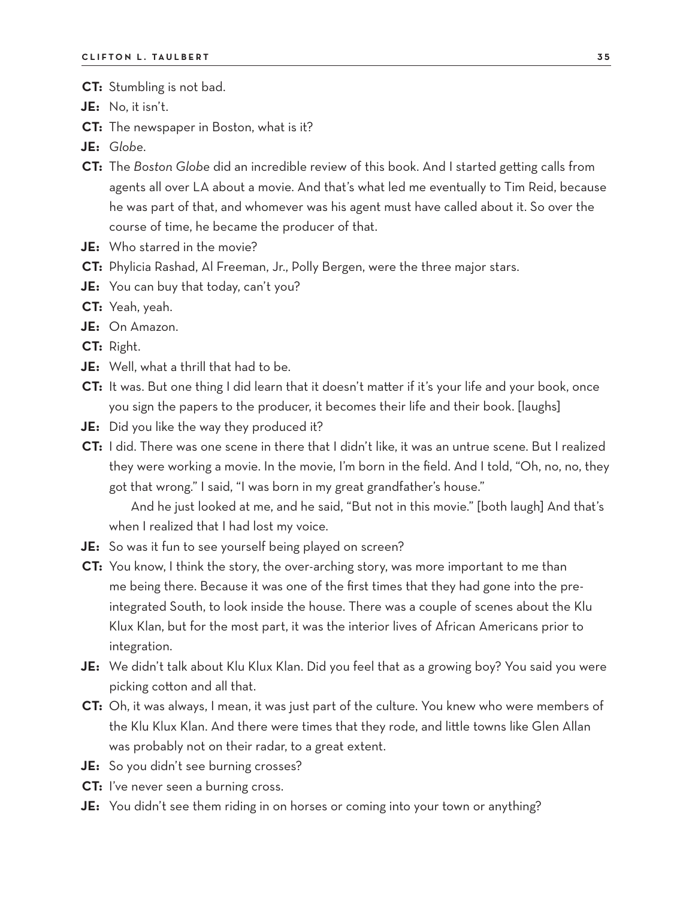**CT:** Stumbling is not bad.

**JE:** No, it isn't.

**CT:** The newspaper in Boston, what is it?

**JE:** *Globe*.

**CT:** The *Boston Globe* did an incredible review of this book. And I started getting calls from agents all over LA about a movie. And that's what led me eventually to Tim Reid, because he was part of that, and whomever was his agent must have called about it. So over the course of time, he became the producer of that.

**JE:** Who starred in the movie?

**CT:** Phylicia Rashad, Al Freeman, Jr., Polly Bergen, were the three major stars.

**JE:** You can buy that today, can't you?

**CT:** Yeah, yeah.

**JE:** On Amazon.

**CT:** Right.

**JE:** Well, what a thrill that had to be.

**CT:** It was. But one thing I did learn that it doesn't matter if it's your life and your book, once you sign the papers to the producer, it becomes their life and their book. [laughs]

**JE:** Did you like the way they produced it?

**CT:** I did. There was one scene in there that I didn't like, it was an untrue scene. But I realized they were working a movie. In the movie, I'm born in the field. And I told, "Oh, no, no, they got that wrong." I said, "I was born in my great grandfather's house."

And he just looked at me, and he said, "But not in this movie." [both laugh] And that's when I realized that I had lost my voice.

**JE:** So was it fun to see yourself being played on screen?

**CT:** You know, I think the story, the over-arching story, was more important to me than me being there. Because it was one of the first times that they had gone into the pre-integrated South, to look inside the house. There was a couple of scenes about the Klu Klux Klan, but for the most part, it was the interior lives of African Americans prior to integration.

**JE:** We didn't talk about Klu Klux Klan. Did you feel that as a growing boy? You said you were picking cotton and all that.

**CT:** Oh, it was always, I mean, it was just part of the culture. You knew who were members of the Klu Klux Klan. And there were times that they rode, and little towns like Glen Allan was probably not on their radar, to a great extent.

**JE:** So you didn't see burning crosses?

**CT:** I've never seen a burning cross.

**JE:** You didn't see them riding in on horses or coming into your town or anything?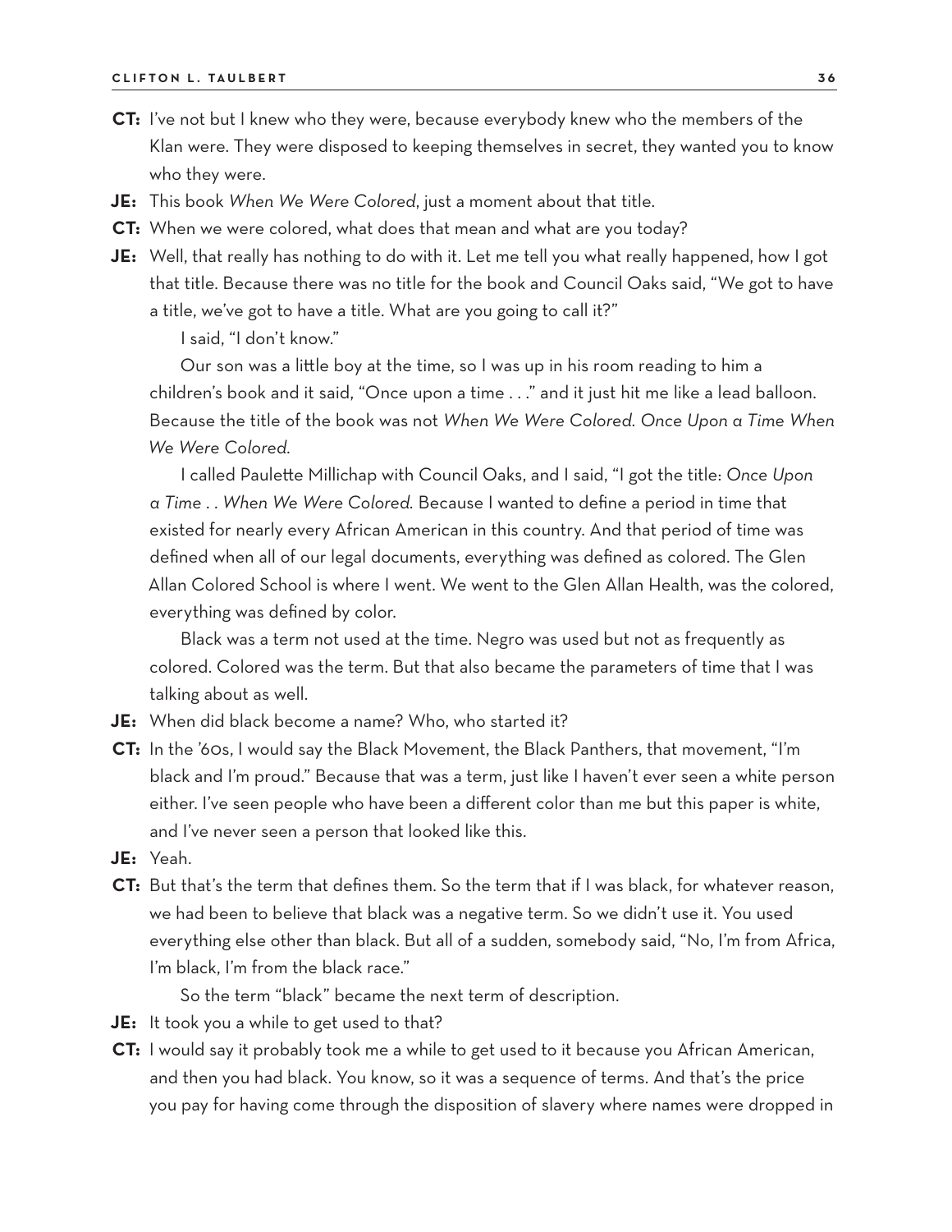**CT:** I've not but I knew who they were, because everybody knew who the members of the Klan were. They were disposed to keeping themselves in secret, they wanted you to know who they were.

**JE:** This book *When We Were Colored*, just a moment about that title.

**CT:** When we were colored, what does that mean and what are you today?

**JE:** Well, that really has nothing to do with it. Let me tell you what really happened, how I got that title. Because there was no title for the book and Council Oaks said, "We got to have a title, we've got to have a title. What are you going to call it?"

I said, "I don't know."

Our son was a little boy at the time, so I was up in his room reading to him a children's book and it said, "Once upon a time . . ." and it just hit me like a lead balloon. Because the title of the book was not *When We Were Colored*. *Once Upon a Time When We Were Colored*.

I called Paulette Millichap with Council Oaks, and I said, "I got the title: *Once Upon a Time . . When We Were Colored*. Because I wanted to define a period in time that existed for nearly every African American in this country. And that period of time was defined when all of our legal documents, everything was defined as colored. The Glen Allan Colored School is where I went. We went to the Glen Allan Health, was the colored, everything was defined by color.

Black was a term not used at the time. Negro was used but not as frequently as colored. Colored was the term. But that also became the parameters of time that I was talking about as well.

**JE:** When did black become a name? Who, who started it?

**CT:** In the '60s, I would say the Black Movement, the Black Panthers, that movement, "I'm black and I'm proud." Because that was a term, just like I haven't ever seen a white person either. I've seen people who have been a different color than me but this paper is white, and I've never seen a person that looked like this.

**JE:** Yeah.

**CT:** But that's the term that defines them. So the term that if I was black, for whatever reason, we had been to believe that black was a negative term. So we didn't use it. You used everything else other than black. But all of a sudden, somebody said, "No, I'm from Africa, I'm black, I'm from the black race."

So the term "black" became the next term of description.

**JE:** It took you a while to get used to that?

**CT:** I would say it probably took me a while to get used to it because you African American, and then you had black. You know, so it was a sequence of terms. And that's the price you pay for having come through the disposition of slavery where names were dropped in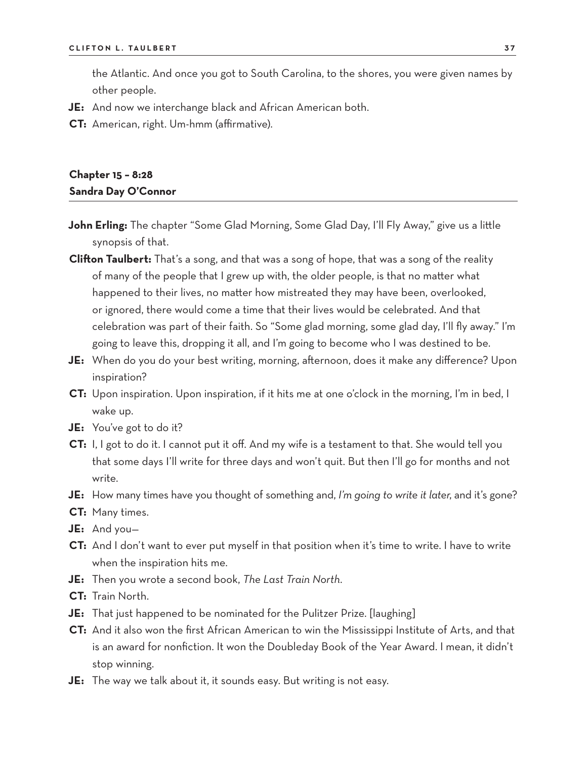the Atlantic. And once you got to South Carolina, to the shores, you were given names by other people.

**JE:** And now we interchange black and African American both.

**CT:** American, right. Um-hmm (affirmative).

## Chapter 15 – 8:28
## Sandra Day O'Connor

**John Erling:** The chapter "Some Glad Morning, Some Glad Day, I'll Fly Away," give us a little synopsis of that.

**Clifton Taulbert:** That's a song, and that was a song of hope, that was a song of the reality of many of the people that I grew up with, the older people, is that no matter what happened to their lives, no matter how mistreated they may have been, overlooked, or ignored, there would come a time that their lives would be celebrated. And that celebration was part of their faith. So "Some glad morning, some glad day, I'll fly away." I'm going to leave this, dropping it all, and I'm going to become who I was destined to be.

**JE:** When do you do your best writing, morning, afternoon, does it make any difference? Upon inspiration?

**CT:** Upon inspiration. Upon inspiration, if it hits me at one o'clock in the morning, I'm in bed, I wake up.

**JE:** You've got to do it?

**CT:** I, I got to do it. I cannot put it off. And my wife is a testament to that. She would tell you that some days I'll write for three days and won't quit. But then I'll go for months and not write.

**JE:** How many times have you thought of something and, *I'm going to write it later,* and it's gone?

**CT:** Many times.

**JE:** And you—

**CT:** And I don't want to ever put myself in that position when it's time to write. I have to write when the inspiration hits me.

**JE:** Then you wrote a second book, *The Last Train North*.

**CT:** Train North.

**JE:** That just happened to be nominated for the Pulitzer Prize. [laughing]

**CT:** And it also won the first African American to win the Mississippi Institute of Arts, and that is an award for nonfiction. It won the Doubleday Book of the Year Award. I mean, it didn't stop winning.

**JE:** The way we talk about it, it sounds easy. But writing is not easy.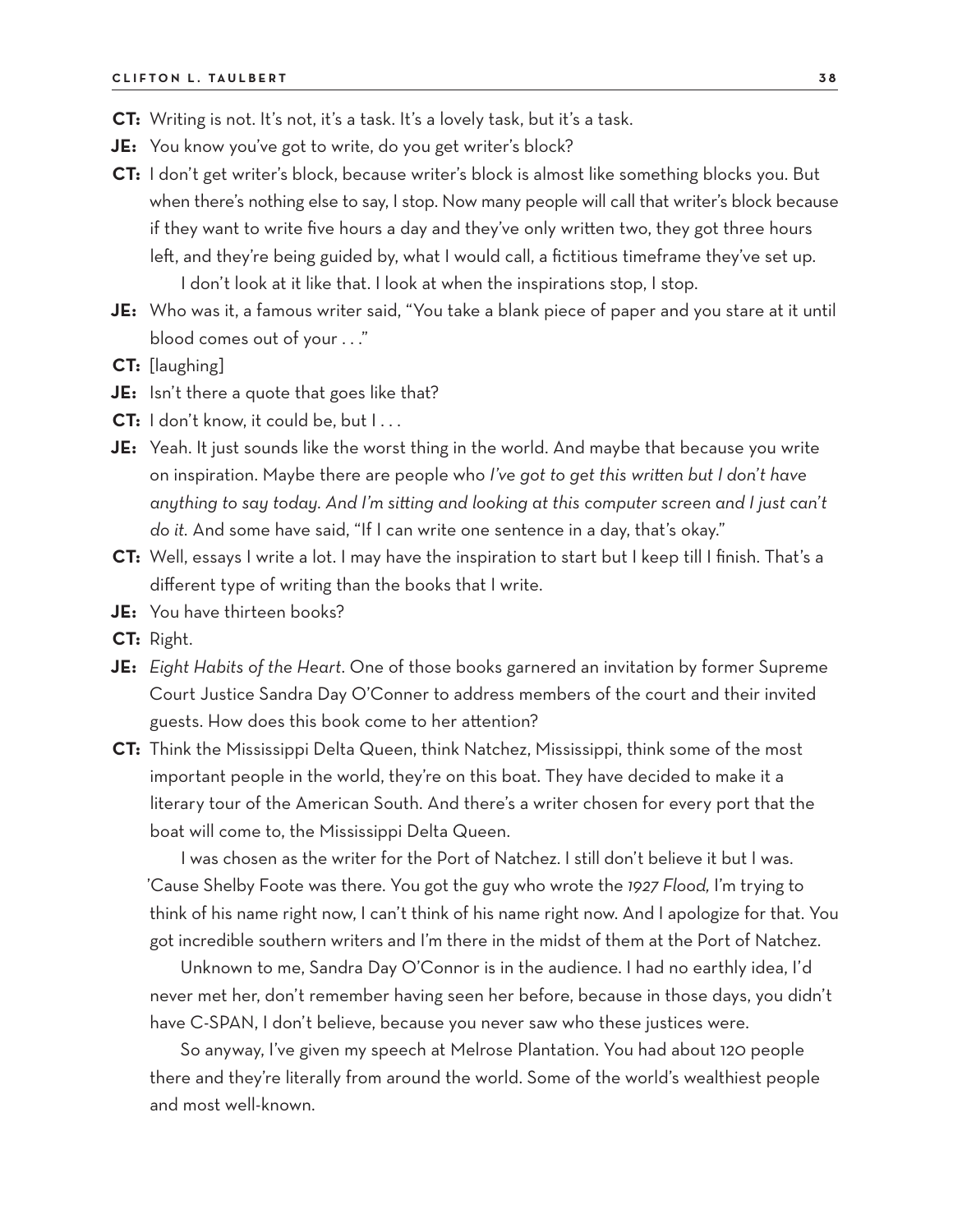**CT:** Writing is not. It's not, it's a task. It's a lovely task, but it's a task.

**JE:** You know you've got to write, do you get writer's block?

**CT:** I don't get writer's block, because writer's block is almost like something blocks you. But when there's nothing else to say, I stop. Now many people will call that writer's block because if they want to write five hours a day and they've only written two, they got three hours left, and they're being guided by, what I would call, a fictitious timeframe they've set up.

I don't look at it like that. I look at when the inspirations stop, I stop.

**JE:** Who was it, a famous writer said, "You take a blank piece of paper and you stare at it until blood comes out of your . . ."

**CT:** [laughing]

**JE:** Isn't there a quote that goes like that?

**CT:** I don't know, it could be, but I . . .

**JE:** Yeah. It just sounds like the worst thing in the world. And maybe that because you write on inspiration. Maybe there are people who *I've got to get this written but I don't have anything to say today. And I'm sitting and looking at this computer screen and I just can't do it.* And some have said, "If I can write one sentence in a day, that's okay."

**CT:** Well, essays I write a lot. I may have the inspiration to start but I keep till I finish. That's a different type of writing than the books that I write.

**JE:** You have thirteen books?

**CT:** Right.

**JE:** *Eight Habits of the Heart*. One of those books garnered an invitation by former Supreme Court Justice Sandra Day O'Conner to address members of the court and their invited guests. How does this book come to her attention?

**CT:** Think the Mississippi Delta Queen, think Natchez, Mississippi, think some of the most important people in the world, they're on this boat. They have decided to make it a literary tour of the American South. And there's a writer chosen for every port that the boat will come to, the Mississippi Delta Queen.

I was chosen as the writer for the Port of Natchez. I still don't believe it but I was. 'Cause Shelby Foote was there. You got the guy who wrote the *1927 Flood,* I'm trying to think of his name right now, I can't think of his name right now. And I apologize for that. You got incredible southern writers and I'm there in the midst of them at the Port of Natchez.

Unknown to me, Sandra Day O'Connor is in the audience. I had no earthly idea, I'd never met her, don't remember having seen her before, because in those days, you didn't have C-SPAN, I don't believe, because you never saw who these justices were.

So anyway, I've given my speech at Melrose Plantation. You had about 120 people there and they're literally from around the world. Some of the world's wealthiest people and most well-known.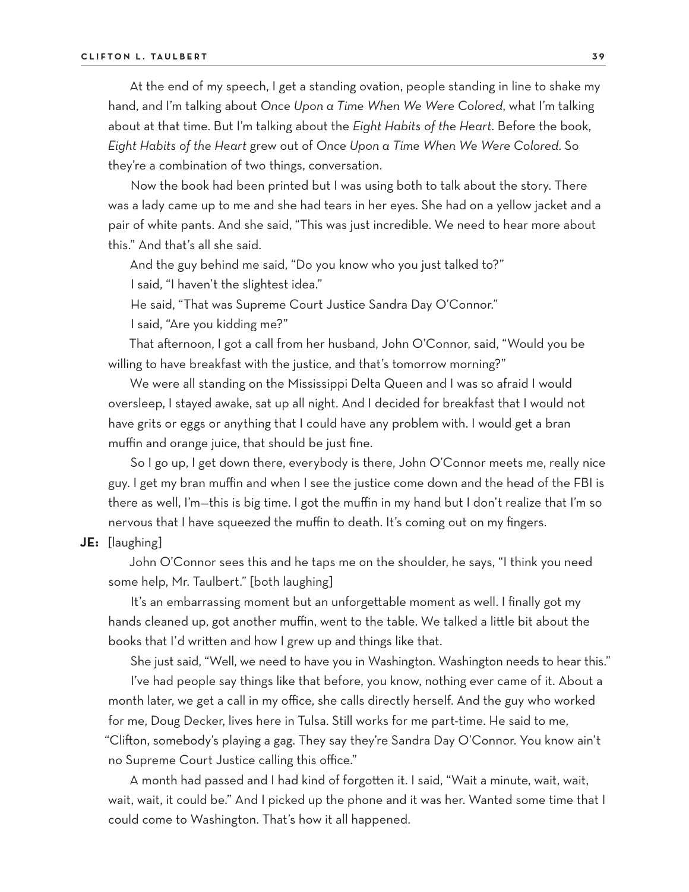At the end of my speech, I get a standing ovation, people standing in line to shake my hand, and I'm talking about *Once Upon a Time When We Were Colored*, what I'm talking about at that time. But I'm talking about the *Eight Habits of the Heart*. Before the book, *Eight Habits of the Heart* grew out of *Once Upon a Time When We Were Colored*. So they're a combination of two things, conversation.

Now the book had been printed but I was using both to talk about the story. There was a lady came up to me and she had tears in her eyes. She had on a yellow jacket and a pair of white pants. And she said, "This was just incredible. We need to hear more about this." And that's all she said.

And the guy behind me said, "Do you know who you just talked to?"

I said, "I haven't the slightest idea."

He said, "That was Supreme Court Justice Sandra Day O'Connor."

I said, "Are you kidding me?"

That afternoon, I got a call from her husband, John O'Connor, said, "Would you be willing to have breakfast with the justice, and that's tomorrow morning?"

We were all standing on the Mississippi Delta Queen and I was so afraid I would oversleep, I stayed awake, sat up all night. And I decided for breakfast that I would not have grits or eggs or anything that I could have any problem with. I would get a bran muffin and orange juice, that should be just fine.

So I go up, I get down there, everybody is there, John O'Connor meets me, really nice guy. I get my bran muffin and when I see the justice come down and the head of the FBI is there as well, I'm—this is big time. I got the muffin in my hand but I don't realize that I'm so nervous that I have squeezed the muffin to death. It's coming out on my fingers.

**JE:** [laughing]

John O'Connor sees this and he taps me on the shoulder, he says, "I think you need some help, Mr. Taulbert." [both laughing]

It's an embarrassing moment but an unforgettable moment as well. I finally got my hands cleaned up, got another muffin, went to the table. We talked a little bit about the books that I'd written and how I grew up and things like that.

She just said, "Well, we need to have you in Washington. Washington needs to hear this."

I've had people say things like that before, you know, nothing ever came of it. About a month later, we get a call in my office, she calls directly herself. And the guy who worked for me, Doug Decker, lives here in Tulsa. Still works for me part-time. He said to me, "Clifton, somebody's playing a gag. They say they're Sandra Day O'Connor. You know ain't no Supreme Court Justice calling this office."

A month had passed and I had kind of forgotten it. I said, "Wait a minute, wait, wait, wait, wait, it could be." And I picked up the phone and it was her. Wanted some time that I could come to Washington. That's how it all happened.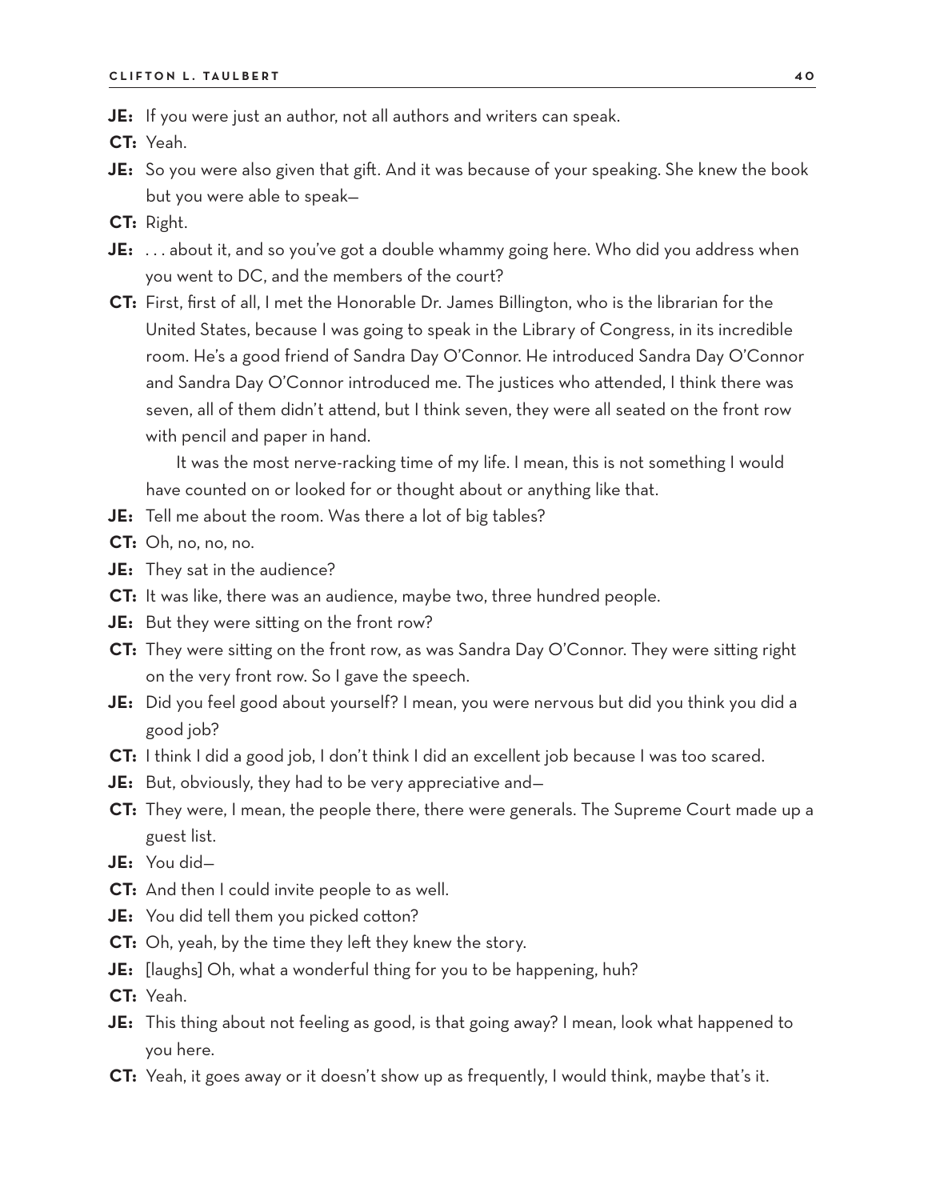**JE:** If you were just an author, not all authors and writers can speak.

**CT:** Yeah.

**JE:** So you were also given that gift. And it was because of your speaking. She knew the book but you were able to speak—

**CT:** Right.

**JE:** . . . about it, and so you've got a double whammy going here. Who did you address when you went to DC, and the members of the court?

**CT:** First, first of all, I met the Honorable Dr. James Billington, who is the librarian for the United States, because I was going to speak in the Library of Congress, in its incredible room. He's a good friend of Sandra Day O'Connor. He introduced Sandra Day O'Connor and Sandra Day O'Connor introduced me. The justices who attended, I think there was seven, all of them didn't attend, but I think seven, they were all seated on the front row with pencil and paper in hand.

It was the most nerve-racking time of my life. I mean, this is not something I would have counted on or looked for or thought about or anything like that.

**JE:** Tell me about the room. Was there a lot of big tables?

**CT:** Oh, no, no, no.

**JE:** They sat in the audience?

**CT:** It was like, there was an audience, maybe two, three hundred people.

**JE:** But they were sitting on the front row?

**CT:** They were sitting on the front row, as was Sandra Day O'Connor. They were sitting right on the very front row. So I gave the speech.

**JE:** Did you feel good about yourself? I mean, you were nervous but did you think you did a good job?

**CT:** I think I did a good job, I don't think I did an excellent job because I was too scared.

**JE:** But, obviously, they had to be very appreciative and—

**CT:** They were, I mean, the people there, there were generals. The Supreme Court made up a guest list.

**JE:** You did—

**CT:** And then I could invite people to as well.

**JE:** You did tell them you picked cotton?

**CT:** Oh, yeah, by the time they left they knew the story.

**JE:** [laughs] Oh, what a wonderful thing for you to be happening, huh?

**CT:** Yeah.

**JE:** This thing about not feeling as good, is that going away? I mean, look what happened to you here.

**CT:** Yeah, it goes away or it doesn't show up as frequently, I would think, maybe that's it.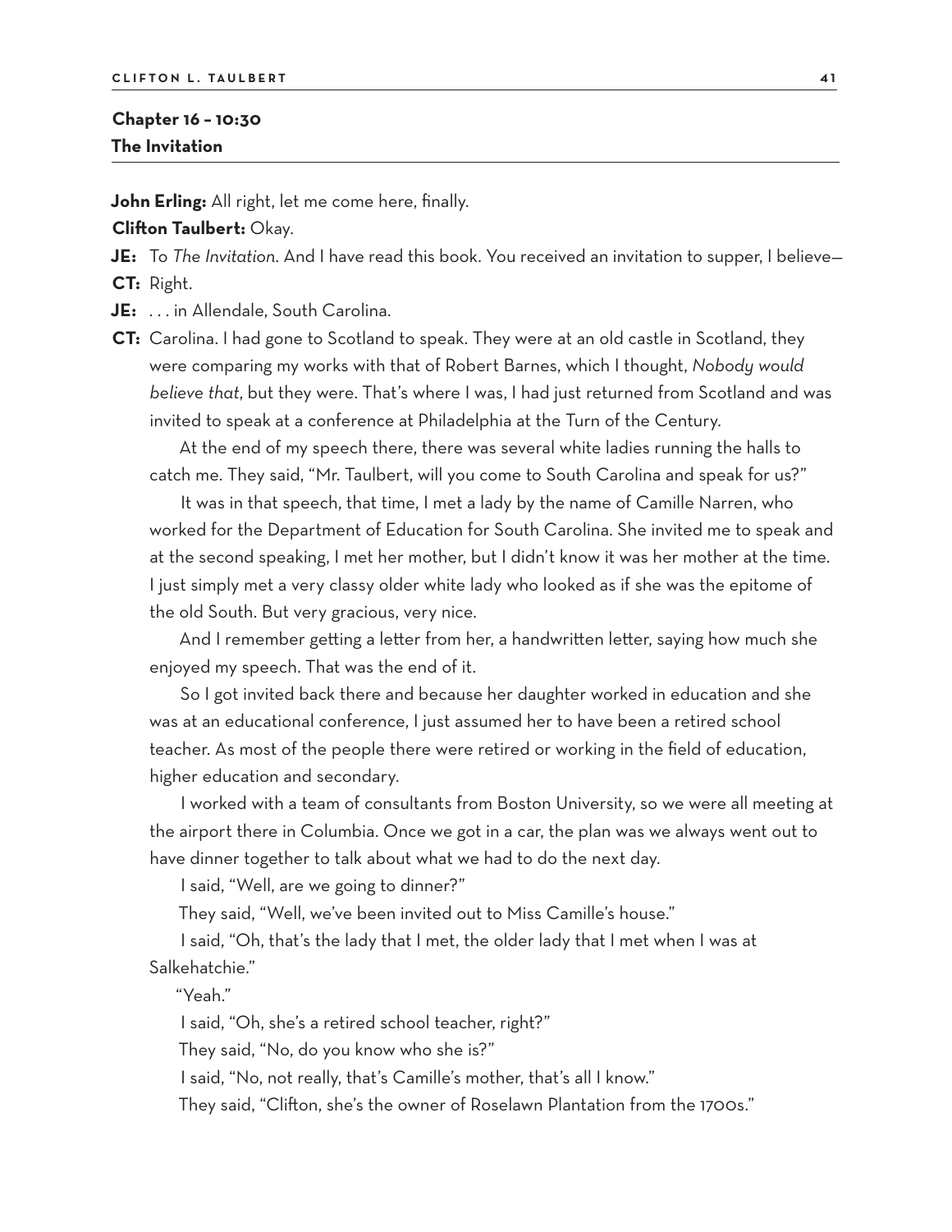## Chapter 16 – 10:30
## The Invitation

**John Erling:** All right, let me come here, finally.

**Clifton Taulbert:** Okay.

**JE:** To *The Invitation*. And I have read this book. You received an invitation to supper, I believe—

**CT:** Right.

**JE:** . . . in Allendale, South Carolina.

**CT:** Carolina. I had gone to Scotland to speak. They were at an old castle in Scotland, they were comparing my works with that of Robert Barnes, which I thought, *Nobody would believe that*, but they were. That's where I was, I had just returned from Scotland and was invited to speak at a conference at Philadelphia at the Turn of the Century.

At the end of my speech there, there was several white ladies running the halls to catch me. They said, "Mr. Taulbert, will you come to South Carolina and speak for us?"

It was in that speech, that time, I met a lady by the name of Camille Narren, who worked for the Department of Education for South Carolina. She invited me to speak and at the second speaking, I met her mother, but I didn't know it was her mother at the time. I just simply met a very classy older white lady who looked as if she was the epitome of the old South. But very gracious, very nice.

And I remember getting a letter from her, a handwritten letter, saying how much she enjoyed my speech. That was the end of it.

So I got invited back there and because her daughter worked in education and she was at an educational conference, I just assumed her to have been a retired school teacher. As most of the people there were retired or working in the field of education, higher education and secondary.

I worked with a team of consultants from Boston University, so we were all meeting at the airport there in Columbia. Once we got in a car, the plan was we always went out to have dinner together to talk about what we had to do the next day.

I said, "Well, are we going to dinner?"

They said, "Well, we've been invited out to Miss Camille's house."

I said, "Oh, that's the lady that I met, the older lady that I met when I was at Salkehatchie."

"Yeah."

I said, "Oh, she's a retired school teacher, right?"

They said, "No, do you know who she is?"

I said, "No, not really, that's Camille's mother, that's all I know."

They said, "Clifton, she's the owner of Roselawn Plantation from the 1700s."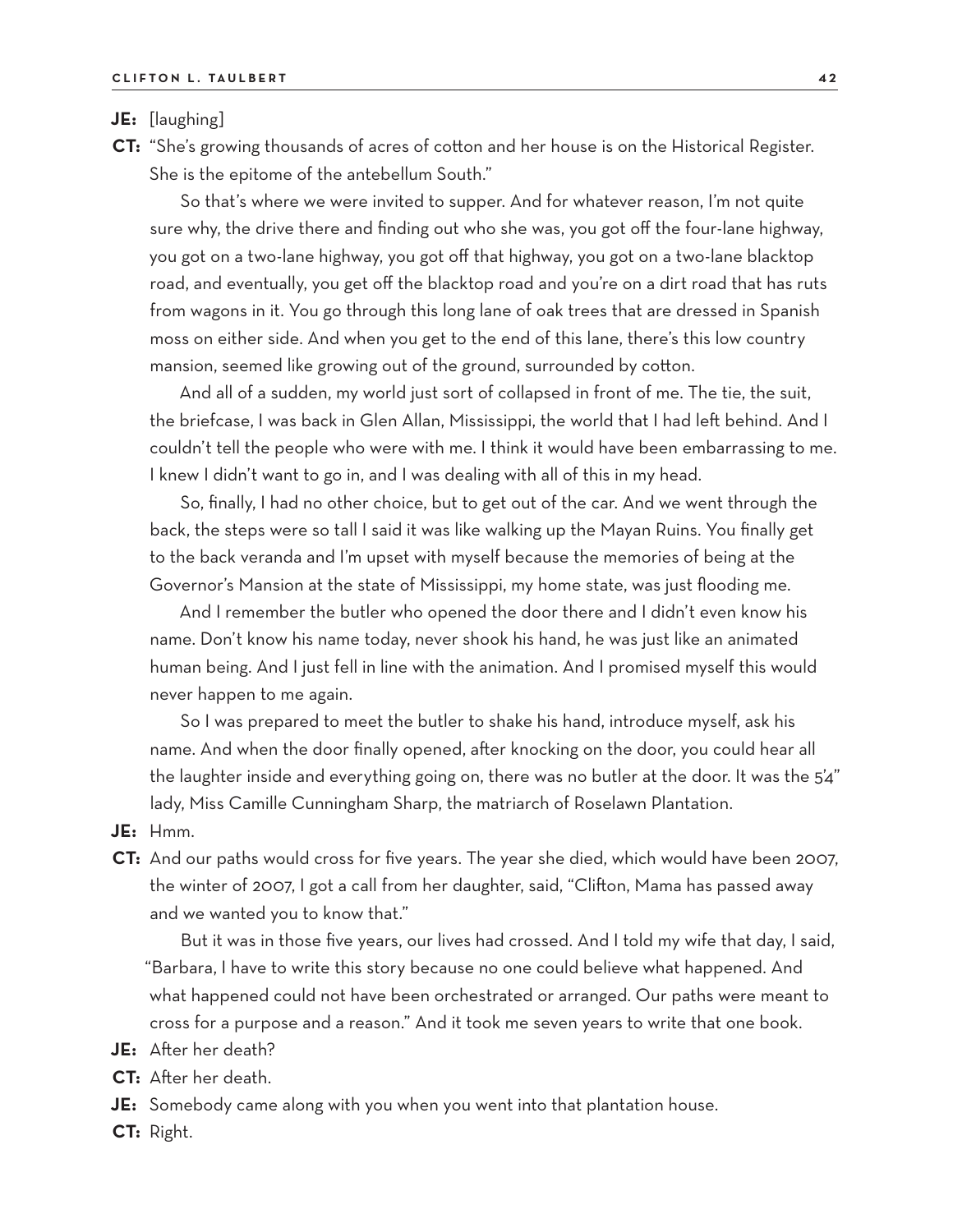**JE:** [laughing]

**CT:** "She's growing thousands of acres of cotton and her house is on the Historical Register. She is the epitome of the antebellum South."

So that's where we were invited to supper. And for whatever reason, I'm not quite sure why, the drive there and finding out who she was, you got off the four-lane highway, you got on a two-lane highway, you got off that highway, you got on a two-lane blacktop road, and eventually, you get off the blacktop road and you're on a dirt road that has ruts from wagons in it. You go through this long lane of oak trees that are dressed in Spanish moss on either side. And when you get to the end of this lane, there's this low country mansion, seemed like growing out of the ground, surrounded by cotton.

And all of a sudden, my world just sort of collapsed in front of me. The tie, the suit, the briefcase, I was back in Glen Allan, Mississippi, the world that I had left behind. And I couldn't tell the people who were with me. I think it would have been embarrassing to me. I knew I didn't want to go in, and I was dealing with all of this in my head.

So, finally, I had no other choice, but to get out of the car. And we went through the back, the steps were so tall I said it was like walking up the Mayan Ruins. You finally get to the back veranda and I'm upset with myself because the memories of being at the Governor's Mansion at the state of Mississippi, my home state, was just flooding me.

And I remember the butler who opened the door there and I didn't even know his name. Don't know his name today, never shook his hand, he was just like an animated human being. And I just fell in line with the animation. And I promised myself this would never happen to me again.

So I was prepared to meet the butler to shake his hand, introduce myself, ask his name. And when the door finally opened, after knocking on the door, you could hear all the laughter inside and everything going on, there was no butler at the door. It was the 5'4" lady, Miss Camille Cunningham Sharp, the matriarch of Roselawn Plantation.

**JE:** Hmm.

**CT:** And our paths would cross for five years. The year she died, which would have been 2007, the winter of 2007, I got a call from her daughter, said, "Clifton, Mama has passed away and we wanted you to know that."

But it was in those five years, our lives had crossed. And I told my wife that day, I said, "Barbara, I have to write this story because no one could believe what happened. And what happened could not have been orchestrated or arranged. Our paths were meant to cross for a purpose and a reason." And it took me seven years to write that one book.

**JE:** After her death?

**CT:** After her death.

**JE:** Somebody came along with you when you went into that plantation house.

**CT:** Right.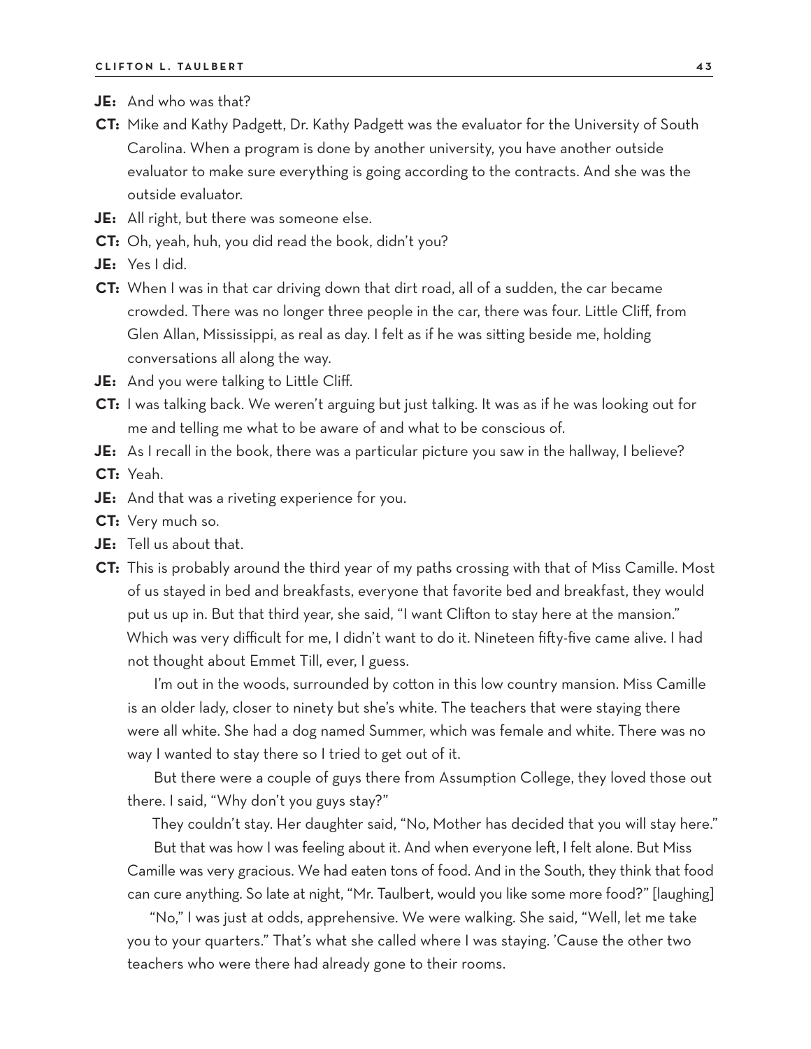**JE:** And who was that?

**CT:** Mike and Kathy Padgett, Dr. Kathy Padgett was the evaluator for the University of South Carolina. When a program is done by another university, you have another outside evaluator to make sure everything is going according to the contracts. And she was the outside evaluator.

**JE:** All right, but there was someone else.

**CT:** Oh, yeah, huh, you did read the book, didn't you?

**JE:** Yes I did.

**CT:** When I was in that car driving down that dirt road, all of a sudden, the car became crowded. There was no longer three people in the car, there was four. Little Cliff, from Glen Allan, Mississippi, as real as day. I felt as if he was sitting beside me, holding conversations all along the way.

**JE:** And you were talking to Little Cliff.

**CT:** I was talking back. We weren't arguing but just talking. It was as if he was looking out for me and telling me what to be aware of and what to be conscious of.

**JE:** As I recall in the book, there was a particular picture you saw in the hallway, I believe?

**CT:** Yeah.

**JE:** And that was a riveting experience for you.

**CT:** Very much so.

**JE:** Tell us about that.

**CT:** This is probably around the third year of my paths crossing with that of Miss Camille. Most of us stayed in bed and breakfasts, everyone that favorite bed and breakfast, they would put us up in. But that third year, she said, "I want Clifton to stay here at the mansion." Which was very difficult for me, I didn't want to do it. Nineteen fifty-five came alive. I had not thought about Emmet Till, ever, I guess.

I'm out in the woods, surrounded by cotton in this low country mansion. Miss Camille is an older lady, closer to ninety but she's white. The teachers that were staying there were all white. She had a dog named Summer, which was female and white. There was no way I wanted to stay there so I tried to get out of it.

But there were a couple of guys there from Assumption College, they loved those out there. I said, "Why don't you guys stay?"

They couldn't stay. Her daughter said, "No, Mother has decided that you will stay here."

But that was how I was feeling about it. And when everyone left, I felt alone. But Miss Camille was very gracious. We had eaten tons of food. And in the South, they think that food can cure anything. So late at night, "Mr. Taulbert, would you like some more food?" [laughing]

"No," I was just at odds, apprehensive. We were walking. She said, "Well, let me take you to your quarters." That's what she called where I was staying. 'Cause the other two teachers who were there had already gone to their rooms.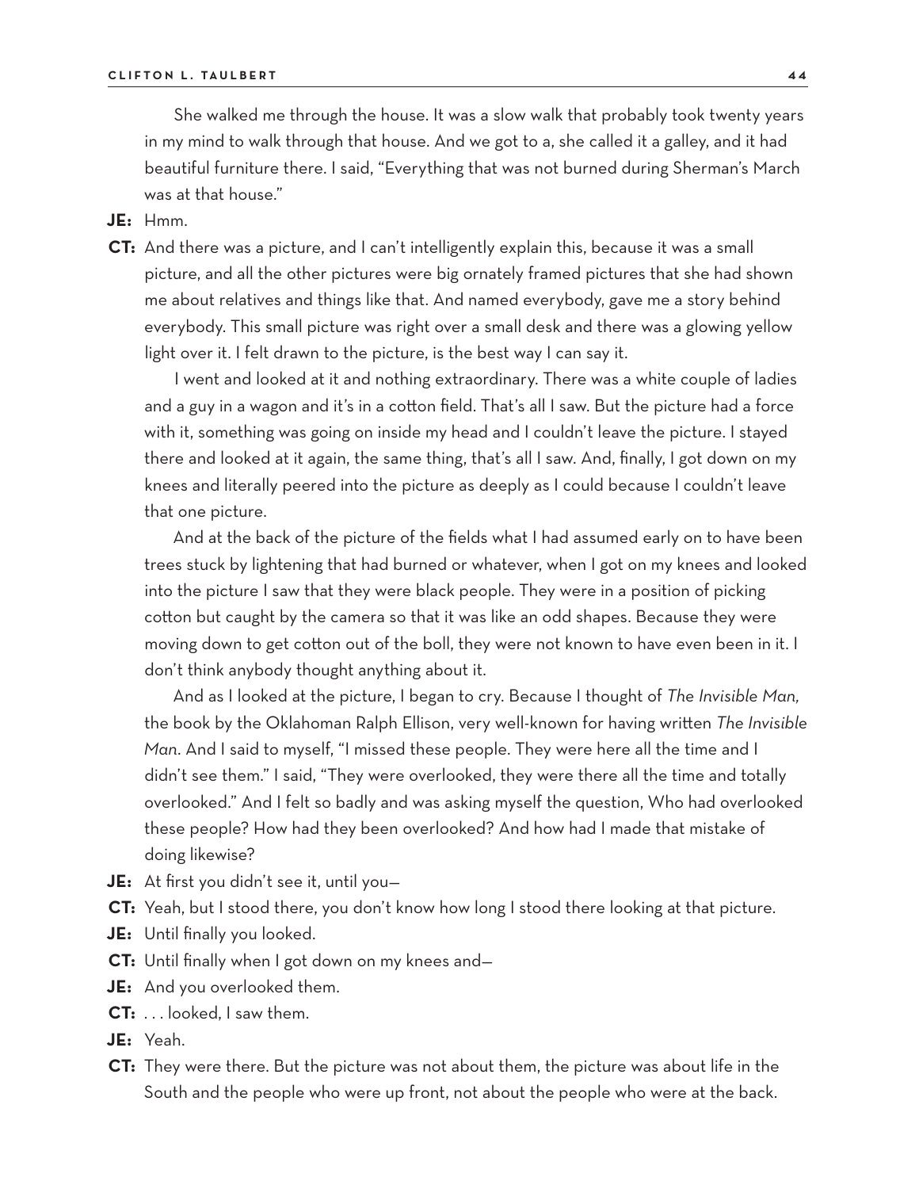She walked me through the house. It was a slow walk that probably took twenty years in my mind to walk through that house. And we got to a, she called it a galley, and it had beautiful furniture there. I said, "Everything that was not burned during Sherman's March was at that house."

**JE:** Hmm.

**CT:** And there was a picture, and I can't intelligently explain this, because it was a small picture, and all the other pictures were big ornately framed pictures that she had shown me about relatives and things like that. And named everybody, gave me a story behind everybody. This small picture was right over a small desk and there was a glowing yellow light over it. I felt drawn to the picture, is the best way I can say it.

I went and looked at it and nothing extraordinary. There was a white couple of ladies and a guy in a wagon and it's in a cotton field. That's all I saw. But the picture had a force with it, something was going on inside my head and I couldn't leave the picture. I stayed there and looked at it again, the same thing, that's all I saw. And, finally, I got down on my knees and literally peered into the picture as deeply as I could because I couldn't leave that one picture.

And at the back of the picture of the fields what I had assumed early on to have been trees stuck by lightening that had burned or whatever, when I got on my knees and looked into the picture I saw that they were black people. They were in a position of picking cotton but caught by the camera so that it was like an odd shapes. Because they were moving down to get cotton out of the boll, they were not known to have even been in it. I don't think anybody thought anything about it.

And as I looked at the picture, I began to cry. Because I thought of *The Invisible Man,* the book by the Oklahoman Ralph Ellison, very well-known for having written *The Invisible Man*. And I said to myself, "I missed these people. They were here all the time and I didn't see them." I said, "They were overlooked, they were there all the time and totally overlooked." And I felt so badly and was asking myself the question, Who had overlooked these people? How had they been overlooked? And how had I made that mistake of doing likewise?

**JE:** At first you didn't see it, until you—

**CT:** Yeah, but I stood there, you don't know how long I stood there looking at that picture.

**JE:** Until finally you looked.

**CT:** Until finally when I got down on my knees and—

**JE:** And you overlooked them.

**CT:** . . . looked, I saw them.

**JE:** Yeah.

**CT:** They were there. But the picture was not about them, the picture was about life in the South and the people who were up front, not about the people who were at the back.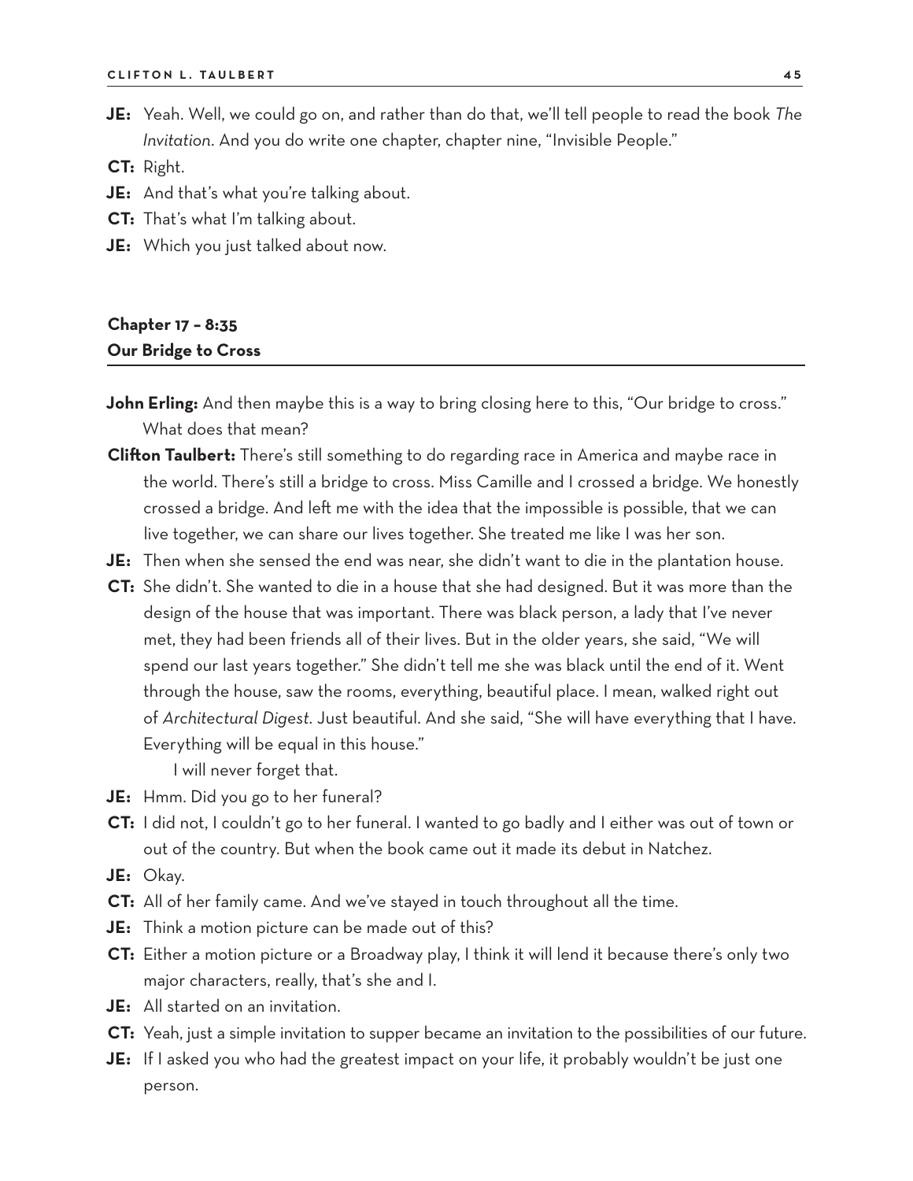**JE:** Yeah. Well, we could go on, and rather than do that, we'll tell people to read the book *The Invitation*. And you do write one chapter, chapter nine, "Invisible People."

**CT:** Right.

**JE:** And that's what you're talking about.

**CT:** That's what I'm talking about.

**JE:** Which you just talked about now.

## Chapter 17 – 8:35
## Our Bridge to Cross

**John Erling:** And then maybe this is a way to bring closing here to this, "Our bridge to cross." What does that mean?

**Clifton Taulbert:** There's still something to do regarding race in America and maybe race in the world. There's still a bridge to cross. Miss Camille and I crossed a bridge. We honestly crossed a bridge. And left me with the idea that the impossible is possible, that we can live together, we can share our lives together. She treated me like I was her son.

**JE:** Then when she sensed the end was near, she didn't want to die in the plantation house.

**CT:** She didn't. She wanted to die in a house that she had designed. But it was more than the design of the house that was important. There was black person, a lady that I've never met, they had been friends all of their lives. But in the older years, she said, "We will spend our last years together." She didn't tell me she was black until the end of it. Went through the house, saw the rooms, everything, beautiful place. I mean, walked right out of *Architectural Digest*. Just beautiful. And she said, "She will have everything that I have. Everything will be equal in this house."

I will never forget that.

**JE:** Hmm. Did you go to her funeral?

**CT:** I did not, I couldn't go to her funeral. I wanted to go badly and I either was out of town or out of the country. But when the book came out it made its debut in Natchez.

**JE:** Okay.

**CT:** All of her family came. And we've stayed in touch throughout all the time.

**JE:** Think a motion picture can be made out of this?

**CT:** Either a motion picture or a Broadway play, I think it will lend it because there's only two major characters, really, that's she and I.

**JE:** All started on an invitation.

**CT:** Yeah, just a simple invitation to supper became an invitation to the possibilities of our future.

**JE:** If I asked you who had the greatest impact on your life, it probably wouldn't be just one person.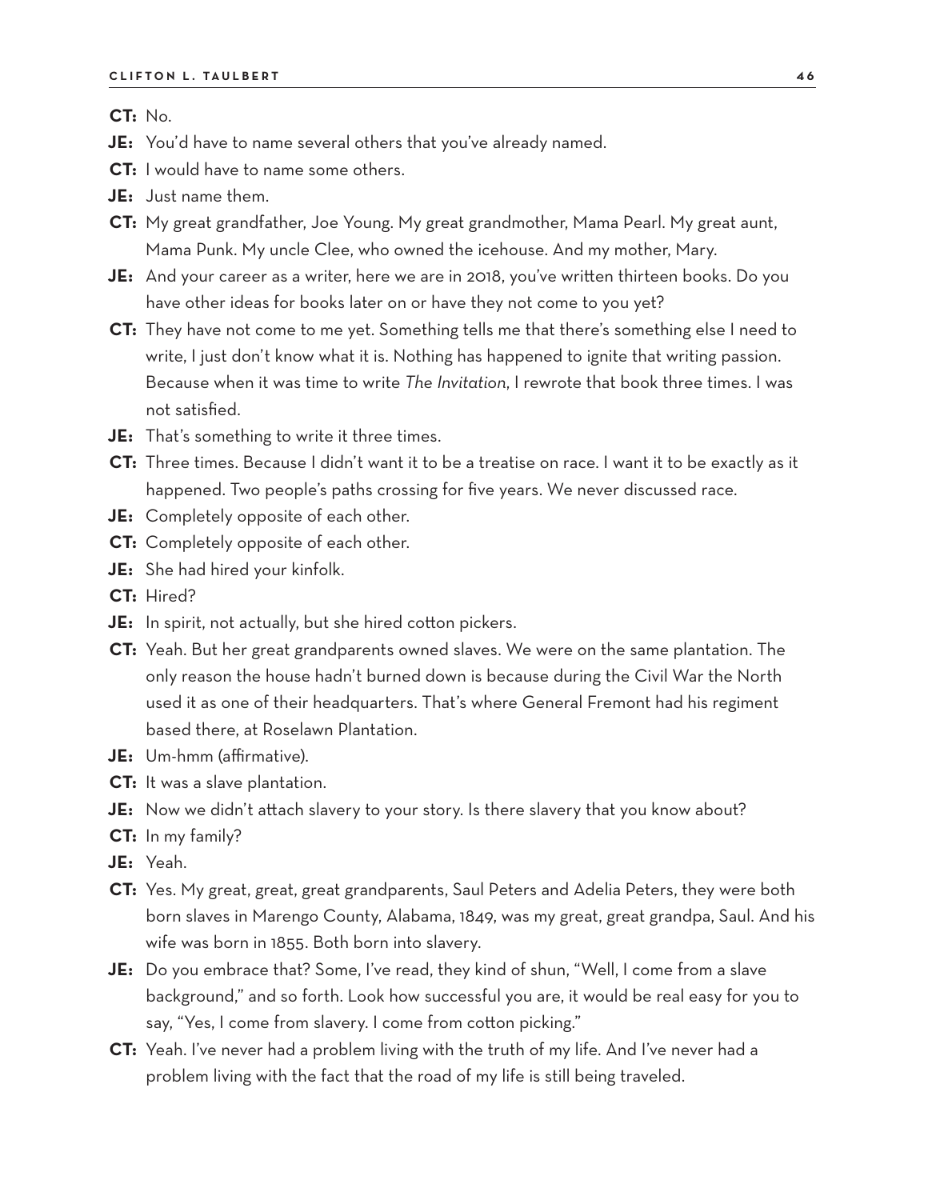**CT:** No.

**JE:** You'd have to name several others that you've already named.

**CT:** I would have to name some others.

**JE:** Just name them.

**CT:** My great grandfather, Joe Young. My great grandmother, Mama Pearl. My great aunt, Mama Punk. My uncle Clee, who owned the icehouse. And my mother, Mary.

**JE:** And your career as a writer, here we are in 2018, you've written thirteen books. Do you have other ideas for books later on or have they not come to you yet?

**CT:** They have not come to me yet. Something tells me that there's something else I need to write, I just don't know what it is. Nothing has happened to ignite that writing passion. Because when it was time to write *The Invitation*, I rewrote that book three times. I was not satisfied.

**JE:** That's something to write it three times.

**CT:** Three times. Because I didn't want it to be a treatise on race. I want it to be exactly as it happened. Two people's paths crossing for five years. We never discussed race.

**JE:** Completely opposite of each other.

**CT:** Completely opposite of each other.

**JE:** She had hired your kinfolk.

**CT:** Hired?

**JE:** In spirit, not actually, but she hired cotton pickers.

**CT:** Yeah. But her great grandparents owned slaves. We were on the same plantation. The only reason the house hadn't burned down is because during the Civil War the North used it as one of their headquarters. That's where General Fremont had his regiment based there, at Roselawn Plantation.

**JE:** Um-hmm (affirmative).

**CT:** It was a slave plantation.

**JE:** Now we didn't attach slavery to your story. Is there slavery that you know about?

**CT:** In my family?

**JE:** Yeah.

**CT:** Yes. My great, great, great grandparents, Saul Peters and Adelia Peters, they were both born slaves in Marengo County, Alabama, 1849, was my great, great grandpa, Saul. And his wife was born in 1855. Both born into slavery.

**JE:** Do you embrace that? Some, I've read, they kind of shun, "Well, I come from a slave background," and so forth. Look how successful you are, it would be real easy for you to say, "Yes, I come from slavery. I come from cotton picking."

**CT:** Yeah. I've never had a problem living with the truth of my life. And I've never had a problem living with the fact that the road of my life is still being traveled.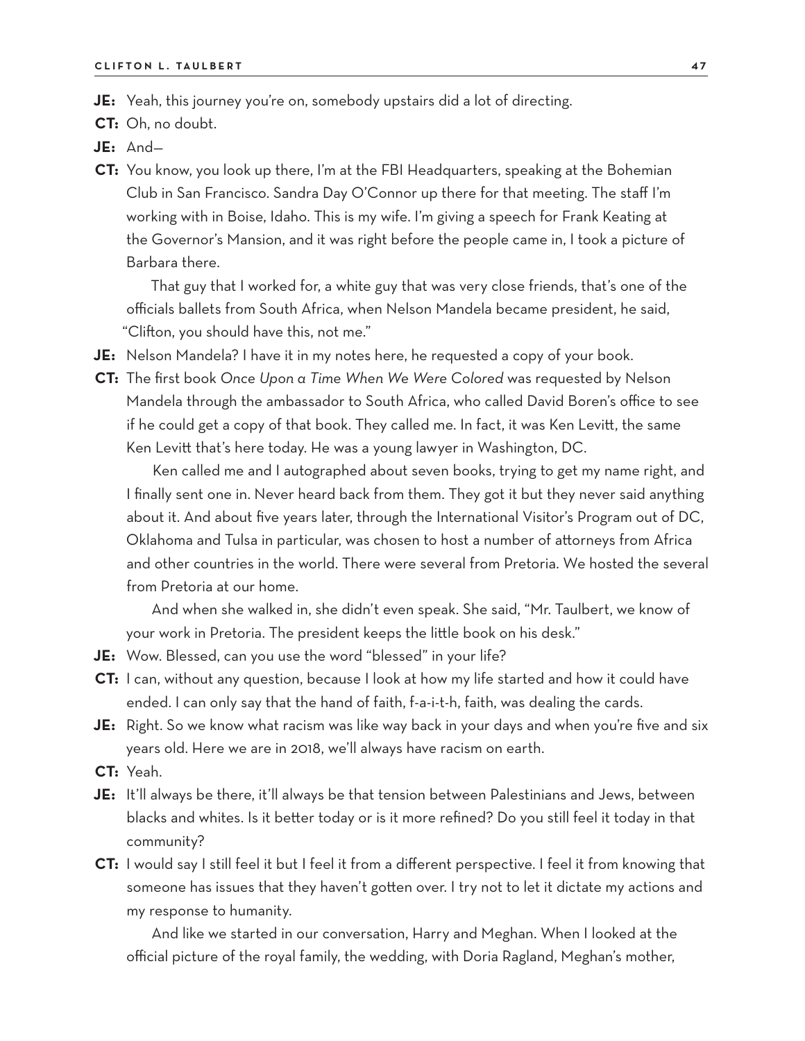**JE:** Yeah, this journey you're on, somebody upstairs did a lot of directing.

**CT:** Oh, no doubt.

**JE:** And—

**CT:** You know, you look up there, I'm at the FBI Headquarters, speaking at the Bohemian Club in San Francisco. Sandra Day O'Connor up there for that meeting. The staff I'm working with in Boise, Idaho. This is my wife. I'm giving a speech for Frank Keating at the Governor's Mansion, and it was right before the people came in, I took a picture of Barbara there.

That guy that I worked for, a white guy that was very close friends, that's one of the officials ballets from South Africa, when Nelson Mandela became president, he said, "Clifton, you should have this, not me."

**JE:** Nelson Mandela? I have it in my notes here, he requested a copy of your book.

**CT:** The first book *Once Upon a Time When We Were Colored* was requested by Nelson Mandela through the ambassador to South Africa, who called David Boren's office to see if he could get a copy of that book. They called me. In fact, it was Ken Levitt, the same Ken Levitt that's here today. He was a young lawyer in Washington, DC.

Ken called me and I autographed about seven books, trying to get my name right, and I finally sent one in. Never heard back from them. They got it but they never said anything about it. And about five years later, through the International Visitor's Program out of DC, Oklahoma and Tulsa in particular, was chosen to host a number of attorneys from Africa and other countries in the world. There were several from Pretoria. We hosted the several from Pretoria at our home.

And when she walked in, she didn't even speak. She said, "Mr. Taulbert, we know of your work in Pretoria. The president keeps the little book on his desk."

**JE:** Wow. Blessed, can you use the word "blessed" in your life?

**CT:** I can, without any question, because I look at how my life started and how it could have ended. I can only say that the hand of faith, f-a-i-t-h, faith, was dealing the cards.

**JE:** Right. So we know what racism was like way back in your days and when you're five and six years old. Here we are in 2018, we'll always have racism on earth.

**CT:** Yeah.

**JE:** It'll always be there, it'll always be that tension between Palestinians and Jews, between blacks and whites. Is it better today or is it more refined? Do you still feel it today in that community?

**CT:** I would say I still feel it but I feel it from a different perspective. I feel it from knowing that someone has issues that they haven't gotten over. I try not to let it dictate my actions and my response to humanity.

And like we started in our conversation, Harry and Meghan. When I looked at the official picture of the royal family, the wedding, with Doria Ragland, Meghan's mother,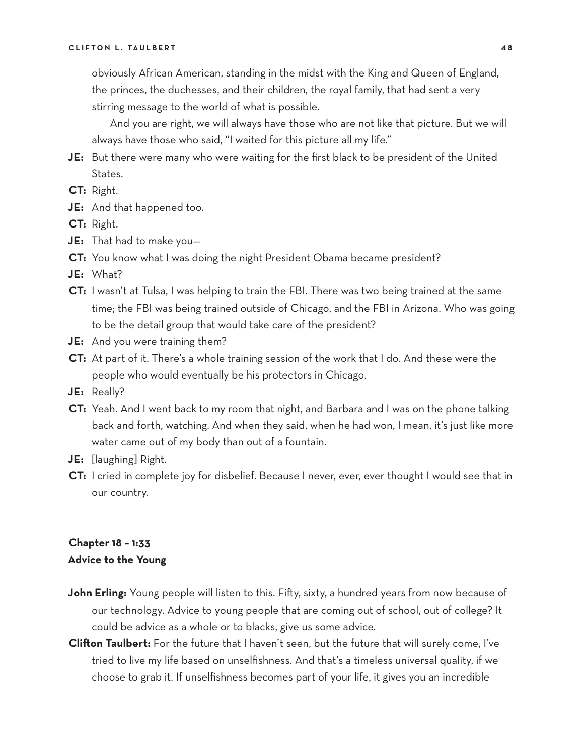obviously African American, standing in the midst with the King and Queen of England, the princes, the duchesses, and their children, the royal family, that had sent a very stirring message to the world of what is possible.

And you are right, we will always have those who are not like that picture. But we will always have those who said, "I waited for this picture all my life."

**JE:** But there were many who were waiting for the first black to be president of the United States.

**CT:** Right.

**JE:** And that happened too.

**CT:** Right.

**JE:** That had to make you—

**CT:** You know what I was doing the night President Obama became president?

**JE:** What?

**CT:** I wasn't at Tulsa, I was helping to train the FBI. There was two being trained at the same time; the FBI was being trained outside of Chicago, and the FBI in Arizona. Who was going to be the detail group that would take care of the president?

**JE:** And you were training them?

**CT:** At part of it. There's a whole training session of the work that I do. And these were the people who would eventually be his protectors in Chicago.

**JE:** Really?

**CT:** Yeah. And I went back to my room that night, and Barbara and I was on the phone talking back and forth, watching. And when they said, when he had won, I mean, it's just like more water came out of my body than out of a fountain.

**JE:** [laughing] Right.

**CT:** I cried in complete joy for disbelief. Because I never, ever, ever thought I would see that in our country.

## Chapter 18 – 1:33
## Advice to the Young

**John Erling:** Young people will listen to this. Fifty, sixty, a hundred years from now because of our technology. Advice to young people that are coming out of school, out of college? It could be advice as a whole or to blacks, give us some advice.

**Clifton Taulbert:** For the future that I haven't seen, but the future that will surely come, I've tried to live my life based on unselfishness. And that's a timeless universal quality, if we choose to grab it. If unselfishness becomes part of your life, it gives you an incredible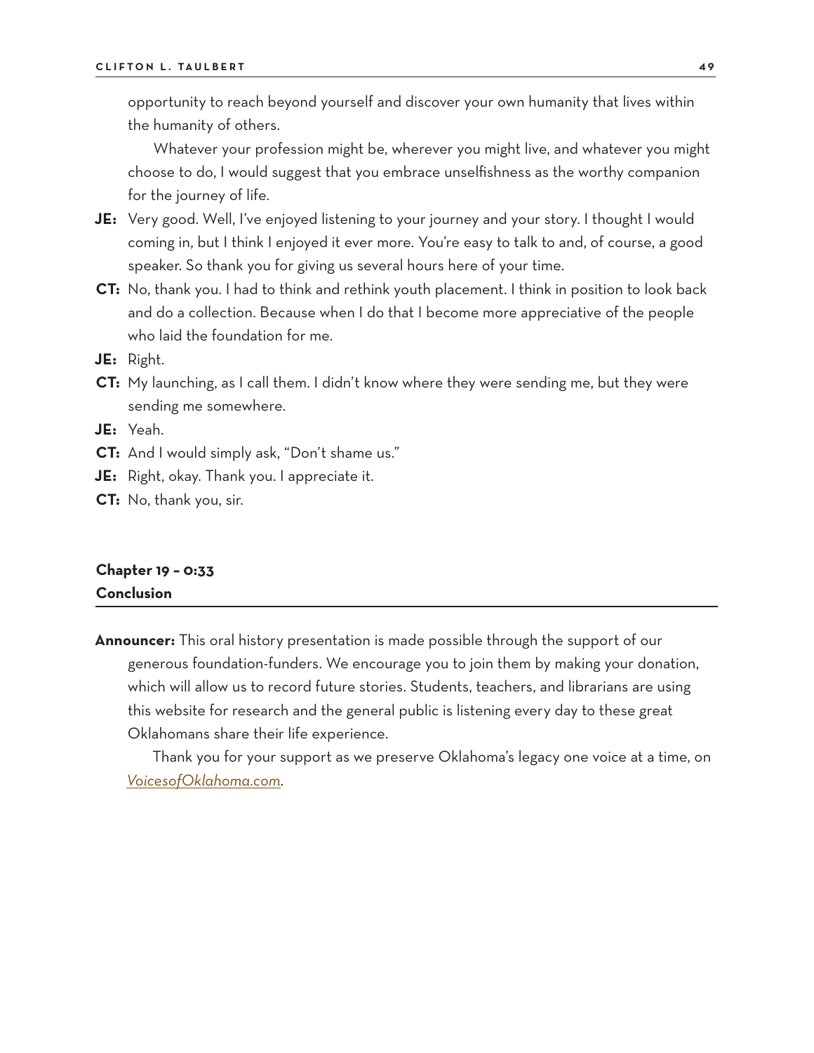opportunity to reach beyond yourself and discover your own humanity that lives within the humanity of others.

Whatever your profession might be, wherever you might live, and whatever you might choose to do, I would suggest that you embrace unselfishness as the worthy companion for the journey of life.

**JE:** Very good. Well, I've enjoyed listening to your journey and your story. I thought I would coming in, but I think I enjoyed it ever more. You're easy to talk to and, of course, a good speaker. So thank you for giving us several hours here of your time.

**CT:** No, thank you. I had to think and rethink youth placement. I think in position to look back and do a collection. Because when I do that I become more appreciative of the people who laid the foundation for me.

**JE:** Right.

**CT:** My launching, as I call them. I didn't know where they were sending me, but they were sending me somewhere.

**JE:** Yeah.

**CT:** And I would simply ask, "Don't shame us."

**JE:** Right, okay. Thank you. I appreciate it.

**CT:** No, thank you, sir.

## Chapter 19 – 0:33
## Conclusion

**Announcer:** This oral history presentation is made possible through the support of our generous foundation-funders. We encourage you to join them by making your donation, which will allow us to record future stories. Students, teachers, and librarians are using this website for research and the general public is listening every day to these great Oklahomans share their life experience.

Thank you for your support as we preserve Oklahoma's legacy one voice at a time, on *VoicesofOklahoma.com*.